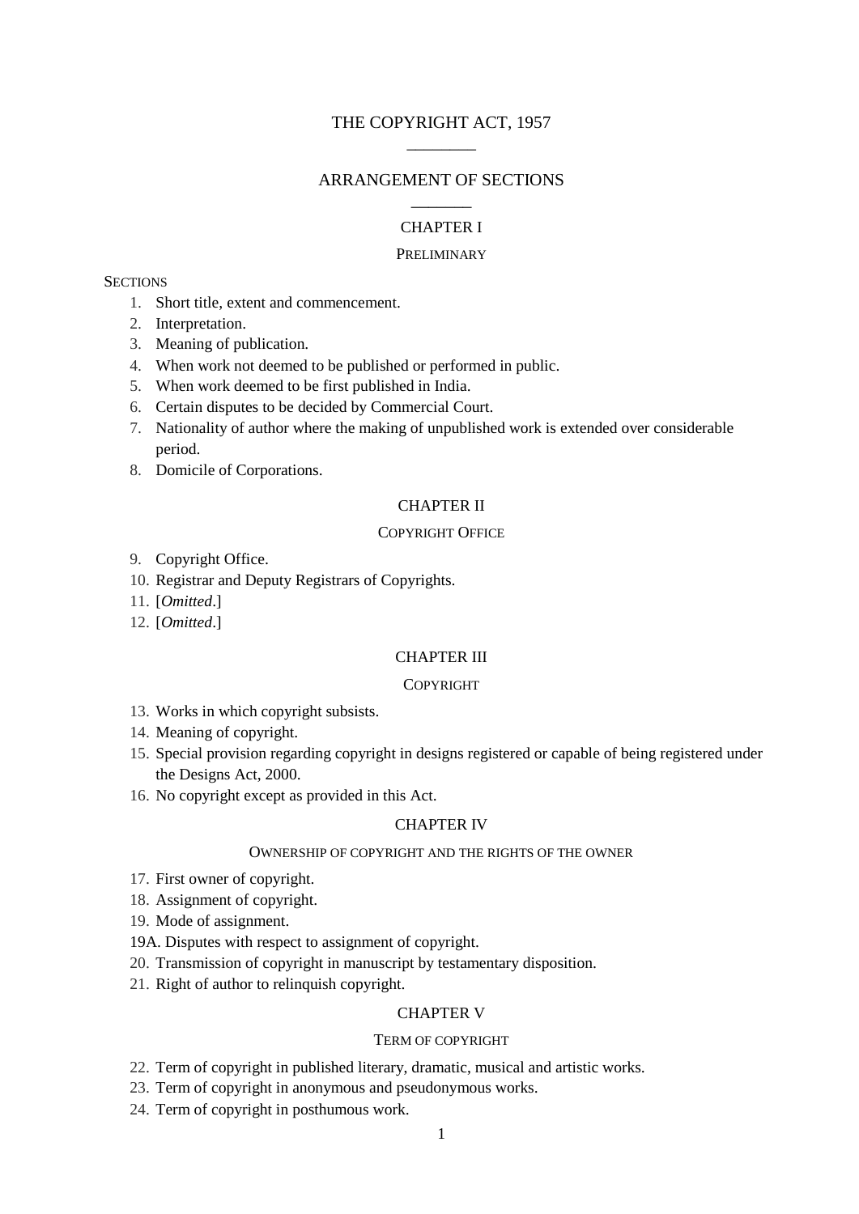# THE COPYRIGHT ACT, 1957

## ARRANGEMENT OF SECTIONS

### CHAPTER I

PRELIMINARY

SECTIONS

1. Short title, extent and commencement.
2. Interpretation.
3. Meaning of publication.
4. When work not deemed to be published or performed in public.
5. When work deemed to be first published in India.
6. Certain disputes to be decided by Commercial Court.
7. Nationality of author where the making of unpublished work is extended over considerable period.
8. Domicile of Corporations.

### CHAPTER II

COPYRIGHT OFFICE

9. Copyright Office.
10. Registrar and Deputy Registrars of Copyrights.
11. [*Omitted*.]
12. [*Omitted*.]

### CHAPTER III

COPYRIGHT

13. Works in which copyright subsists.
14. Meaning of copyright.
15. Special provision regarding copyright in designs registered or capable of being registered under the Designs Act, 2000.
16. No copyright except as provided in this Act.

### CHAPTER IV

OWNERSHIP OF COPYRIGHT AND THE RIGHTS OF THE OWNER

17. First owner of copyright.
18. Assignment of copyright.
19. Mode of assignment.

19A. Disputes with respect to assignment of copyright.

20. Transmission of copyright in manuscript by testamentary disposition.
21. Right of author to relinquish copyright.

### CHAPTER V

TERM OF COPYRIGHT

22. Term of copyright in published literary, dramatic, musical and artistic works.
23. Term of copyright in anonymous and pseudonymous works.
24. Term of copyright in posthumous work.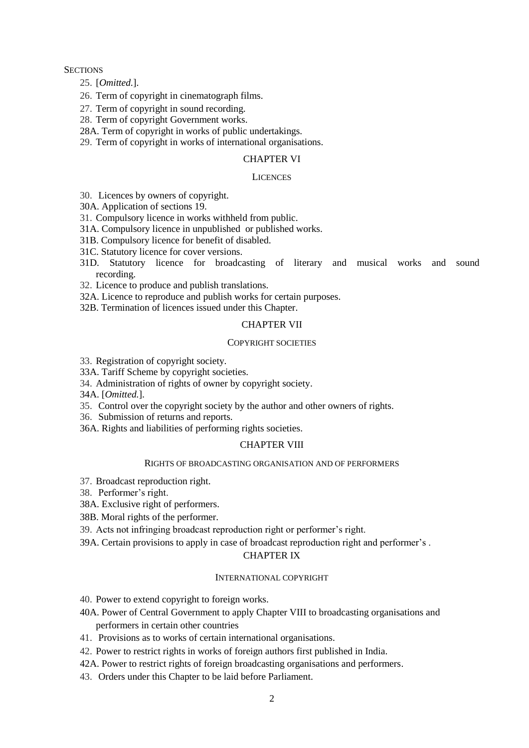SECTIONS

25. [*Omitted.*].

26. Term of copyright in cinematograph films.

27. Term of copyright in sound recording.

28. Term of copyright Government works.

28A. Term of copyright in works of public undertakings.

29. Term of copyright in works of international organisations.

## CHAPTER VI

### LICENCES

30. Licences by owners of copyright.

30A. Application of sections 19.

31. Compulsory licence in works withheld from public.

31A. Compulsory licence in unpublished or published works.

31B. Compulsory licence for benefit of disabled.

31C. Statutory licence for cover versions.

31D. Statutory licence for broadcasting of literary and musical works and sound recording.

32. Licence to produce and publish translations.

32A. Licence to reproduce and publish works for certain purposes.

32B. Termination of licences issued under this Chapter.

## CHAPTER VII

### COPYRIGHT SOCIETIES

33. Registration of copyright society.

33A. Tariff Scheme by copyright societies.

34. Administration of rights of owner by copyright society.

34A. [*Omitted.*].

35. Control over the copyright society by the author and other owners of rights.

36. Submission of returns and reports.

36A. Rights and liabilities of performing rights societies.

## CHAPTER VIII

### RIGHTS OF BROADCASTING ORGANISATION AND OF PERFORMERS

37. Broadcast reproduction right.

38. Performer's right.

38A. Exclusive right of performers.

38B. Moral rights of the performer.

39. Acts not infringing broadcast reproduction right or performer's right.

39A. Certain provisions to apply in case of broadcast reproduction right and performer's .

## CHAPTER IX

### INTERNATIONAL COPYRIGHT

40. Power to extend copyright to foreign works.

40A. Power of Central Government to apply Chapter VIII to broadcasting organisations and performers in certain other countries

41. Provisions as to works of certain international organisations.

42. Power to restrict rights in works of foreign authors first published in India.

42A. Power to restrict rights of foreign broadcasting organisations and performers.

43. Orders under this Chapter to be laid before Parliament.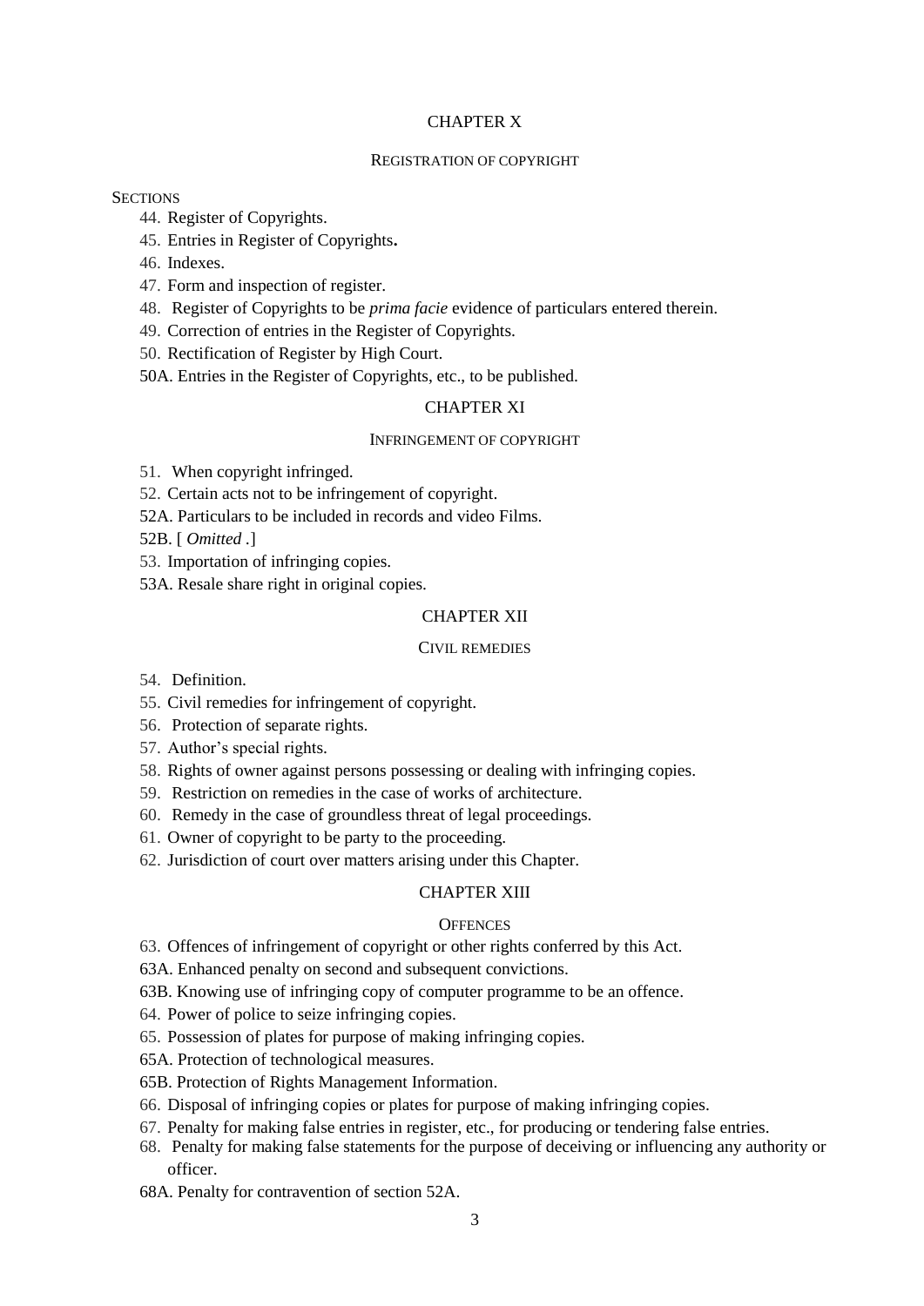## CHAPTER X

### REGISTRATION OF COPYRIGHT

SECTIONS

44. Register of Copyrights.

45. Entries in Register of Copyrights**.**

46. Indexes.

47. Form and inspection of register.

48. Register of Copyrights to be *prima facie* evidence of particulars entered therein.

49. Correction of entries in the Register of Copyrights.

50. Rectification of Register by High Court.

50A. Entries in the Register of Copyrights, etc., to be published.

## CHAPTER XI

### INFRINGEMENT OF COPYRIGHT

51. When copyright infringed.

52. Certain acts not to be infringement of copyright.

52A. Particulars to be included in records and video Films.

52B. [ *Omitted* .]

53. Importation of infringing copies.

53A. Resale share right in original copies.

## CHAPTER XII

### CIVIL REMEDIES

54. Definition.

55. Civil remedies for infringement of copyright.

56. Protection of separate rights.

57. Author's special rights.

58. Rights of owner against persons possessing or dealing with infringing copies.

59. Restriction on remedies in the case of works of architecture.

60. Remedy in the case of groundless threat of legal proceedings.

61. Owner of copyright to be party to the proceeding.

62. Jurisdiction of court over matters arising under this Chapter.

## CHAPTER XIII

### OFFENCES

63. Offences of infringement of copyright or other rights conferred by this Act.

63A. Enhanced penalty on second and subsequent convictions.

63B. Knowing use of infringing copy of computer programme to be an offence.

64. Power of police to seize infringing copies.

65. Possession of plates for purpose of making infringing copies.

65A. Protection of technological measures.

65B. Protection of Rights Management Information.

66. Disposal of infringing copies or plates for purpose of making infringing copies.

67. Penalty for making false entries in register, etc., for producing or tendering false entries.

68. Penalty for making false statements for the purpose of deceiving or influencing any authority or officer.

68A. Penalty for contravention of section 52A.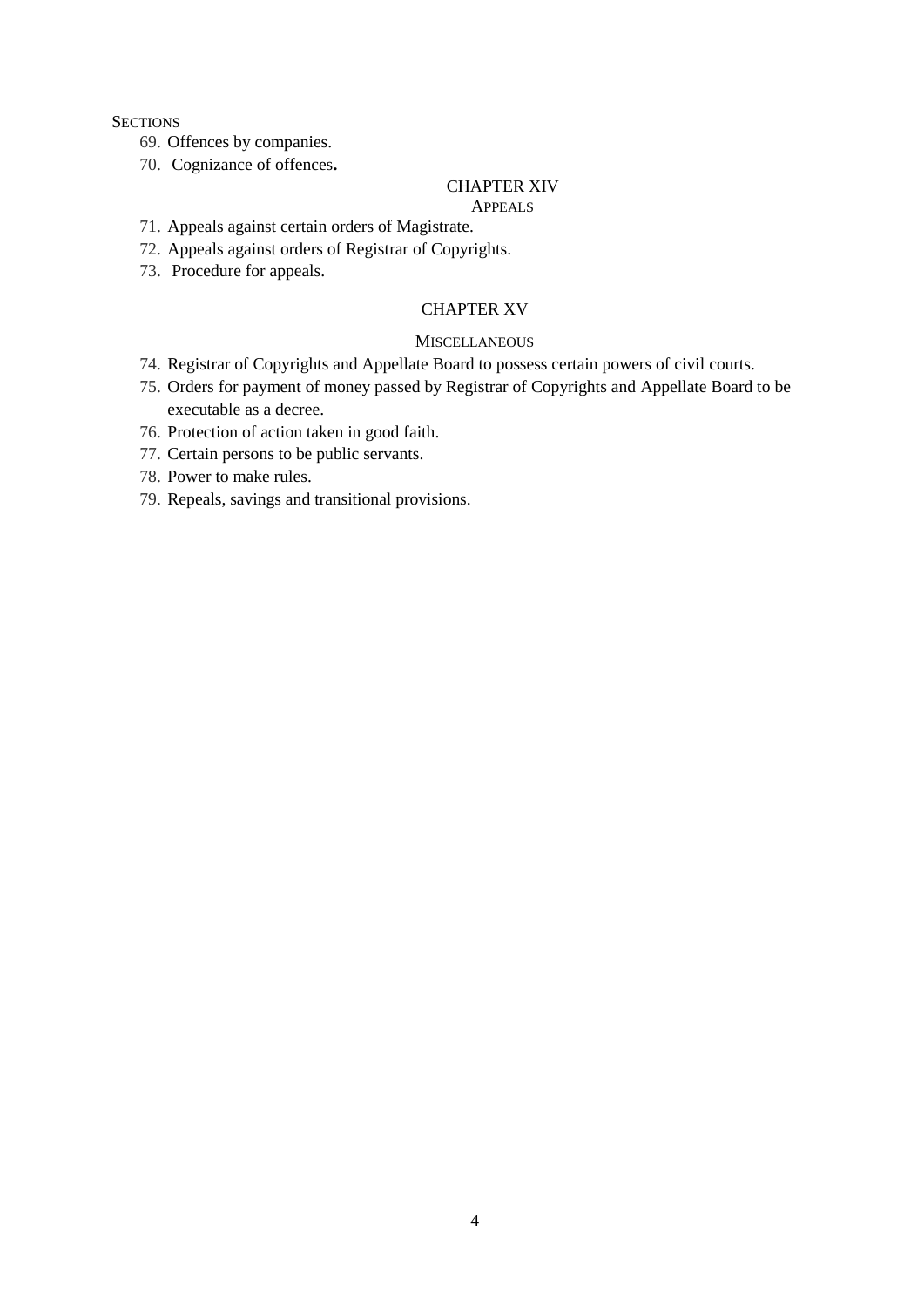SECTIONS

69. Offences by companies.
70. Cognizance of offences.

## CHAPTER XIV

### APPEALS

71. Appeals against certain orders of Magistrate.
72. Appeals against orders of Registrar of Copyrights.
73. Procedure for appeals.

## CHAPTER XV

### MISCELLANEOUS

74. Registrar of Copyrights and Appellate Board to possess certain powers of civil courts.
75. Orders for payment of money passed by Registrar of Copyrights and Appellate Board to be executable as a decree.
76. Protection of action taken in good faith.
77. Certain persons to be public servants.
78. Power to make rules.
79. Repeals, savings and transitional provisions.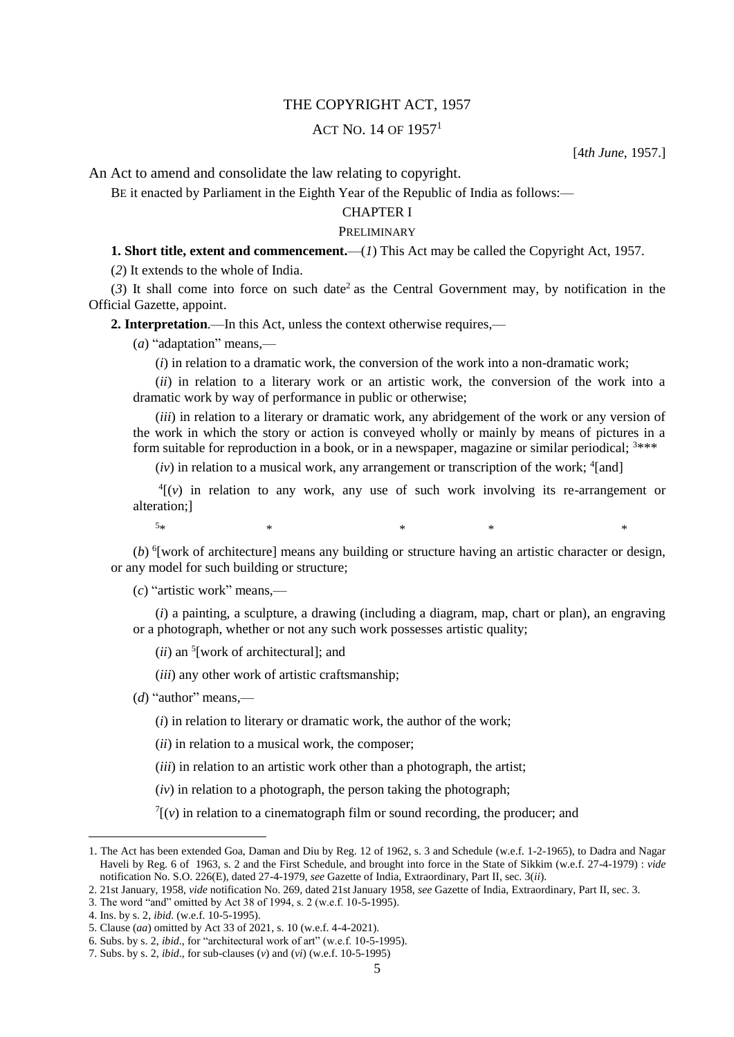# THE COPYRIGHT ACT, 1957

## ACT NO. 14 OF 1957[1]

[4*th June*, 1957.]

An Act to amend and consolidate the law relating to copyright.

BE it enacted by Parliament in the Eighth Year of the Republic of India as follows:—

## CHAPTER I

### PRELIMINARY

**1. Short title, extent and commencement.**—(*1*) This Act may be called the Copyright Act, 1957.

(*2*) It extends to the whole of India.

(*3*) It shall come into force on such date[2] as the Central Government may, by notification in the Official Gazette, appoint.

**2. Interpretation**.—In this Act, unless the context otherwise requires,—

(*a*) "adaptation" means,—

(*i*) in relation to a dramatic work, the conversion of the work into a non-dramatic work;

(*ii*) in relation to a literary work or an artistic work, the conversion of the work into a dramatic work by way of performance in public or otherwise;

(*iii*) in relation to a literary or dramatic work, any abridgement of the work or any version of the work in which the story or action is conveyed wholly or mainly by means of pictures in a form suitable for reproduction in a book, or in a newspaper, magazine or similar periodical; [3]***

(*iv*) in relation to a musical work, any arrangement or transcription of the work; [4][and]

[4][(*v*) in relation to any work, any use of such work involving its re-arrangement or alteration;]

[5]* * * * *

(*b*) [6][work of architecture] means any building or structure having an artistic character or design, or any model for such building or structure;

(*c*) "artistic work" means,—

(*i*) a painting, a sculpture, a drawing (including a diagram, map, chart or plan), an engraving or a photograph, whether or not any such work possesses artistic quality;

(*ii*) an [5][work of architectural]; and

(*iii*) any other work of artistic craftsmanship;

(*d*) "author" means,—

(*i*) in relation to literary or dramatic work, the author of the work;

(*ii*) in relation to a musical work, the composer;

(*iii*) in relation to an artistic work other than a photograph, the artist;

(*iv*) in relation to a photograph, the person taking the photograph;

[7][(*v*) in relation to a cinematograph film or sound recording, the producer; and

---

1. The Act has been extended Goa, Daman and Diu by Reg. 12 of 1962, s. 3 and Schedule (w.e.f. 1-2-1965), to Dadra and Nagar Haveli by Reg. 6 of 1963, s. 2 and the First Schedule, and brought into force in the State of Sikkim (w.e.f. 27-4-1979) : *vide* notification No. S.O. 226(E), dated 27-4-1979, *see* Gazette of India, Extraordinary, Part II, sec. 3(*ii*).
2. 21st January, 1958, *vide* notification No. 269, dated 21st January 1958, *see* Gazette of India, Extraordinary, Part II, sec. 3.
3. The word "and" omitted by Act 38 of 1994, s. 2 (w.e.f. 10-5-1995).
4. Ins. by s. 2, *ibid*. (w.e.f. 10-5-1995).
5. Clause (*aa*) omitted by Act 33 of 2021, s. 10 (w.e.f. 4-4-2021).
6. Subs. by s. 2, *ibid*., for "architectural work of art" (w.e.f. 10-5-1995).
7. Subs. by s. 2, *ibid*., for sub-clauses (*v*) and (*vi*) (w.e.f. 10-5-1995)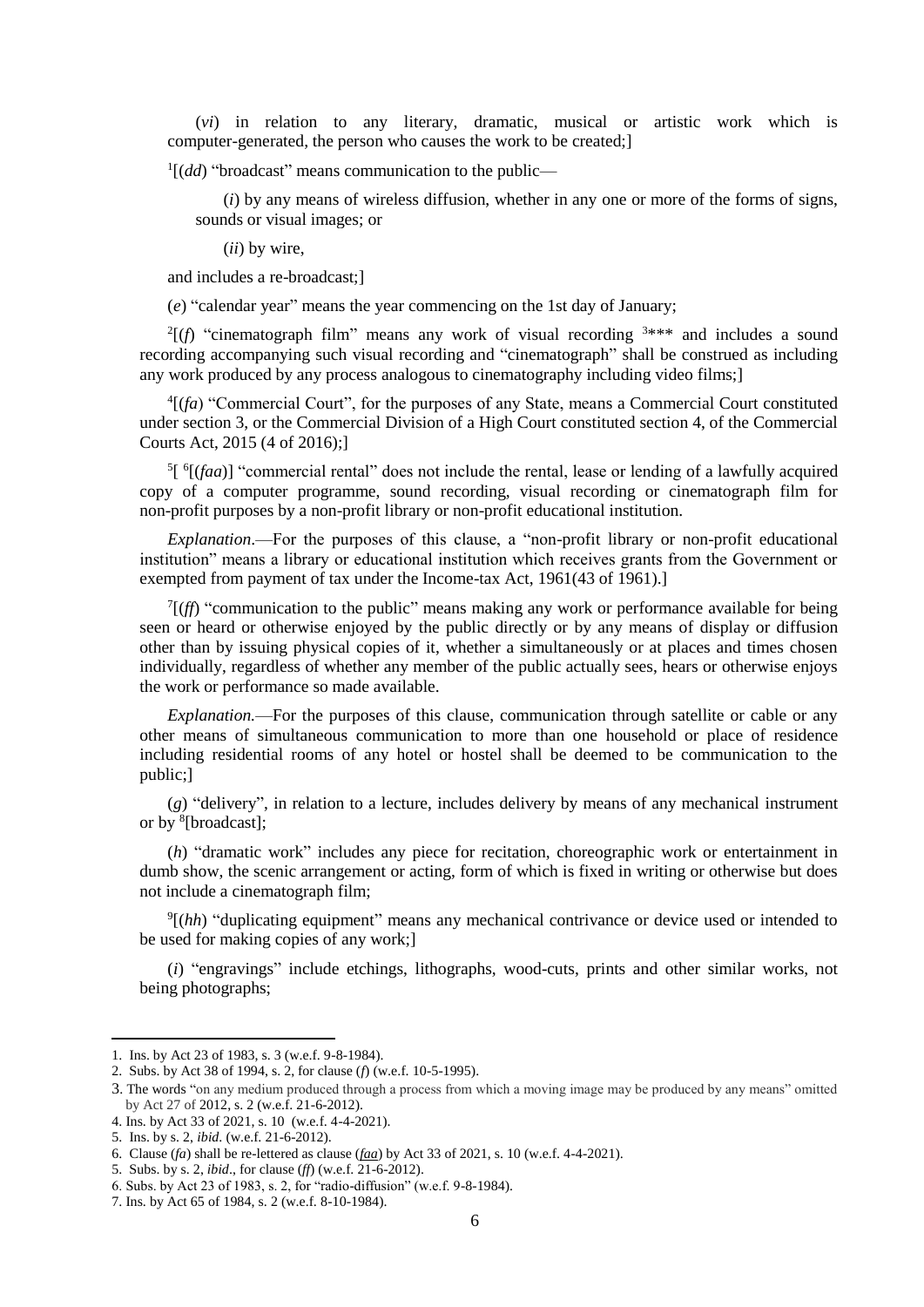(*vi*) in relation to any literary, dramatic, musical or artistic work which is computer-generated, the person who causes the work to be created;]

[1][(*dd*) "broadcast" means communication to the public—

(*i*) by any means of wireless diffusion, whether in any one or more of the forms of signs, sounds or visual images; or

(*ii*) by wire,

and includes a re-broadcast;]

(*e*) "calendar year" means the year commencing on the 1st day of January;

[2][(*f*) "cinematograph film" means any work of visual recording [3]*** and includes a sound recording accompanying such visual recording and "cinematograph" shall be construed as including any work produced by any process analogous to cinematography including video films;]

[4][(*fa*) "Commercial Court", for the purposes of any State, means a Commercial Court constituted under section 3, or the Commercial Division of a High Court constituted section 4, of the Commercial Courts Act, 2015 (4 of 2016);]

[5][ [6][(*faa*)] "commercial rental" does not include the rental, lease or lending of a lawfully acquired copy of a computer programme, sound recording, visual recording or cinematograph film for non-profit purposes by a non-profit library or non-profit educational institution.

*Explanation*.—For the purposes of this clause, a "non-profit library or non-profit educational institution" means a library or educational institution which receives grants from the Government or exempted from payment of tax under the Income-tax Act, 1961(43 of 1961).]

[7][(*ff*) "communication to the public" means making any work or performance available for being seen or heard or otherwise enjoyed by the public directly or by any means of display or diffusion other than by issuing physical copies of it, whether a simultaneously or at places and times chosen individually, regardless of whether any member of the public actually sees, hears or otherwise enjoys the work or performance so made available.

*Explanation.*—For the purposes of this clause, communication through satellite or cable or any other means of simultaneous communication to more than one household or place of residence including residential rooms of any hotel or hostel shall be deemed to be communication to the public;]

(*g*) "delivery", in relation to a lecture, includes delivery by means of any mechanical instrument or by [8][broadcast];

(*h*) "dramatic work" includes any piece for recitation, choreographic work or entertainment in dumb show, the scenic arrangement or acting, form of which is fixed in writing or otherwise but does not include a cinematograph film;

[9][(*hh*) "duplicating equipment" means any mechanical contrivance or device used or intended to be used for making copies of any work;]

(*i*) "engravings" include etchings, lithographs, wood-cuts, prints and other similar works, not being photographs;

---

1. Ins. by Act 23 of 1983, s. 3 (w.e.f. 9-8-1984).
2. Subs. by Act 38 of 1994, s. 2, for clause (*f*) (w.e.f. 10-5-1995).
3. The words "on any medium produced through a process from which a moving image may be produced by any means" omitted by Act 27 of 2012, s. 2 (w.e.f. 21-6-2012).
4. Ins. by Act 33 of 2021, s. 10 (w.e.f. 4-4-2021).
5. Ins. by s. 2, *ibid*. (w.e.f. 21-6-2012).
6. Clause (*fa*) shall be re-lettered as clause (*faa*) by Act 33 of 2021, s. 10 (w.e.f. 4-4-2021).
5. Subs. by s. 2, *ibid*., for clause (*ff*) (w.e.f. 21-6-2012).
6. Subs. by Act 23 of 1983, s. 2, for "radio-diffusion" (w.e.f. 9-8-1984).
7. Ins. by Act 65 of 1984, s. 2 (w.e.f. 8-10-1984).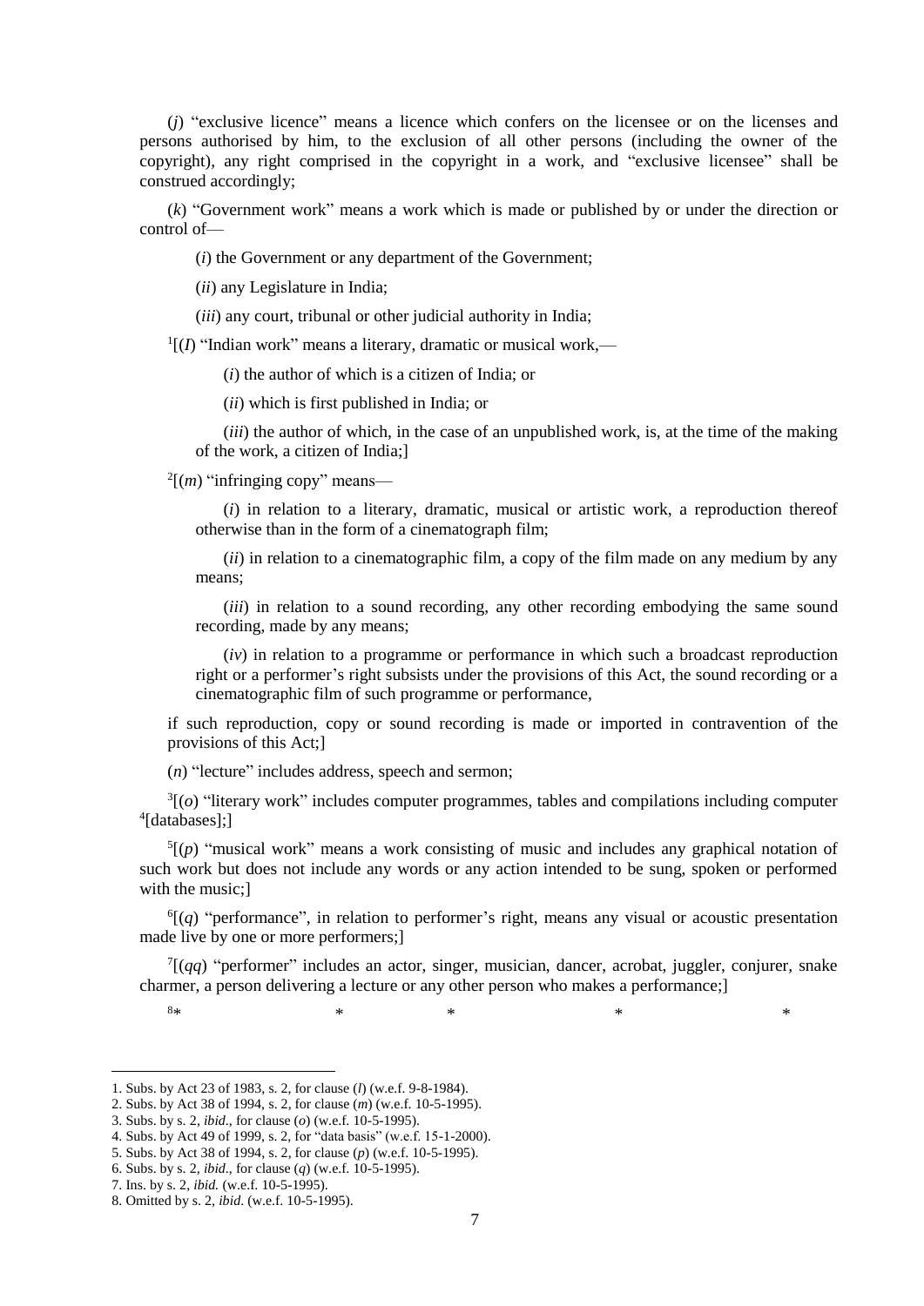(*j*) "exclusive licence" means a licence which confers on the licensee or on the licenses and persons authorised by him, to the exclusion of all other persons (including the owner of the copyright), any right comprised in the copyright in a work, and "exclusive licensee" shall be construed accordingly;

(*k*) "Government work" means a work which is made or published by or under the direction or control of—

(*i*) the Government or any department of the Government;

(*ii*) any Legislature in India;

(*iii*) any court, tribunal or other judicial authority in India;

[1][(*l*) "Indian work" means a literary, dramatic or musical work,—

(*i*) the author of which is a citizen of India; or

(*ii*) which is first published in India; or

(*iii*) the author of which, in the case of an unpublished work, is, at the time of the making of the work, a citizen of India;]

[2][(*m*) "infringing copy" means—

(*i*) in relation to a literary, dramatic, musical or artistic work, a reproduction thereof otherwise than in the form of a cinematograph film;

(*ii*) in relation to a cinematographic film, a copy of the film made on any medium by any means;

(*iii*) in relation to a sound recording, any other recording embodying the same sound recording, made by any means;

(*iv*) in relation to a programme or performance in which such a broadcast reproduction right or a performer's right subsists under the provisions of this Act, the sound recording or a cinematographic film of such programme or performance,

if such reproduction, copy or sound recording is made or imported in contravention of the provisions of this Act;]

(*n*) "lecture" includes address, speech and sermon;

[3][(*o*) "literary work" includes computer programmes, tables and compilations including computer [4][databases];]

[5][(*p*) "musical work" means a work consisting of music and includes any graphical notation of such work but does not include any words or any action intended to be sung, spoken or performed with the music;]

[6][(*q*) "performance", in relation to performer's right, means any visual or acoustic presentation made live by one or more performers;]

[7][(*qq*) "performer" includes an actor, singer, musician, dancer, acrobat, juggler, conjurer, snake charmer, a person delivering a lecture or any other person who makes a performance;]

[8]* * * * *

---

1. Subs. by Act 23 of 1983, s. 2, for clause (*l*) (w.e.f. 9-8-1984).
2. Subs. by Act 38 of 1994, s. 2, for clause (*m*) (w.e.f. 10-5-1995).
3. Subs. by s. 2, *ibid*., for clause (*o*) (w.e.f. 10-5-1995).
4. Subs. by Act 49 of 1999, s. 2, for "data basis" (w.e.f. 15-1-2000).
5. Subs. by Act 38 of 1994, s. 2, for clause (*p*) (w.e.f. 10-5-1995).
6. Subs. by s. 2, *ibid*., for clause (*q*) (w.e.f. 10-5-1995).
7. Ins. by s. 2, *ibid.* (w.e.f. 10-5-1995).
8. Omitted by s. 2, *ibid*. (w.e.f. 10-5-1995).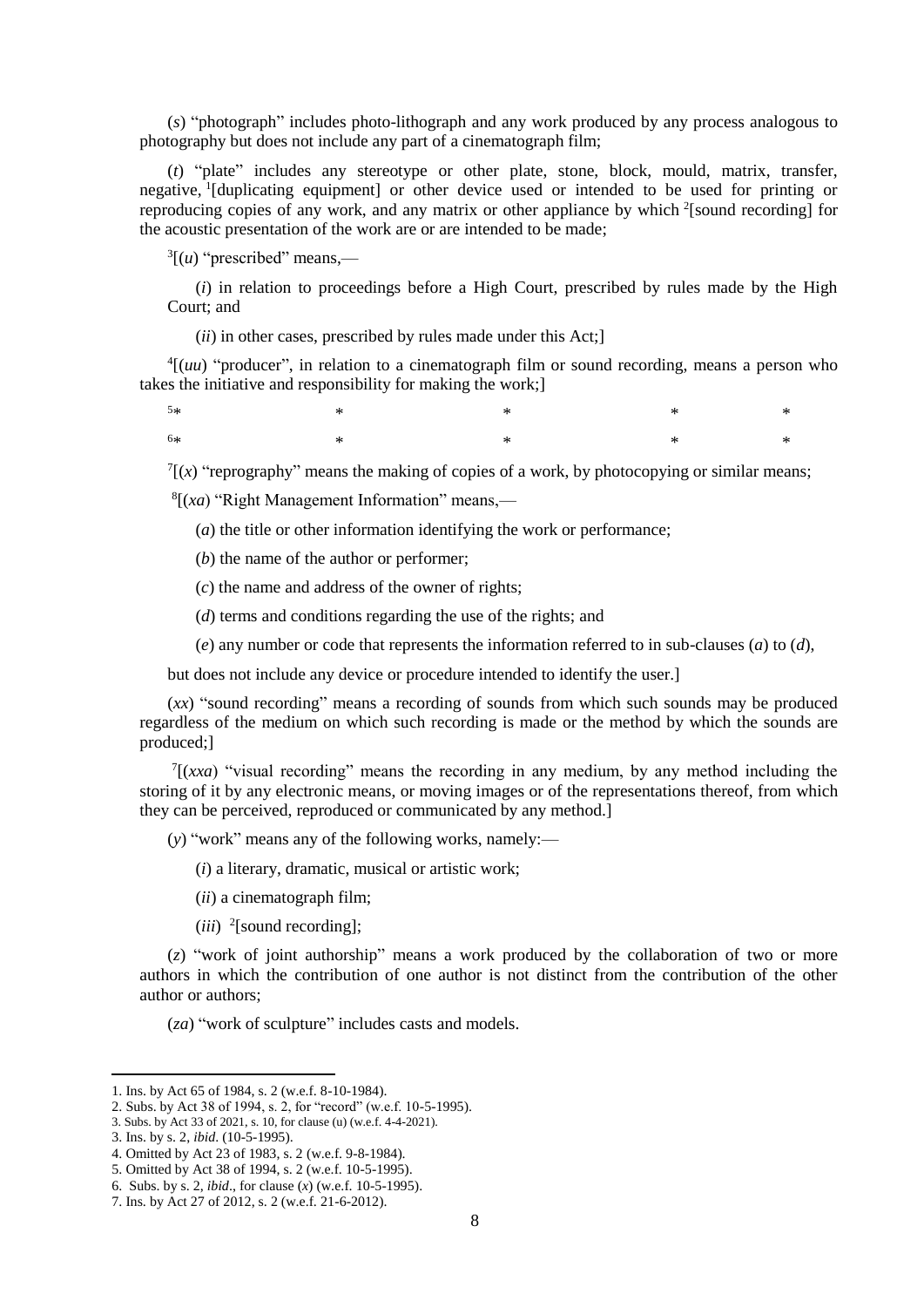(*s*) "photograph" includes photo-lithograph and any work produced by any process analogous to photography but does not include any part of a cinematograph film;

(*t*) "plate" includes any stereotype or other plate, stone, block, mould, matrix, transfer, negative, [1][duplicating equipment] or other device used or intended to be used for printing or reproducing copies of any work, and any matrix or other appliance by which [2][sound recording] for the acoustic presentation of the work are or are intended to be made;

[3][(*u*) "prescribed" means,—

(*i*) in relation to proceedings before a High Court, prescribed by rules made by the High Court; and

(*ii*) in other cases, prescribed by rules made under this Act;]

[4][(*uu*) "producer", in relation to a cinematograph film or sound recording, means a person who takes the initiative and responsibility for making the work;]

[5]* * * * *

[6]* * * * *

[7][(*x*) "reprography" means the making of copies of a work, by photocopying or similar means;

[8][(*xa*) "Right Management Information" means,—

(*a*) the title or other information identifying the work or performance;

(*b*) the name of the author or performer;

(*c*) the name and address of the owner of rights;

(*d*) terms and conditions regarding the use of the rights; and

(*e*) any number or code that represents the information referred to in sub-clauses (*a*) to (*d*),

but does not include any device or procedure intended to identify the user.]

(*xx*) "sound recording" means a recording of sounds from which such sounds may be produced regardless of the medium on which such recording is made or the method by which the sounds are produced;]

[7][(*xxa*) "visual recording" means the recording in any medium, by any method including the storing of it by any electronic means, or moving images or of the representations thereof, from which they can be perceived, reproduced or communicated by any method.]

(*y*) "work" means any of the following works, namely:—

(*i*) a literary, dramatic, musical or artistic work;

(*ii*) a cinematograph film;

(*iii*) [2][sound recording];

(*z*) "work of joint authorship" means a work produced by the collaboration of two or more authors in which the contribution of one author is not distinct from the contribution of the other author or authors;

(*za*) "work of sculpture" includes casts and models.

---

1. Ins. by Act 65 of 1984, s. 2 (w.e.f. 8-10-1984).
2. Subs. by Act 38 of 1994, s. 2, for "record" (w.e.f. 10-5-1995).
3. Subs. by Act 33 of 2021, s. 10, for clause (u) (w.e.f. 4-4-2021).
3. Ins. by s. 2, *ibid*. (10-5-1995).
4. Omitted by Act 23 of 1983, s. 2 (w.e.f. 9-8-1984).
5. Omitted by Act 38 of 1994, s. 2 (w.e.f. 10-5-1995).
6. Subs. by s. 2, *ibid*., for clause (*x*) (w.e.f. 10-5-1995).
7. Ins. by Act 27 of 2012, s. 2 (w.e.f. 21-6-2012).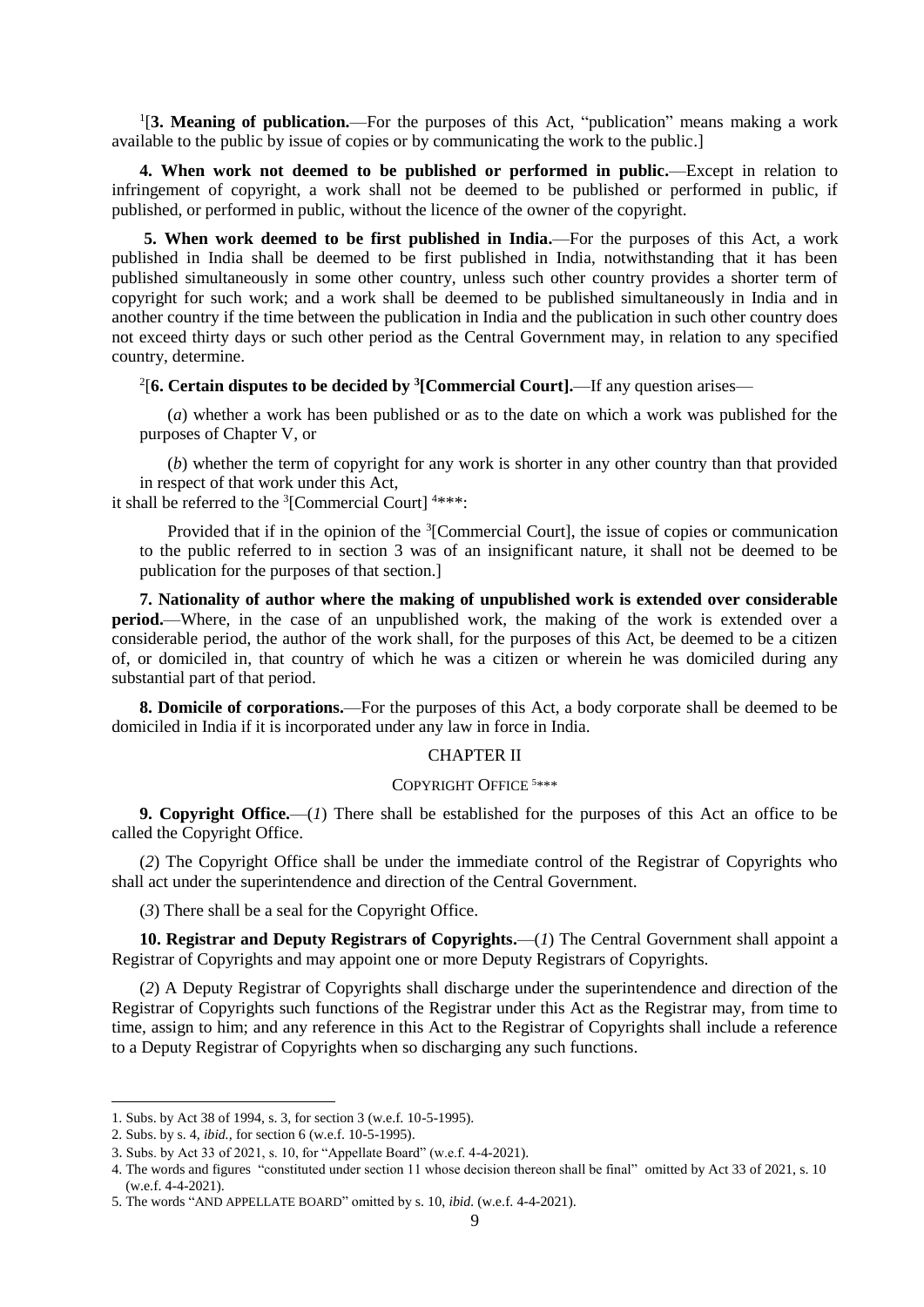[1][**3. Meaning of publication.**—For the purposes of this Act, "publication" means making a work available to the public by issue of copies or by communicating the work to the public.]

**4. When work not deemed to be published or performed in public.**—Except in relation to infringement of copyright, a work shall not be deemed to be published or performed in public, if published, or performed in public, without the licence of the owner of the copyright.

**5. When work deemed to be first published in India.**—For the purposes of this Act, a work published in India shall be deemed to be first published in India, notwithstanding that it has been published simultaneously in some other country, unless such other country provides a shorter term of copyright for such work; and a work shall be deemed to be published simultaneously in India and in another country if the time between the publication in India and the publication in such other country does not exceed thirty days or such other period as the Central Government may, in relation to any specified country, determine.

[2][**6. Certain disputes to be decided by [3][Commercial Court].**—If any question arises—

(*a*) whether a work has been published or as to the date on which a work was published for the purposes of Chapter V, or

(*b*) whether the term of copyright for any work is shorter in any other country than that provided in respect of that work under this Act,

it shall be referred to the [3][Commercial Court] [4]***:

Provided that if in the opinion of the [3][Commercial Court], the issue of copies or communication to the public referred to in section 3 was of an insignificant nature, it shall not be deemed to be publication for the purposes of that section.]

**7. Nationality of author where the making of unpublished work is extended over considerable period.**—Where, in the case of an unpublished work, the making of the work is extended over a considerable period, the author of the work shall, for the purposes of this Act, be deemed to be a citizen of, or domiciled in, that country of which he was a citizen or wherein he was domiciled during any substantial part of that period.

**8. Domicile of corporations.**—For the purposes of this Act, a body corporate shall be deemed to be domiciled in India if it is incorporated under any law in force in India.

## CHAPTER II

### COPYRIGHT OFFICE [5]***

**9. Copyright Office.**—(*1*) There shall be established for the purposes of this Act an office to be called the Copyright Office.

(*2*) The Copyright Office shall be under the immediate control of the Registrar of Copyrights who shall act under the superintendence and direction of the Central Government.

(*3*) There shall be a seal for the Copyright Office.

**10. Registrar and Deputy Registrars of Copyrights.**—(*1*) The Central Government shall appoint a Registrar of Copyrights and may appoint one or more Deputy Registrars of Copyrights.

(*2*) A Deputy Registrar of Copyrights shall discharge under the superintendence and direction of the Registrar of Copyrights such functions of the Registrar under this Act as the Registrar may, from time to time, assign to him; and any reference in this Act to the Registrar of Copyrights shall include a reference to a Deputy Registrar of Copyrights when so discharging any such functions.

---

1. Subs. by Act 38 of 1994, s. 3, for section 3 (w.e.f. 10-5-1995).
2. Subs. by s. 4, *ibid.*, for section 6 (w.e.f. 10-5-1995).
3. Subs. by Act 33 of 2021, s. 10, for "Appellate Board" (w.e.f. 4-4-2021).
4. The words and figures "constituted under section 11 whose decision thereon shall be final" omitted by Act 33 of 2021, s. 10 (w.e.f. 4-4-2021).
5. The words "AND APPELLATE BOARD" omitted by s. 10, *ibid.* (w.e.f. 4-4-2021).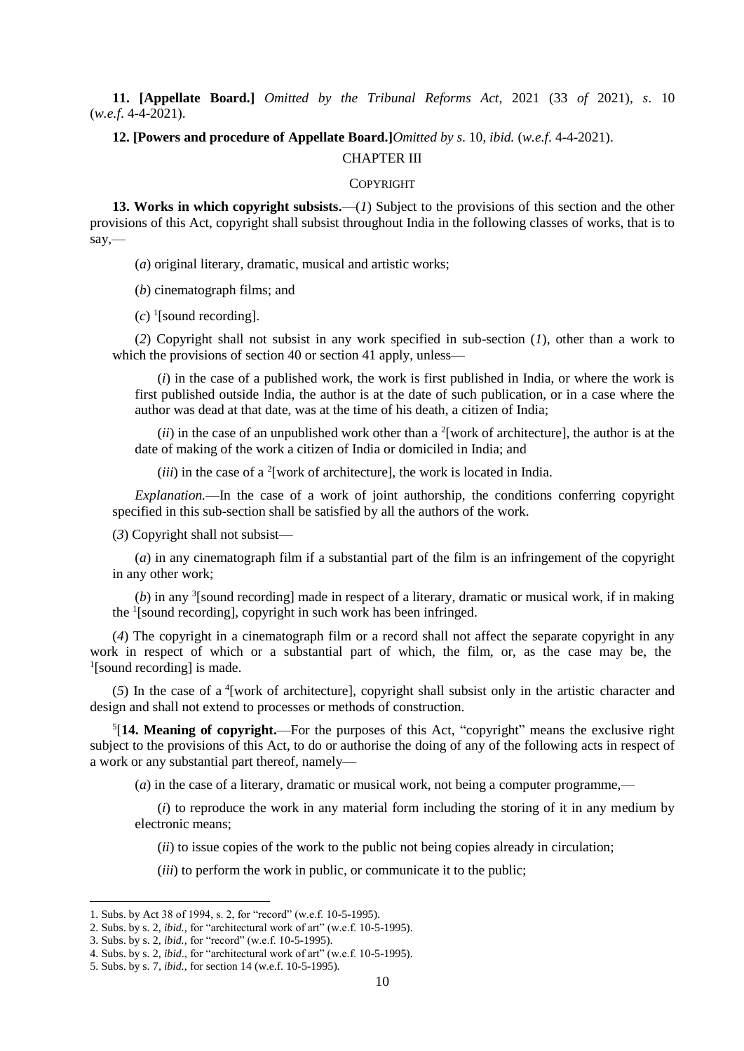**11. [Appellate Board.]** *Omitted by the Tribunal Reforms Act*, 2021 (33 *of* 2021), *s*. 10 (*w.e.f*. 4-4-2021).

**12. [Powers and procedure of Appellate Board.]***Omitted by s*. 10, *ibid.* (*w.e.f*. 4-4-2021).

## CHAPTER III

## COPYRIGHT

**13. Works in which copyright subsists.**—(*1*) Subject to the provisions of this section and the other provisions of this Act, copyright shall subsist throughout India in the following classes of works, that is to say,—

(*a*) original literary, dramatic, musical and artistic works;

(*b*) cinematograph films; and

(*c*) [1][sound recording].

(*2*) Copyright shall not subsist in any work specified in sub-section (*1*), other than a work to which the provisions of section 40 or section 41 apply, unless—

(*i*) in the case of a published work, the work is first published in India, or where the work is first published outside India, the author is at the date of such publication, or in a case where the author was dead at that date, was at the time of his death, a citizen of India;

(*ii*) in the case of an unpublished work other than a [2][work of architecture], the author is at the date of making of the work a citizen of India or domiciled in India; and

(*iii*) in the case of a [2][work of architecture], the work is located in India.

*Explanation.*—In the case of a work of joint authorship, the conditions conferring copyright specified in this sub-section shall be satisfied by all the authors of the work.

(*3*) Copyright shall not subsist—

(*a*) in any cinematograph film if a substantial part of the film is an infringement of the copyright in any other work;

(*b*) in any [3][sound recording] made in respect of a literary, dramatic or musical work, if in making the [1][sound recording], copyright in such work has been infringed.

(*4*) The copyright in a cinematograph film or a record shall not affect the separate copyright in any work in respect of which or a substantial part of which, the film, or, as the case may be, the [1][sound recording] is made.

(*5*) In the case of a [4][work of architecture], copyright shall subsist only in the artistic character and design and shall not extend to processes or methods of construction.

[5][**14. Meaning of copyright.**—For the purposes of this Act, "copyright" means the exclusive right subject to the provisions of this Act, to do or authorise the doing of any of the following acts in respect of a work or any substantial part thereof, namely—

(*a*) in the case of a literary, dramatic or musical work, not being a computer programme,—

(*i*) to reproduce the work in any material form including the storing of it in any medium by electronic means;

(*ii*) to issue copies of the work to the public not being copies already in circulation;

(*iii*) to perform the work in public, or communicate it to the public;

---

1. Subs. by Act 38 of 1994, s. 2, for "record" (w.e.f. 10-5-1995).
2. Subs. by s. 2, *ibid.*, for "architectural work of art" (w.e.f. 10-5-1995).
3. Subs. by s. 2, *ibid.*, for "record" (w.e.f. 10-5-1995).
4. Subs. by s. 2, *ibid*., for "architectural work of art" (w.e.f. 10-5-1995).
5. Subs. by s. 7, *ibid.*, for section 14 (w.e.f. 10-5-1995).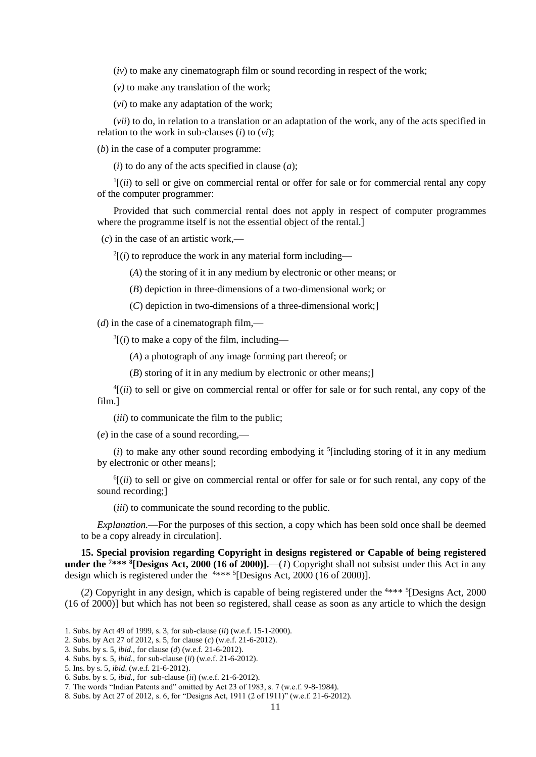(*iv*) to make any cinematograph film or sound recording in respect of the work;

(*v)* to make any translation of the work;

(*vi*) to make any adaptation of the work;

(*vii*) to do, in relation to a translation or an adaptation of the work, any of the acts specified in relation to the work in sub-clauses (*i*) to (*vi*);

(*b*) in the case of a computer programme:

(*i*) to do any of the acts specified in clause (*a*);

[1][(*ii*) to sell or give on commercial rental or offer for sale or for commercial rental any copy of the computer programmer:

Provided that such commercial rental does not apply in respect of computer programmes where the programme itself is not the essential object of the rental.]

(*c*) in the case of an artistic work,—

[2][(*i*) to reproduce the work in any material form including—

(*A*) the storing of it in any medium by electronic or other means; or

(*B*) depiction in three-dimensions of a two-dimensional work; or

(*C*) depiction in two-dimensions of a three-dimensional work;]

(*d*) in the case of a cinematograph film,—

[3][(*i*) to make a copy of the film, including—

(*A*) a photograph of any image forming part thereof; or

(*B*) storing of it in any medium by electronic or other means;]

[4][(*ii*) to sell or give on commercial rental or offer for sale or for such rental, any copy of the film.]

(*iii*) to communicate the film to the public;

(*e*) in the case of a sound recording,—

(*i*) to make any other sound recording embodying it [5][including storing of it in any medium by electronic or other means];

[6][(*ii*) to sell or give on commercial rental or offer for sale or for such rental, any copy of the sound recording;]

(*iii*) to communicate the sound recording to the public.

*Explanation.*—For the purposes of this section, a copy which has been sold once shall be deemed to be a copy already in circulation].

**15. Special provision regarding Copyright in designs registered or Capable of being registered under the [7]\*\*\* [8][Designs Act, 2000 (16 of 2000)].**—(*1*) Copyright shall not subsist under this Act in any design which is registered under the [4]\*\*\* [5][Designs Act, 2000 (16 of 2000)].

(*2*) Copyright in any design, which is capable of being registered under the [4]\*\*\* [5][Designs Act, 2000 (16 of 2000)] but which has not been so registered, shall cease as soon as any article to which the design

---

1. Subs. by Act 49 of 1999, s. 3, for sub-clause (*ii*) (w.e.f. 15-1-2000).
2. Subs. by Act 27 of 2012, s. 5, for clause (*c*) (w.e.f. 21-6-2012).
3. Subs. by s. 5, *ibid.*, for clause (*d*) (w.e.f. 21-6-2012).
4. Subs. by s. 5, *ibid.*, for sub-clause (*ii*) (w.e.f. 21-6-2012).
5. Ins. by s. 5, *ibid*. (w.e.f. 21-6-2012).
6. Subs. by s. 5, *ibid.*, for sub-clause (*ii*) (w.e.f. 21-6-2012).
7. The words "Indian Patents and" omitted by Act 23 of 1983, s. 7 (w.e.f. 9-8-1984).
8. Subs. by Act 27 of 2012, s. 6, for "Designs Act, 1911 (2 of 1911)" (w.e.f. 21-6-2012).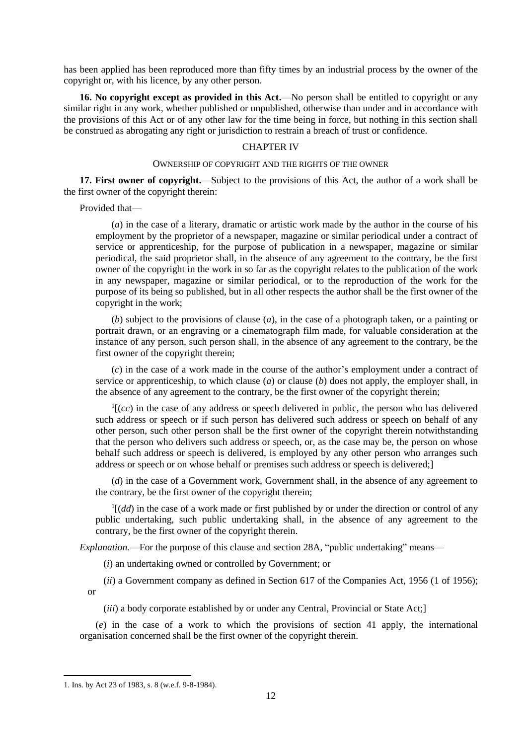has been applied has been reproduced more than fifty times by an industrial process by the owner of the copyright or, with his licence, by any other person.

**16. No copyright except as provided in this Act.**—No person shall be entitled to copyright or any similar right in any work, whether published or unpublished, otherwise than under and in accordance with the provisions of this Act or of any other law for the time being in force, but nothing in this section shall be construed as abrogating any right or jurisdiction to restrain a breach of trust or confidence.

## CHAPTER IV

### OWNERSHIP OF COPYRIGHT AND THE RIGHTS OF THE OWNER

**17. First owner of copyright.**—Subject to the provisions of this Act, the author of a work shall be the first owner of the copyright therein:

Provided that—

(*a*) in the case of a literary, dramatic or artistic work made by the author in the course of his employment by the proprietor of a newspaper, magazine or similar periodical under a contract of service or apprenticeship, for the purpose of publication in a newspaper, magazine or similar periodical, the said proprietor shall, in the absence of any agreement to the contrary, be the first owner of the copyright in the work in so far as the copyright relates to the publication of the work in any newspaper, magazine or similar periodical, or to the reproduction of the work for the purpose of its being so published, but in all other respects the author shall be the first owner of the copyright in the work;

(*b*) subject to the provisions of clause (*a*), in the case of a photograph taken, or a painting or portrait drawn, or an engraving or a cinematograph film made, for valuable consideration at the instance of any person, such person shall, in the absence of any agreement to the contrary, be the first owner of the copyright therein;

(*c*) in the case of a work made in the course of the author's employment under a contract of service or apprenticeship, to which clause (*a*) or clause (*b*) does not apply, the employer shall, in the absence of any agreement to the contrary, be the first owner of the copyright therein;

[1][(*cc*) in the case of any address or speech delivered in public, the person who has delivered such address or speech or if such person has delivered such address or speech on behalf of any other person, such other person shall be the first owner of the copyright therein notwithstanding that the person who delivers such address or speech, or, as the case may be, the person on whose behalf such address or speech is delivered, is employed by any other person who arranges such address or speech or on whose behalf or premises such address or speech is delivered;]

(*d*) in the case of a Government work, Government shall, in the absence of any agreement to the contrary, be the first owner of the copyright therein;

[1][(*dd*) in the case of a work made or first published by or under the direction or control of any public undertaking, such public undertaking shall, in the absence of any agreement to the contrary, be the first owner of the copyright therein.

*Explanation.*—For the purpose of this clause and section 28A, "public undertaking" means—

(*i*) an undertaking owned or controlled by Government; or

(*ii*) a Government company as defined in Section 617 of the Companies Act, 1956 (1 of 1956); or

(*iii*) a body corporate established by or under any Central, Provincial or State Act;]

(*e*) in the case of a work to which the provisions of section 41 apply, the international organisation concerned shall be the first owner of the copyright therein.

---

1. Ins. by Act 23 of 1983, s. 8 (w.e.f. 9-8-1984).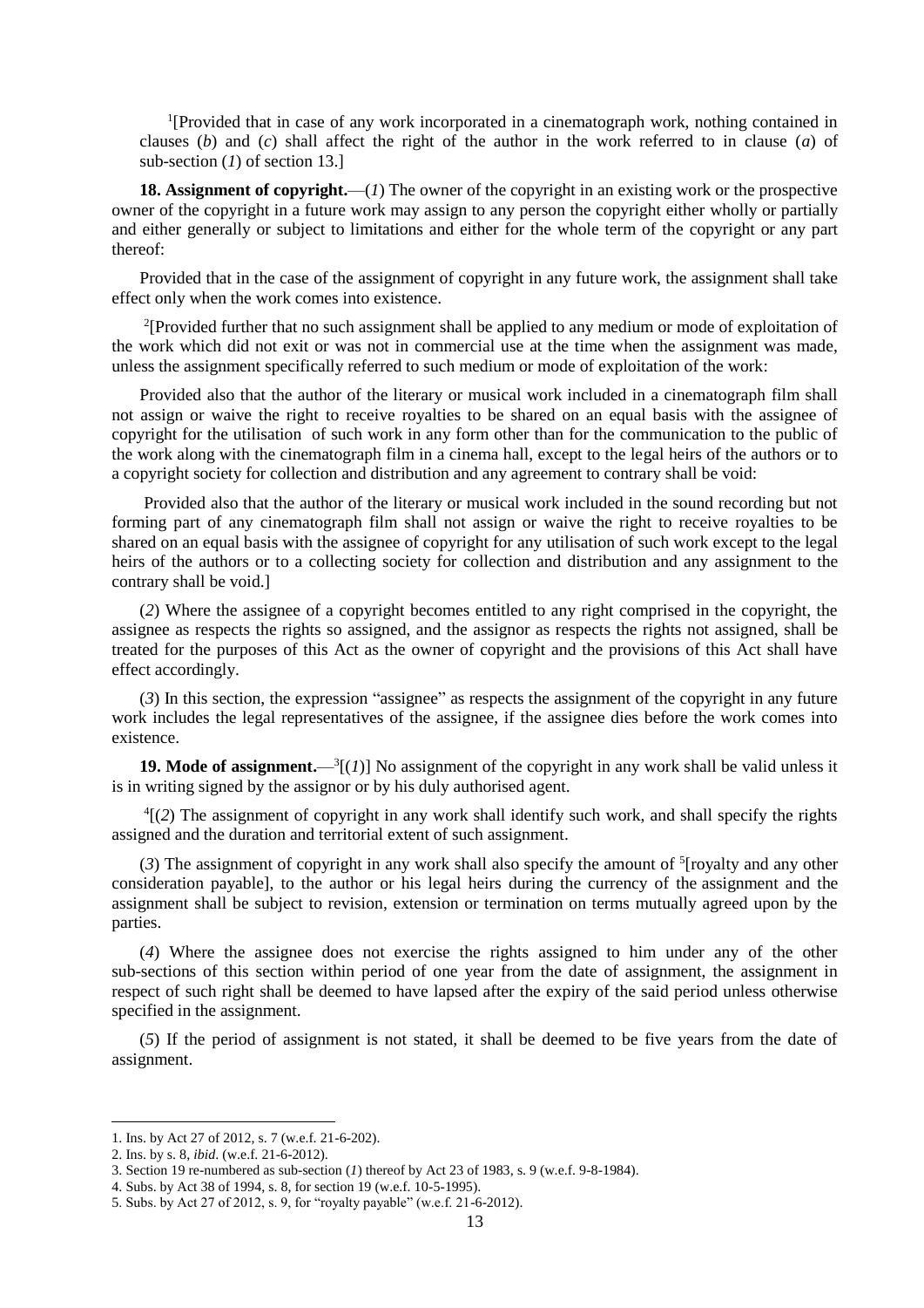[1][Provided that in case of any work incorporated in a cinematograph work, nothing contained in clauses (*b*) and (*c*) shall affect the right of the author in the work referred to in clause (*a*) of sub-section (*1*) of section 13.]

**18. Assignment of copyright.**—(*1*) The owner of the copyright in an existing work or the prospective owner of the copyright in a future work may assign to any person the copyright either wholly or partially and either generally or subject to limitations and either for the whole term of the copyright or any part thereof:

Provided that in the case of the assignment of copyright in any future work, the assignment shall take effect only when the work comes into existence.

[2][Provided further that no such assignment shall be applied to any medium or mode of exploitation of the work which did not exit or was not in commercial use at the time when the assignment was made, unless the assignment specifically referred to such medium or mode of exploitation of the work:

Provided also that the author of the literary or musical work included in a cinematograph film shall not assign or waive the right to receive royalties to be shared on an equal basis with the assignee of copyright for the utilisation of such work in any form other than for the communication to the public of the work along with the cinematograph film in a cinema hall, except to the legal heirs of the authors or to a copyright society for collection and distribution and any agreement to contrary shall be void:

Provided also that the author of the literary or musical work included in the sound recording but not forming part of any cinematograph film shall not assign or waive the right to receive royalties to be shared on an equal basis with the assignee of copyright for any utilisation of such work except to the legal heirs of the authors or to a collecting society for collection and distribution and any assignment to the contrary shall be void.]

(*2*) Where the assignee of a copyright becomes entitled to any right comprised in the copyright, the assignee as respects the rights so assigned, and the assignor as respects the rights not assigned, shall be treated for the purposes of this Act as the owner of copyright and the provisions of this Act shall have effect accordingly.

(*3*) In this section, the expression "assignee" as respects the assignment of the copyright in any future work includes the legal representatives of the assignee, if the assignee dies before the work comes into existence.

**19. Mode of assignment.**—[3][(*1*)] No assignment of the copyright in any work shall be valid unless it is in writing signed by the assignor or by his duly authorised agent.

[4][(*2*) The assignment of copyright in any work shall identify such work, and shall specify the rights assigned and the duration and territorial extent of such assignment.

(*3*) The assignment of copyright in any work shall also specify the amount of [5][royalty and any other consideration payable], to the author or his legal heirs during the currency of the assignment and the assignment shall be subject to revision, extension or termination on terms mutually agreed upon by the parties.

(*4*) Where the assignee does not exercise the rights assigned to him under any of the other sub-sections of this section within period of one year from the date of assignment, the assignment in respect of such right shall be deemed to have lapsed after the expiry of the said period unless otherwise specified in the assignment.

(*5*) If the period of assignment is not stated, it shall be deemed to be five years from the date of assignment.

---

1. Ins. by Act 27 of 2012, s. 7 (w.e.f. 21-6-202).
2. Ins. by s. 8, *ibid*. (w.e.f. 21-6-2012).
3. Section 19 re-numbered as sub-section (*1*) thereof by Act 23 of 1983, s. 9 (w.e.f. 9-8-1984).
4. Subs. by Act 38 of 1994, s. 8, for section 19 (w.e.f. 10-5-1995).
5. Subs. by Act 27 of 2012, s. 9, for "royalty payable" (w.e.f. 21-6-2012).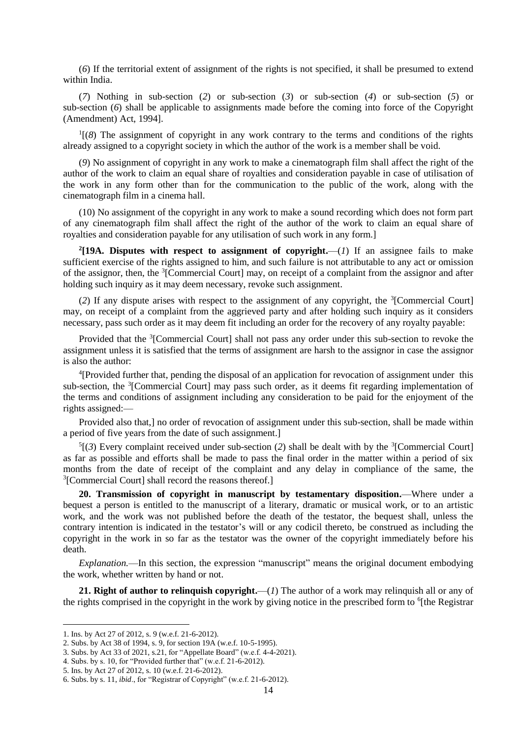(*6*) If the territorial extent of assignment of the rights is not specified, it shall be presumed to extend within India.

(*7*) Nothing in sub-section (*2*) or sub-section (*3*) or sub-section (*4*) or sub-section (*5*) or sub-section (*6*) shall be applicable to assignments made before the coming into force of the Copyright (Amendment) Act, 1994].

[1][(*8*) The assignment of copyright in any work contrary to the terms and conditions of the rights already assigned to a copyright society in which the author of the work is a member shall be void.

(*9*) No assignment of copyright in any work to make a cinematograph film shall affect the right of the author of the work to claim an equal share of royalties and consideration payable in case of utilisation of the work in any form other than for the communication to the public of the work, along with the cinematograph film in a cinema hall.

(10) No assignment of the copyright in any work to make a sound recording which does not form part of any cinematograph film shall affect the right of the author of the work to claim an equal share of royalties and consideration payable for any utilisation of such work in any form.]

[2]**[19A. Disputes with respect to assignment of copyright.**—(*1*) If an assignee fails to make sufficient exercise of the rights assigned to him, and such failure is not attributable to any act or omission of the assignor, then, the [3][Commercial Court] may, on receipt of a complaint from the assignor and after holding such inquiry as it may deem necessary, revoke such assignment.

(*2*) If any dispute arises with respect to the assignment of any copyright, the [3][Commercial Court] may, on receipt of a complaint from the aggrieved party and after holding such inquiry as it considers necessary, pass such order as it may deem fit including an order for the recovery of any royalty payable:

Provided that the [3][Commercial Court] shall not pass any order under this sub-section to revoke the assignment unless it is satisfied that the terms of assignment are harsh to the assignor in case the assignor is also the author:

[4][Provided further that, pending the disposal of an application for revocation of assignment under this sub-section, the [3][Commercial Court] may pass such order, as it deems fit regarding implementation of the terms and conditions of assignment including any consideration to be paid for the enjoyment of the rights assigned:—

Provided also that,] no order of revocation of assignment under this sub-section, shall be made within a period of five years from the date of such assignment.]

[5][(*3*) Every complaint received under sub-section (*2*) shall be dealt with by the [3][Commercial Court] as far as possible and efforts shall be made to pass the final order in the matter within a period of six months from the date of receipt of the complaint and any delay in compliance of the same, the [3][Commercial Court] shall record the reasons thereof.]

**20. Transmission of copyright in manuscript by testamentary disposition.**—Where under a bequest a person is entitled to the manuscript of a literary, dramatic or musical work, or to an artistic work, and the work was not published before the death of the testator, the bequest shall, unless the contrary intention is indicated in the testator's will or any codicil thereto, be construed as including the copyright in the work in so far as the testator was the owner of the copyright immediately before his death.

*Explanation.*—In this section, the expression "manuscript" means the original document embodying the work, whether written by hand or not.

**21. Right of author to relinquish copyright.**—(*1*) The author of a work may relinquish all or any of the rights comprised in the copyright in the work by giving notice in the prescribed form to [6][the Registrar

---

1. Ins. by Act 27 of 2012, s. 9 (w.e.f. 21-6-2012).
2. Subs. by Act 38 of 1994, s. 9, for section 19A (w.e.f. 10-5-1995).
3. Subs. by Act 33 of 2021, s.21, for "Appellate Board" (w.e.f. 4-4-2021).
4. Subs. by s. 10, for "Provided further that" (w.e.f. 21-6-2012).
5. Ins. by Act 27 of 2012, s. 10 (w.e.f. 21-6-2012).
6. Subs. by s. 11, *ibid*., for "Registrar of Copyright" (w.e.f. 21-6-2012).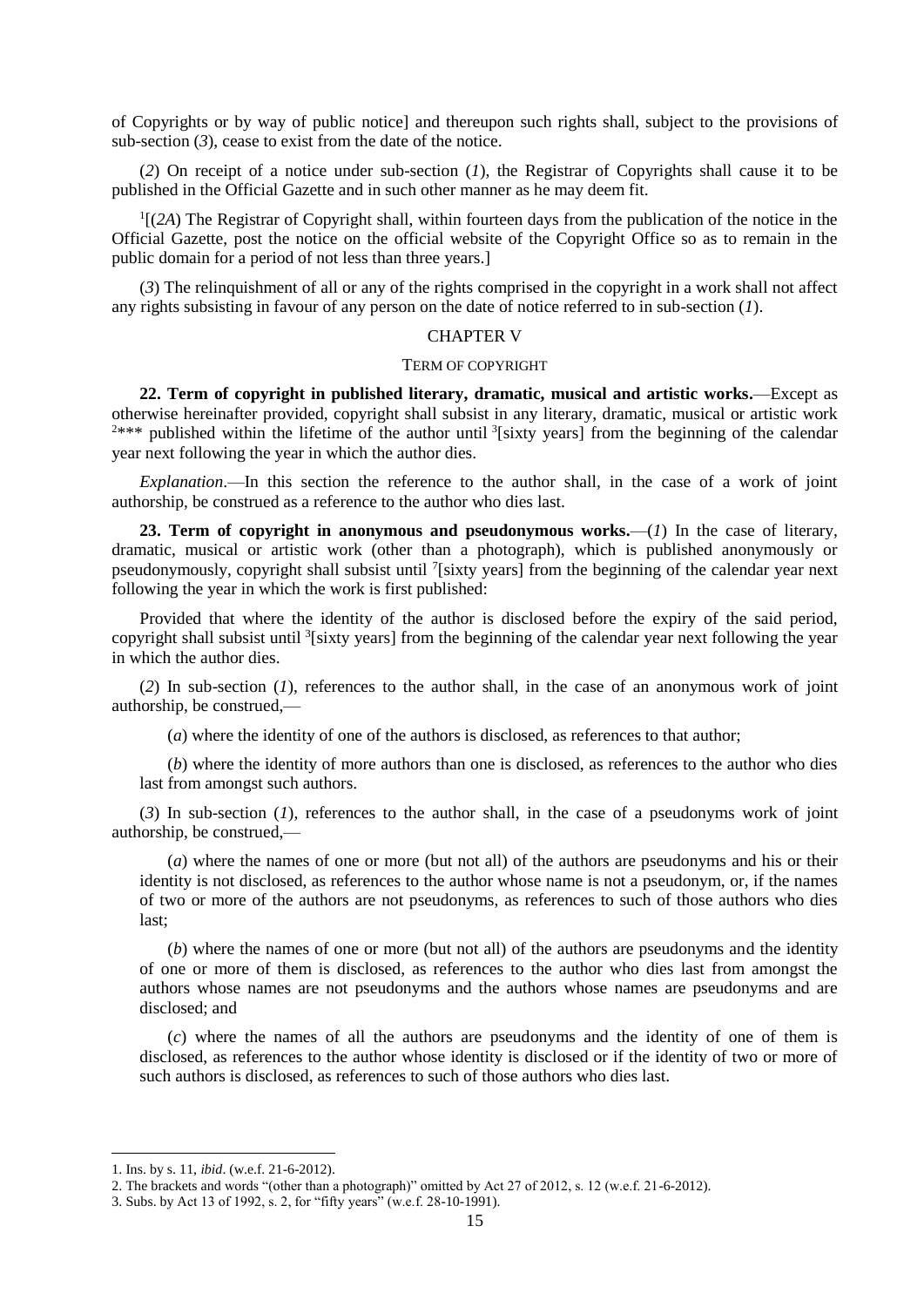of Copyrights or by way of public notice] and thereupon such rights shall, subject to the provisions of sub-section (*3*), cease to exist from the date of the notice.

(*2*) On receipt of a notice under sub-section (*1*), the Registrar of Copyrights shall cause it to be published in the Official Gazette and in such other manner as he may deem fit.

[1][(*2A*) The Registrar of Copyright shall, within fourteen days from the publication of the notice in the Official Gazette, post the notice on the official website of the Copyright Office so as to remain in the public domain for a period of not less than three years.]

(*3*) The relinquishment of all or any of the rights comprised in the copyright in a work shall not affect any rights subsisting in favour of any person on the date of notice referred to in sub-section (*1*).

## CHAPTER V

### TERM OF COPYRIGHT

**22. Term of copyright in published literary, dramatic, musical and artistic works.**—Except as otherwise hereinafter provided, copyright shall subsist in any literary, dramatic, musical or artistic work [2]*** published within the lifetime of the author until [3][sixty years] from the beginning of the calendar year next following the year in which the author dies.

*Explanation*.—In this section the reference to the author shall, in the case of a work of joint authorship, be construed as a reference to the author who dies last.

**23. Term of copyright in anonymous and pseudonymous works.**—(*1*) In the case of literary, dramatic, musical or artistic work (other than a photograph), which is published anonymously or pseudonymously, copyright shall subsist until [7][sixty years] from the beginning of the calendar year next following the year in which the work is first published:

Provided that where the identity of the author is disclosed before the expiry of the said period, copyright shall subsist until [3][sixty years] from the beginning of the calendar year next following the year in which the author dies.

(*2*) In sub-section (*1*), references to the author shall, in the case of an anonymous work of joint authorship, be construed,—

(*a*) where the identity of one of the authors is disclosed, as references to that author;

(*b*) where the identity of more authors than one is disclosed, as references to the author who dies last from amongst such authors.

(*3*) In sub-section (*1*), references to the author shall, in the case of a pseudonyms work of joint authorship, be construed,—

(*a*) where the names of one or more (but not all) of the authors are pseudonyms and his or their identity is not disclosed, as references to the author whose name is not a pseudonym, or, if the names of two or more of the authors are not pseudonyms, as references to such of those authors who dies last;

(*b*) where the names of one or more (but not all) of the authors are pseudonyms and the identity of one or more of them is disclosed, as references to the author who dies last from amongst the authors whose names are not pseudonyms and the authors whose names are pseudonyms and are disclosed; and

(*c*) where the names of all the authors are pseudonyms and the identity of one of them is disclosed, as references to the author whose identity is disclosed or if the identity of two or more of such authors is disclosed, as references to such of those authors who dies last.

---

1. Ins. by s. 11, *ibid*. (w.e.f. 21-6-2012).
2. The brackets and words "(other than a photograph)" omitted by Act 27 of 2012, s. 12 (w.e.f. 21-6-2012).
3. Subs. by Act 13 of 1992, s. 2, for "fifty years" (w.e.f. 28-10-1991).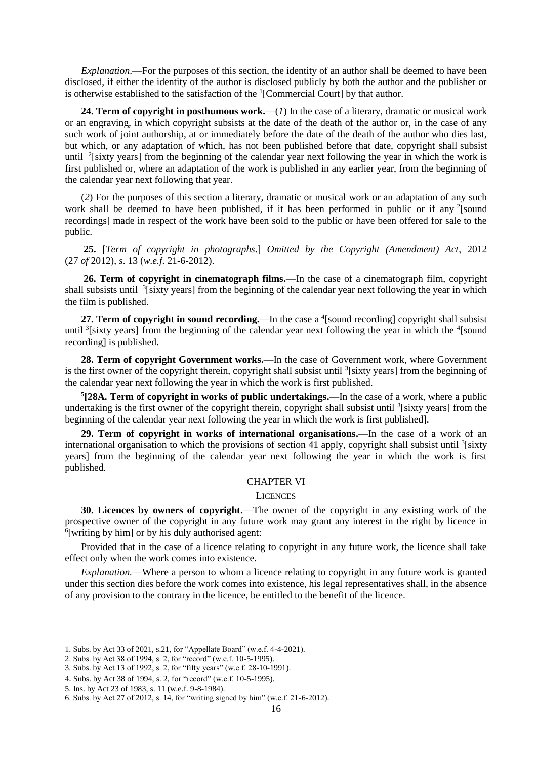*Explanation*.—For the purposes of this section, the identity of an author shall be deemed to have been disclosed, if either the identity of the author is disclosed publicly by both the author and the publisher or is otherwise established to the satisfaction of the [1][Commercial Court] by that author.

**24. Term of copyright in posthumous work.**—(*1*) In the case of a literary, dramatic or musical work or an engraving, in which copyright subsists at the date of the death of the author or, in the case of any such work of joint authorship, at or immediately before the date of the death of the author who dies last, but which, or any adaptation of which, has not been published before that date, copyright shall subsist until [2][sixty years] from the beginning of the calendar year next following the year in which the work is first published or, where an adaptation of the work is published in any earlier year, from the beginning of the calendar year next following that year.

(*2*) For the purposes of this section a literary, dramatic or musical work or an adaptation of any such work shall be deemed to have been published, if it has been performed in public or if any [2][sound recordings] made in respect of the work have been sold to the public or have been offered for sale to the public.

**25.** [*Term of copyright in photographs*.] *Omitted by the Copyright (Amendment) Act*, 2012 (27 *of* 2012), *s*. 13 (*w.e.f*. 21-6-2012).

**26. Term of copyright in cinematograph films.**—In the case of a cinematograph film, copyright shall subsists until [3][sixty years] from the beginning of the calendar year next following the year in which the film is published.

**27. Term of copyright in sound recording.**—In the case a [4][sound recording] copyright shall subsist until [3][sixty years] from the beginning of the calendar year next following the year in which the [4][sound recording] is published.

**28. Term of copyright Government works.**—In the case of Government work, where Government is the first owner of the copyright therein, copyright shall subsist until [3][sixty years] from the beginning of the calendar year next following the year in which the work is first published.

[5]**[28A. Term of copyright in works of public undertakings.**—In the case of a work, where a public undertaking is the first owner of the copyright therein, copyright shall subsist until [3][sixty years] from the beginning of the calendar year next following the year in which the work is first published].

**29. Term of copyright in works of international organisations.**—In the case of a work of an international organisation to which the provisions of section 41 apply, copyright shall subsist until [3][sixty years] from the beginning of the calendar year next following the year in which the work is first published.

## CHAPTER VI

### LICENCES

**30. Licences by owners of copyright.**—The owner of the copyright in any existing work of the prospective owner of the copyright in any future work may grant any interest in the right by licence in [6][writing by him] or by his duly authorised agent:

Provided that in the case of a licence relating to copyright in any future work, the licence shall take effect only when the work comes into existence.

*Explanation.*—Where a person to whom a licence relating to copyright in any future work is granted under this section dies before the work comes into existence, his legal representatives shall, in the absence of any provision to the contrary in the licence, be entitled to the benefit of the licence.

---

1. Subs. by Act 33 of 2021, s.21, for "Appellate Board" (w.e.f. 4-4-2021).
2. Subs. by Act 38 of 1994, s. 2, for "record" (w.e.f. 10-5-1995).
3. Subs. by Act 13 of 1992, s. 2, for "fifty years" (w.e.f. 28-10-1991).
4. Subs. by Act 38 of 1994, s. 2, for "record" (w.e.f. 10-5-1995).
5. Ins. by Act 23 of 1983, s. 11 (w.e.f. 9-8-1984).
6. Subs. by Act 27 of 2012, s. 14, for "writing signed by him" (w.e.f. 21-6-2012).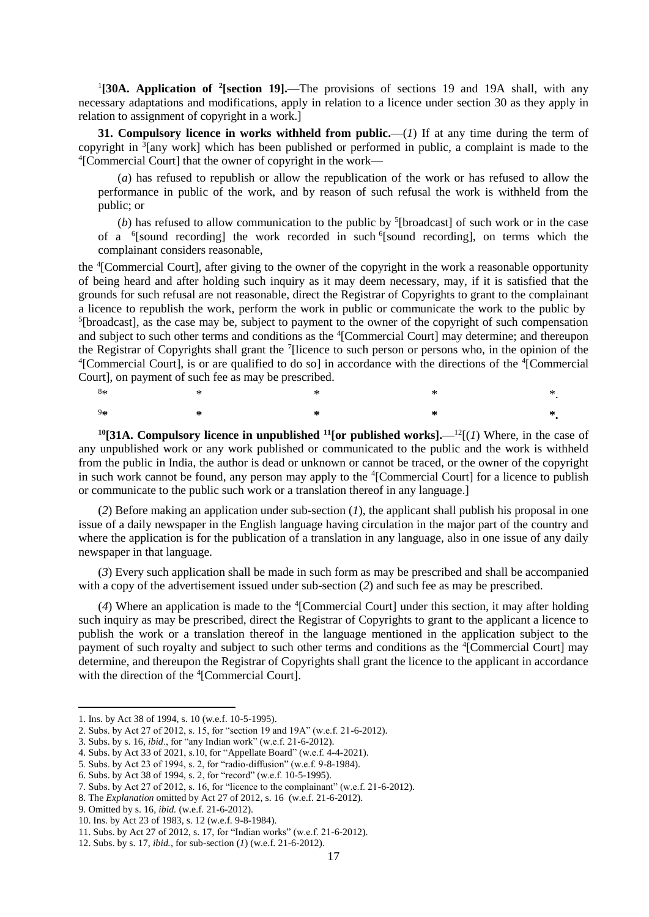[1][**30A. Application of** [2]**[section 19].**—The provisions of sections 19 and 19A shall, with any necessary adaptations and modifications, apply in relation to a licence under section 30 as they apply in relation to assignment of copyright in a work.]

**31. Compulsory licence in works withheld from public.**—(*1*) If at any time during the term of copyright in [3][any work] which has been published or performed in public, a complaint is made to the [4][Commercial Court] that the owner of copyright in the work—

(*a*) has refused to republish or allow the republication of the work or has refused to allow the performance in public of the work, and by reason of such refusal the work is withheld from the public; or

(*b*) has refused to allow communication to the public by [5][broadcast] of such work or in the case of a [6][sound recording] the work recorded in such [6][sound recording], on terms which the complainant considers reasonable,

the [4][Commercial Court], after giving to the owner of the copyright in the work a reasonable opportunity of being heard and after holding such inquiry as it may deem necessary, may, if it is satisfied that the grounds for such refusal are not reasonable, direct the Registrar of Copyrights to grant to the complainant a licence to republish the work, perform the work in public or communicate the work to the public by [5][broadcast], as the case may be, subject to payment to the owner of the copyright of such compensation and subject to such other terms and conditions as the [4][Commercial Court] may determine; and thereupon the Registrar of Copyrights shall grant the [7][licence to such person or persons who, in the opinion of the [4][Commercial Court], is or are qualified to do so] in accordance with the directions of the [4][Commercial Court], on payment of such fee as may be prescribed.

[8]* * * * *.

[9]* * * * *.

[10][**31A. Compulsory licence in unpublished** [11]**[or published works].**—[12][(*1*) Where, in the case of any unpublished work or any work published or communicated to the public and the work is withheld from the public in India, the author is dead or unknown or cannot be traced, or the owner of the copyright in such work cannot be found, any person may apply to the [4][Commercial Court] for a licence to publish or communicate to the public such work or a translation thereof in any language.]

(*2*) Before making an application under sub-section (*1*), the applicant shall publish his proposal in one issue of a daily newspaper in the English language having circulation in the major part of the country and where the application is for the publication of a translation in any language, also in one issue of any daily newspaper in that language.

(*3*) Every such application shall be made in such form as may be prescribed and shall be accompanied with a copy of the advertisement issued under sub-section (*2*) and such fee as may be prescribed.

(*4*) Where an application is made to the [4][Commercial Court] under this section, it may after holding such inquiry as may be prescribed, direct the Registrar of Copyrights to grant to the applicant a licence to publish the work or a translation thereof in the language mentioned in the application subject to the payment of such royalty and subject to such other terms and conditions as the [4][Commercial Court] may determine, and thereupon the Registrar of Copyrights shall grant the licence to the applicant in accordance with the direction of the [4][Commercial Court].

---

1. Ins. by Act 38 of 1994, s. 10 (w.e.f. 10-5-1995).
2. Subs. by Act 27 of 2012, s. 15, for "section 19 and 19A" (w.e.f. 21-6-2012).
3. Subs. by s. 16, *ibid*., for "any Indian work" (w.e.f. 21-6-2012).
4. Subs. by Act 33 of 2021, s.10, for "Appellate Board" (w.e.f. 4-4-2021).
5. Subs. by Act 23 of 1994, s. 2, for "radio-diffusion" (w.e.f. 9-8-1984).
6. Subs. by Act 38 of 1994, s. 2, for "record" (w.e.f. 10-5-1995).
7. Subs. by Act 27 of 2012, s. 16, for "licence to the complainant" (w.e.f. 21-6-2012).
8. The *Explanation* omitted by Act 27 of 2012, s. 16 (w.e.f. 21-6-2012).
9. Omitted by s. 16, *ibid.* (w.e.f. 21-6-2012).
10. Ins. by Act 23 of 1983, s. 12 (w.e.f. 9-8-1984).
11. Subs. by Act 27 of 2012, s. 17, for "Indian works" (w.e.f. 21-6-2012).
12. Subs. by s. 17, *ibid.*, for sub-section (*1*) (w.e.f. 21-6-2012).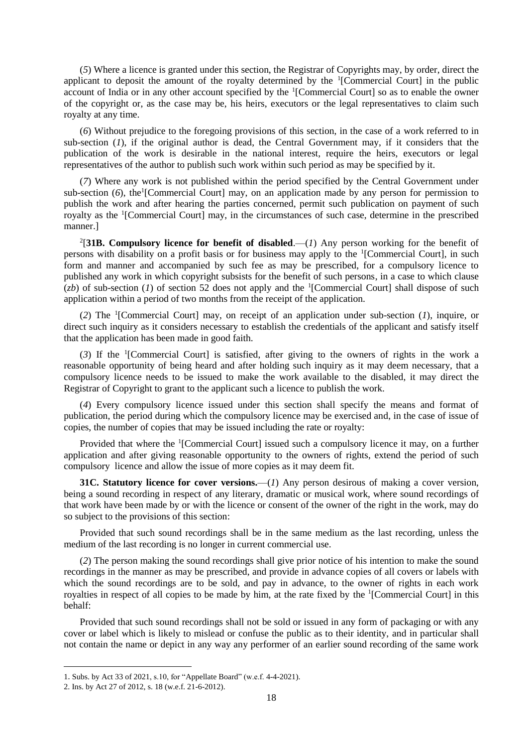(*5*) Where a licence is granted under this section, the Registrar of Copyrights may, by order, direct the applicant to deposit the amount of the royalty determined by the [1][Commercial Court] in the public account of India or in any other account specified by the [1][Commercial Court] so as to enable the owner of the copyright or, as the case may be, his heirs, executors or the legal representatives to claim such royalty at any time.

(*6*) Without prejudice to the foregoing provisions of this section, in the case of a work referred to in sub-section (*1*), if the original author is dead, the Central Government may, if it considers that the publication of the work is desirable in the national interest, require the heirs, executors or legal representatives of the author to publish such work within such period as may be specified by it.

(*7*) Where any work is not published within the period specified by the Central Government under sub-section (*6*), the[1][Commercial Court] may, on an application made by any person for permission to publish the work and after hearing the parties concerned, permit such publication on payment of such royalty as the [1][Commercial Court] may, in the circumstances of such case, determine in the prescribed manner.]

[2][**31B. Compulsory licence for benefit of disabled**.—(*1*) Any person working for the benefit of persons with disability on a profit basis or for business may apply to the [1][Commercial Court], in such form and manner and accompanied by such fee as may be prescribed, for a compulsory licence to published any work in which copyright subsists for the benefit of such persons, in a case to which clause (*zb*) of sub-section (*1*) of section 52 does not apply and the [1][Commercial Court] shall dispose of such application within a period of two months from the receipt of the application.

(*2*) The [1][Commercial Court] may, on receipt of an application under sub-section (*1*), inquire, or direct such inquiry as it considers necessary to establish the credentials of the applicant and satisfy itself that the application has been made in good faith.

(*3*) If the [1][Commercial Court] is satisfied, after giving to the owners of rights in the work a reasonable opportunity of being heard and after holding such inquiry as it may deem necessary, that a compulsory licence needs to be issued to make the work available to the disabled, it may direct the Registrar of Copyright to grant to the applicant such a licence to publish the work.

(*4*) Every compulsory licence issued under this section shall specify the means and format of publication, the period during which the compulsory licence may be exercised and, in the case of issue of copies, the number of copies that may be issued including the rate or royalty:

Provided that where the [1][Commercial Court] issued such a compulsory licence it may, on a further application and after giving reasonable opportunity to the owners of rights, extend the period of such compulsory licence and allow the issue of more copies as it may deem fit.

**31C. Statutory licence for cover versions.**—(*1*) Any person desirous of making a cover version, being a sound recording in respect of any literary, dramatic or musical work, where sound recordings of that work have been made by or with the licence or consent of the owner of the right in the work, may do so subject to the provisions of this section:

Provided that such sound recordings shall be in the same medium as the last recording, unless the medium of the last recording is no longer in current commercial use.

(*2*) The person making the sound recordings shall give prior notice of his intention to make the sound recordings in the manner as may be prescribed, and provide in advance copies of all covers or labels with which the sound recordings are to be sold, and pay in advance, to the owner of rights in each work royalties in respect of all copies to be made by him, at the rate fixed by the [1][Commercial Court] in this behalf:

Provided that such sound recordings shall not be sold or issued in any form of packaging or with any cover or label which is likely to mislead or confuse the public as to their identity, and in particular shall not contain the name or depict in any way any performer of an earlier sound recording of the same work

---

1. Subs. by Act 33 of 2021, s.10, for "Appellate Board" (w.e.f. 4-4-2021).
2. Ins. by Act 27 of 2012, s. 18 (w.e.f. 21-6-2012).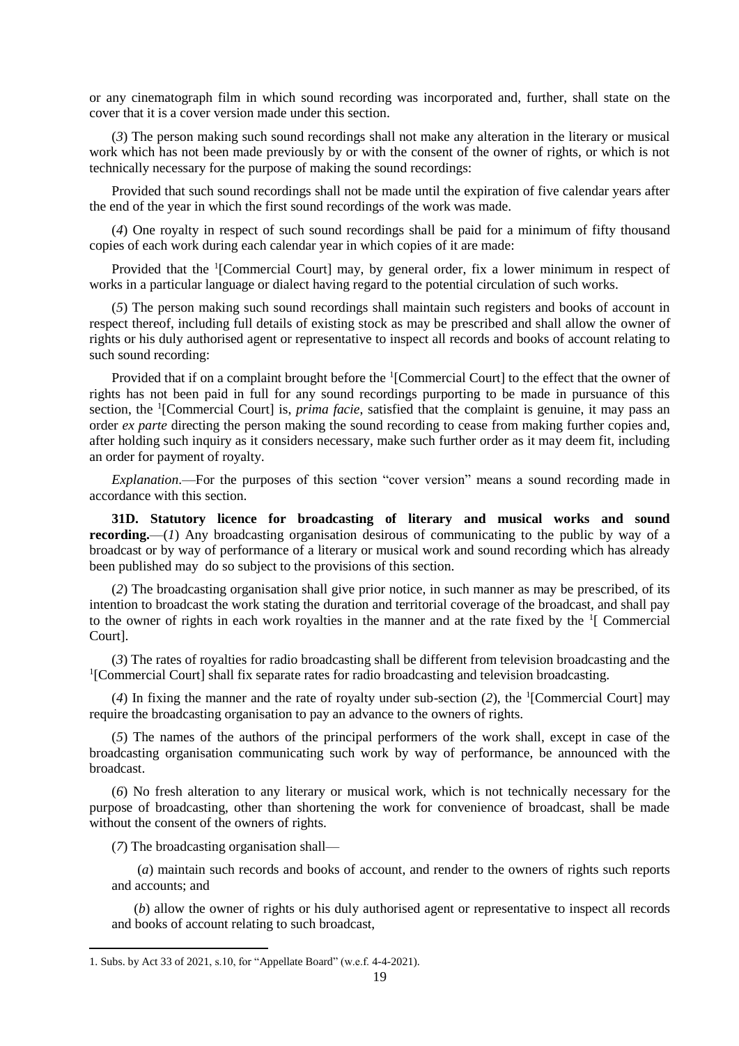or any cinematograph film in which sound recording was incorporated and, further, shall state on the cover that it is a cover version made under this section.

(*3*) The person making such sound recordings shall not make any alteration in the literary or musical work which has not been made previously by or with the consent of the owner of rights, or which is not technically necessary for the purpose of making the sound recordings:

Provided that such sound recordings shall not be made until the expiration of five calendar years after the end of the year in which the first sound recordings of the work was made.

(*4*) One royalty in respect of such sound recordings shall be paid for a minimum of fifty thousand copies of each work during each calendar year in which copies of it are made:

Provided that the [1][Commercial Court] may, by general order, fix a lower minimum in respect of works in a particular language or dialect having regard to the potential circulation of such works.

(*5*) The person making such sound recordings shall maintain such registers and books of account in respect thereof, including full details of existing stock as may be prescribed and shall allow the owner of rights or his duly authorised agent or representative to inspect all records and books of account relating to such sound recording:

Provided that if on a complaint brought before the [1][Commercial Court] to the effect that the owner of rights has not been paid in full for any sound recordings purporting to be made in pursuance of this section, the [1][Commercial Court] is, *prima facie*, satisfied that the complaint is genuine, it may pass an order *ex parte* directing the person making the sound recording to cease from making further copies and, after holding such inquiry as it considers necessary, make such further order as it may deem fit, including an order for payment of royalty.

*Explanation*.—For the purposes of this section "cover version" means a sound recording made in accordance with this section.

**31D. Statutory licence for broadcasting of literary and musical works and sound recording.**—(*1*) Any broadcasting organisation desirous of communicating to the public by way of a broadcast or by way of performance of a literary or musical work and sound recording which has already been published may do so subject to the provisions of this section.

(*2*) The broadcasting organisation shall give prior notice, in such manner as may be prescribed, of its intention to broadcast the work stating the duration and territorial coverage of the broadcast, and shall pay to the owner of rights in each work royalties in the manner and at the rate fixed by the [1][ Commercial Court].

(*3*) The rates of royalties for radio broadcasting shall be different from television broadcasting and the [1][Commercial Court] shall fix separate rates for radio broadcasting and television broadcasting.

(*4*) In fixing the manner and the rate of royalty under sub-section (*2*), the [1][Commercial Court] may require the broadcasting organisation to pay an advance to the owners of rights.

(*5*) The names of the authors of the principal performers of the work shall, except in case of the broadcasting organisation communicating such work by way of performance, be announced with the broadcast.

(*6*) No fresh alteration to any literary or musical work, which is not technically necessary for the purpose of broadcasting, other than shortening the work for convenience of broadcast, shall be made without the consent of the owners of rights.

(*7*) The broadcasting organisation shall—

(*a*) maintain such records and books of account, and render to the owners of rights such reports and accounts; and

(*b*) allow the owner of rights or his duly authorised agent or representative to inspect all records and books of account relating to such broadcast,

---

1. Subs. by Act 33 of 2021, s.10, for "Appellate Board" (w.e.f. 4-4-2021).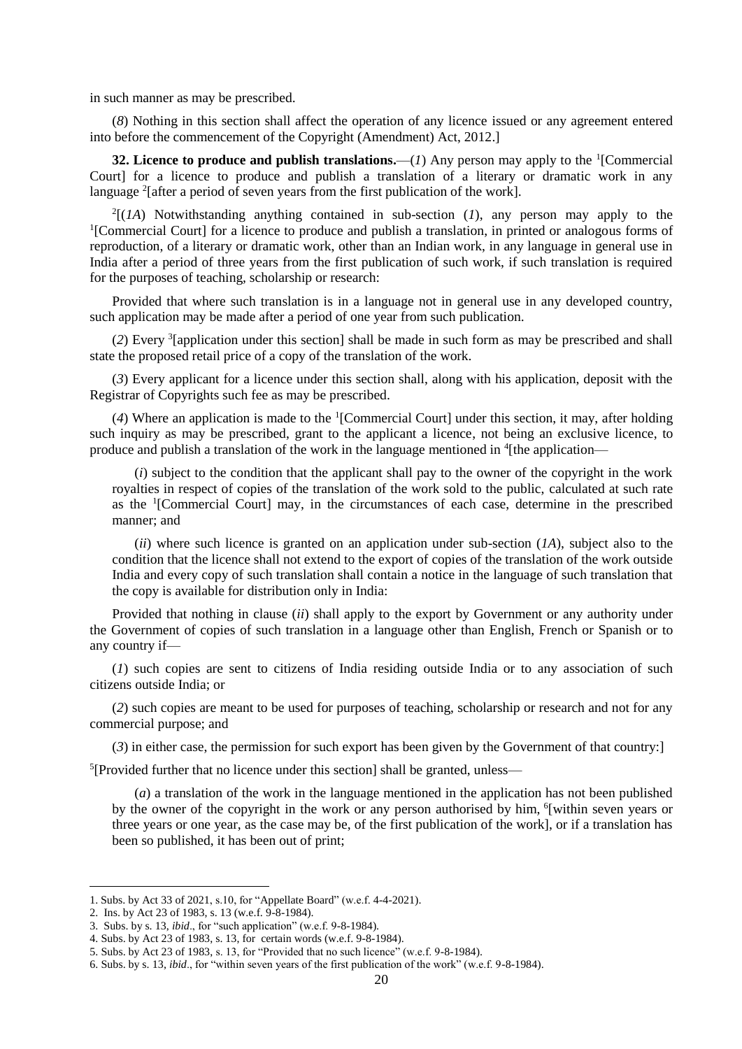in such manner as may be prescribed.

(*8*) Nothing in this section shall affect the operation of any licence issued or any agreement entered into before the commencement of the Copyright (Amendment) Act, 2012.]

**32. Licence to produce and publish translations.**—(*1*) Any person may apply to the [1][Commercial Court] for a licence to produce and publish a translation of a literary or dramatic work in any language [2][after a period of seven years from the first publication of the work].

[2][(*1A*) Notwithstanding anything contained in sub-section (*1*), any person may apply to the [1][Commercial Court] for a licence to produce and publish a translation, in printed or analogous forms of reproduction, of a literary or dramatic work, other than an Indian work, in any language in general use in India after a period of three years from the first publication of such work, if such translation is required for the purposes of teaching, scholarship or research:

Provided that where such translation is in a language not in general use in any developed country, such application may be made after a period of one year from such publication.

(*2*) Every [3][application under this section] shall be made in such form as may be prescribed and shall state the proposed retail price of a copy of the translation of the work.

(*3*) Every applicant for a licence under this section shall, along with his application, deposit with the Registrar of Copyrights such fee as may be prescribed.

(*4*) Where an application is made to the [1][Commercial Court] under this section, it may, after holding such inquiry as may be prescribed, grant to the applicant a licence, not being an exclusive licence, to produce and publish a translation of the work in the language mentioned in [4][the application—

(*i*) subject to the condition that the applicant shall pay to the owner of the copyright in the work royalties in respect of copies of the translation of the work sold to the public, calculated at such rate as the [1][Commercial Court] may, in the circumstances of each case, determine in the prescribed manner; and

(*ii*) where such licence is granted on an application under sub-section (*1A*), subject also to the condition that the licence shall not extend to the export of copies of the translation of the work outside India and every copy of such translation shall contain a notice in the language of such translation that the copy is available for distribution only in India:

Provided that nothing in clause (*ii*) shall apply to the export by Government or any authority under the Government of copies of such translation in a language other than English, French or Spanish or to any country if—

(*1*) such copies are sent to citizens of India residing outside India or to any association of such citizens outside India; or

(*2*) such copies are meant to be used for purposes of teaching, scholarship or research and not for any commercial purpose; and

(*3*) in either case, the permission for such export has been given by the Government of that country:]

[5][Provided further that no licence under this section] shall be granted, unless—

(*a*) a translation of the work in the language mentioned in the application has not been published by the owner of the copyright in the work or any person authorised by him, [6][within seven years or three years or one year, as the case may be, of the first publication of the work], or if a translation has been so published, it has been out of print;

---

1. Subs. by Act 33 of 2021, s.10, for "Appellate Board" (w.e.f. 4-4-2021).
2. Ins. by Act 23 of 1983, s. 13 (w.e.f. 9-8-1984).
3. Subs. by s. 13, *ibid*., for "such application" (w.e.f. 9-8-1984).
4. Subs. by Act 23 of 1983, s. 13, for certain words (w.e.f. 9-8-1984).
5. Subs. by Act 23 of 1983, s. 13, for "Provided that no such licence" (w.e.f. 9-8-1984).
6. Subs. by s. 13, *ibid*., for "within seven years of the first publication of the work" (w.e.f. 9-8-1984).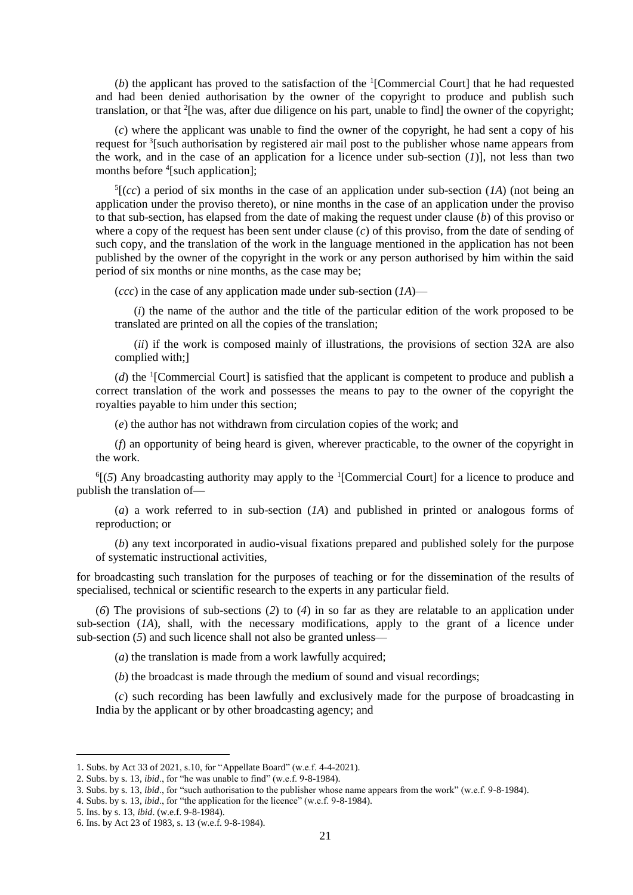(*b*) the applicant has proved to the satisfaction of the [1][Commercial Court] that he had requested and had been denied authorisation by the owner of the copyright to produce and publish such translation, or that [2][he was, after due diligence on his part, unable to find] the owner of the copyright;

(*c*) where the applicant was unable to find the owner of the copyright, he had sent a copy of his request for [3][such authorisation by registered air mail post to the publisher whose name appears from the work, and in the case of an application for a licence under sub-section (*1*)], not less than two months before [4][such application];

[5][(*cc*) a period of six months in the case of an application under sub-section (*1A*) (not being an application under the proviso thereto), or nine months in the case of an application under the proviso to that sub-section, has elapsed from the date of making the request under clause (*b*) of this proviso or where a copy of the request has been sent under clause (*c*) of this proviso, from the date of sending of such copy, and the translation of the work in the language mentioned in the application has not been published by the owner of the copyright in the work or any person authorised by him within the said period of six months or nine months, as the case may be;

(*ccc*) in the case of any application made under sub-section (*1A*)—

(*i*) the name of the author and the title of the particular edition of the work proposed to be translated are printed on all the copies of the translation;

(*ii*) if the work is composed mainly of illustrations, the provisions of section 32A are also complied with;]

(*d*) the [1][Commercial Court] is satisfied that the applicant is competent to produce and publish a correct translation of the work and possesses the means to pay to the owner of the copyright the royalties payable to him under this section;

(*e*) the author has not withdrawn from circulation copies of the work; and

(*f*) an opportunity of being heard is given, wherever practicable, to the owner of the copyright in the work.

[6][(*5*) Any broadcasting authority may apply to the [1][Commercial Court] for a licence to produce and publish the translation of—

(*a*) a work referred to in sub-section (*1A*) and published in printed or analogous forms of reproduction; or

(*b*) any text incorporated in audio-visual fixations prepared and published solely for the purpose of systematic instructional activities,

for broadcasting such translation for the purposes of teaching or for the dissemination of the results of specialised, technical or scientific research to the experts in any particular field.

(*6*) The provisions of sub-sections (*2*) to (*4*) in so far as they are relatable to an application under sub-section (*1A*), shall, with the necessary modifications, apply to the grant of a licence under sub-section (*5*) and such licence shall not also be granted unless—

(*a*) the translation is made from a work lawfully acquired;

(*b*) the broadcast is made through the medium of sound and visual recordings;

(*c*) such recording has been lawfully and exclusively made for the purpose of broadcasting in India by the applicant or by other broadcasting agency; and

---

1. Subs. by Act 33 of 2021, s.10, for "Appellate Board" (w.e.f. 4-4-2021).
2. Subs. by s. 13, *ibid*., for "he was unable to find" (w.e.f. 9-8-1984).
3. Subs. by s. 13, *ibid*., for "such authorisation to the publisher whose name appears from the work" (w.e.f. 9-8-1984).
4. Subs. by s. 13, *ibid*., for "the application for the licence" (w.e.f. 9-8-1984).
5. Ins. by s. 13, *ibid*. (w.e.f. 9-8-1984).
6. Ins. by Act 23 of 1983, s. 13 (w.e.f. 9-8-1984).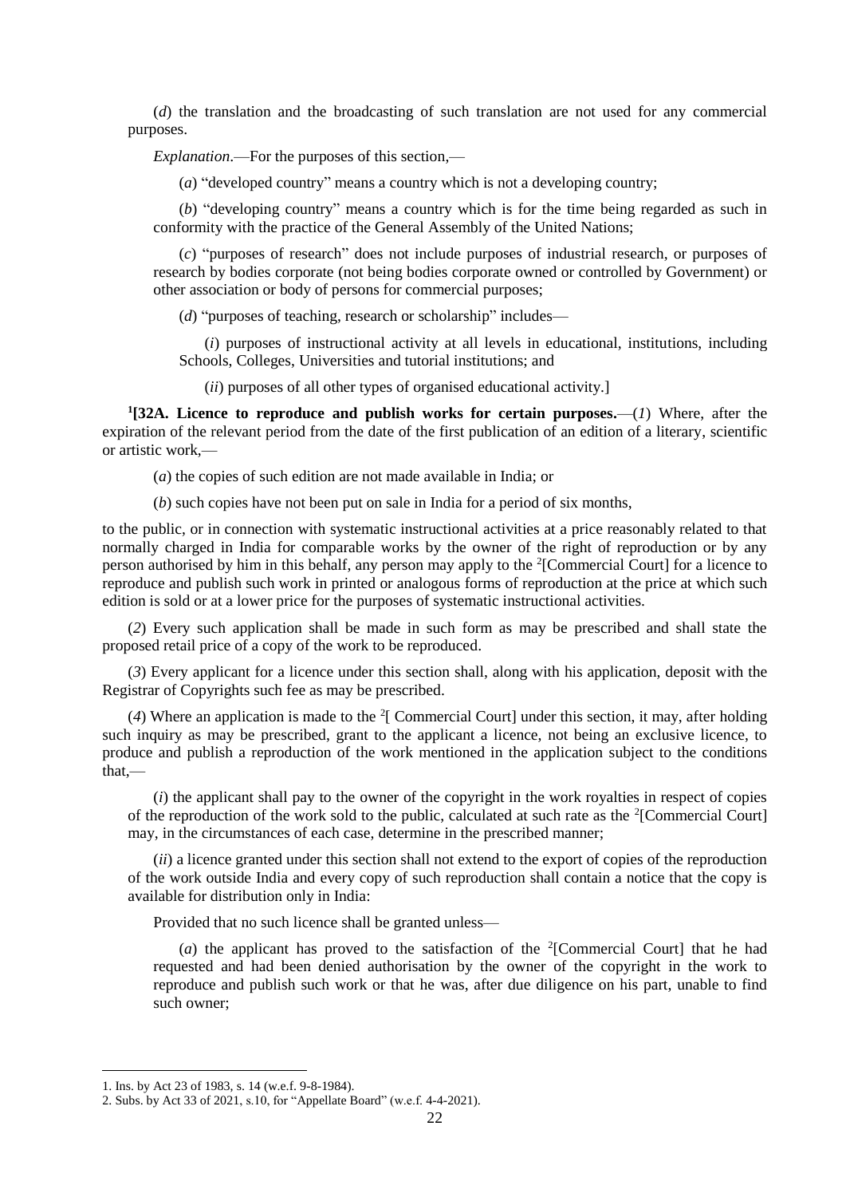(*d*) the translation and the broadcasting of such translation are not used for any commercial purposes.

*Explanation*.—For the purposes of this section,—

(*a*) "developed country" means a country which is not a developing country;

(*b*) "developing country" means a country which is for the time being regarded as such in conformity with the practice of the General Assembly of the United Nations;

(*c*) "purposes of research" does not include purposes of industrial research, or purposes of research by bodies corporate (not being bodies corporate owned or controlled by Government) or other association or body of persons for commercial purposes;

(*d*) "purposes of teaching, research or scholarship" includes—

(*i*) purposes of instructional activity at all levels in educational, institutions, including Schools, Colleges, Universities and tutorial institutions; and

(*ii*) purposes of all other types of organised educational activity.]

[1][**32A. Licence to reproduce and publish works for certain purposes.**—(*1*) Where, after the expiration of the relevant period from the date of the first publication of an edition of a literary, scientific or artistic work,—

(*a*) the copies of such edition are not made available in India; or

(*b*) such copies have not been put on sale in India for a period of six months,

to the public, or in connection with systematic instructional activities at a price reasonably related to that normally charged in India for comparable works by the owner of the right of reproduction or by any person authorised by him in this behalf, any person may apply to the [2][Commercial Court] for a licence to reproduce and publish such work in printed or analogous forms of reproduction at the price at which such edition is sold or at a lower price for the purposes of systematic instructional activities.

(*2*) Every such application shall be made in such form as may be prescribed and shall state the proposed retail price of a copy of the work to be reproduced.

(*3*) Every applicant for a licence under this section shall, along with his application, deposit with the Registrar of Copyrights such fee as may be prescribed.

(*4*) Where an application is made to the [2][ Commercial Court] under this section, it may, after holding such inquiry as may be prescribed, grant to the applicant a licence, not being an exclusive licence, to produce and publish a reproduction of the work mentioned in the application subject to the conditions that,—

(*i*) the applicant shall pay to the owner of the copyright in the work royalties in respect of copies of the reproduction of the work sold to the public, calculated at such rate as the [2][Commercial Court] may, in the circumstances of each case, determine in the prescribed manner;

(*ii*) a licence granted under this section shall not extend to the export of copies of the reproduction of the work outside India and every copy of such reproduction shall contain a notice that the copy is available for distribution only in India:

Provided that no such licence shall be granted unless—

(*a*) the applicant has proved to the satisfaction of the [2][Commercial Court] that he had requested and had been denied authorisation by the owner of the copyright in the work to reproduce and publish such work or that he was, after due diligence on his part, unable to find such owner;

---

1. Ins. by Act 23 of 1983, s. 14 (w.e.f. 9-8-1984).
2. Subs. by Act 33 of 2021, s.10, for "Appellate Board" (w.e.f. 4-4-2021).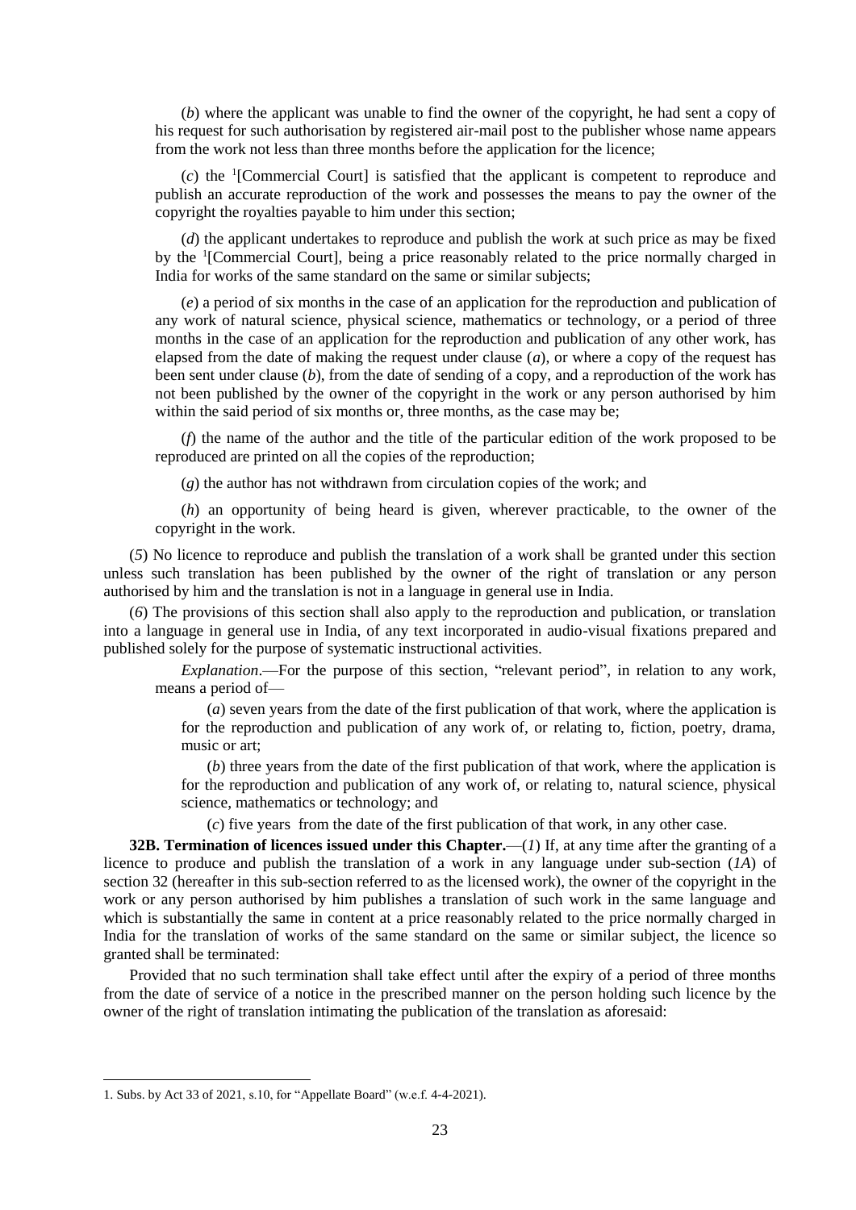(*b*) where the applicant was unable to find the owner of the copyright, he had sent a copy of his request for such authorisation by registered air-mail post to the publisher whose name appears from the work not less than three months before the application for the licence;

(*c*) the [1][Commercial Court] is satisfied that the applicant is competent to reproduce and publish an accurate reproduction of the work and possesses the means to pay the owner of the copyright the royalties payable to him under this section;

(*d*) the applicant undertakes to reproduce and publish the work at such price as may be fixed by the [1][Commercial Court], being a price reasonably related to the price normally charged in India for works of the same standard on the same or similar subjects;

(*e*) a period of six months in the case of an application for the reproduction and publication of any work of natural science, physical science, mathematics or technology, or a period of three months in the case of an application for the reproduction and publication of any other work, has elapsed from the date of making the request under clause (*a*), or where a copy of the request has been sent under clause (*b*), from the date of sending of a copy, and a reproduction of the work has not been published by the owner of the copyright in the work or any person authorised by him within the said period of six months or, three months, as the case may be;

(*f*) the name of the author and the title of the particular edition of the work proposed to be reproduced are printed on all the copies of the reproduction;

(*g*) the author has not withdrawn from circulation copies of the work; and

(*h*) an opportunity of being heard is given, wherever practicable, to the owner of the copyright in the work.

(*5*) No licence to reproduce and publish the translation of a work shall be granted under this section unless such translation has been published by the owner of the right of translation or any person authorised by him and the translation is not in a language in general use in India.

(*6*) The provisions of this section shall also apply to the reproduction and publication, or translation into a language in general use in India, of any text incorporated in audio-visual fixations prepared and published solely for the purpose of systematic instructional activities.

*Explanation*.—For the purpose of this section, "relevant period", in relation to any work, means a period of—

(*a*) seven years from the date of the first publication of that work, where the application is for the reproduction and publication of any work of, or relating to, fiction, poetry, drama, music or art;

(*b*) three years from the date of the first publication of that work, where the application is for the reproduction and publication of any work of, or relating to, natural science, physical science, mathematics or technology; and

(*c*) five years from the date of the first publication of that work, in any other case.

**32B. Termination of licences issued under this Chapter.**—(*1*) If, at any time after the granting of a licence to produce and publish the translation of a work in any language under sub-section (*1A*) of section 32 (hereafter in this sub-section referred to as the licensed work), the owner of the copyright in the work or any person authorised by him publishes a translation of such work in the same language and which is substantially the same in content at a price reasonably related to the price normally charged in India for the translation of works of the same standard on the same or similar subject, the licence so granted shall be terminated:

Provided that no such termination shall take effect until after the expiry of a period of three months from the date of service of a notice in the prescribed manner on the person holding such licence by the owner of the right of translation intimating the publication of the translation as aforesaid:

1. Subs. by Act 33 of 2021, s.10, for "Appellate Board" (w.e.f. 4-4-2021).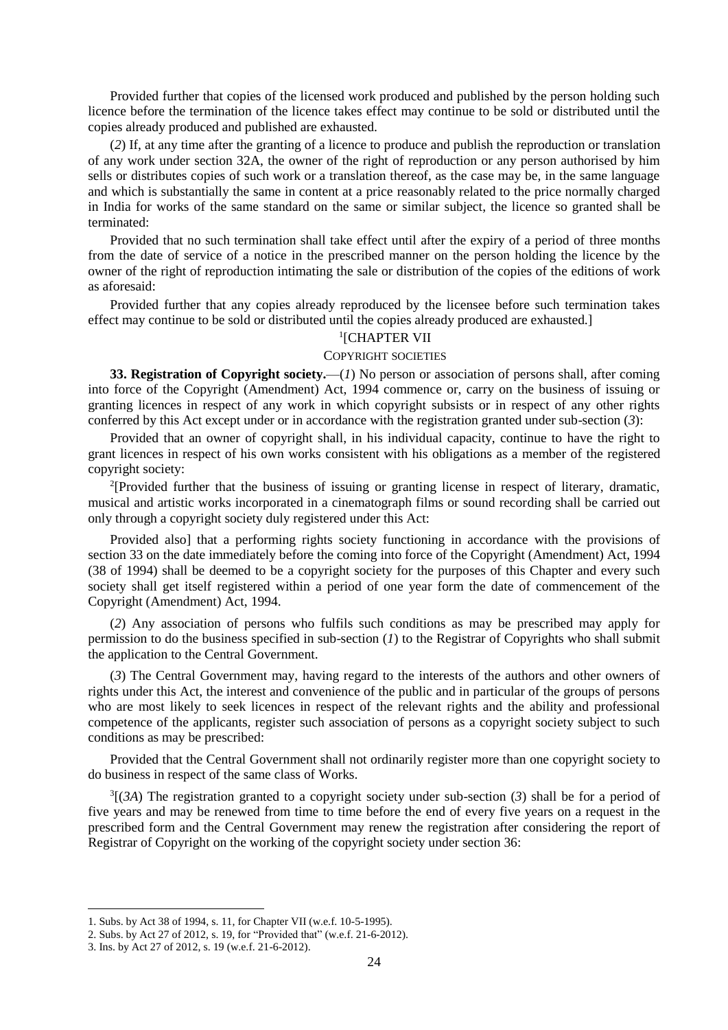Provided further that copies of the licensed work produced and published by the person holding such licence before the termination of the licence takes effect may continue to be sold or distributed until the copies already produced and published are exhausted.

(*2*) If, at any time after the granting of a licence to produce and publish the reproduction or translation of any work under section 32A, the owner of the right of reproduction or any person authorised by him sells or distributes copies of such work or a translation thereof, as the case may be, in the same language and which is substantially the same in content at a price reasonably related to the price normally charged in India for works of the same standard on the same or similar subject, the licence so granted shall be terminated:

Provided that no such termination shall take effect until after the expiry of a period of three months from the date of service of a notice in the prescribed manner on the person holding the licence by the owner of the right of reproduction intimating the sale or distribution of the copies of the editions of work as aforesaid:

Provided further that any copies already reproduced by the licensee before such termination takes effect may continue to be sold or distributed until the copies already produced are exhausted.]

[1][CHAPTER VII

COPYRIGHT SOCIETIES

**33. Registration of Copyright society.**—(*1*) No person or association of persons shall, after coming into force of the Copyright (Amendment) Act, 1994 commence or, carry on the business of issuing or granting licences in respect of any work in which copyright subsists or in respect of any other rights conferred by this Act except under or in accordance with the registration granted under sub-section (*3*):

Provided that an owner of copyright shall, in his individual capacity, continue to have the right to grant licences in respect of his own works consistent with his obligations as a member of the registered copyright society:

[2][Provided further that the business of issuing or granting license in respect of literary, dramatic, musical and artistic works incorporated in a cinematograph films or sound recording shall be carried out only through a copyright society duly registered under this Act:

Provided also] that a performing rights society functioning in accordance with the provisions of section 33 on the date immediately before the coming into force of the Copyright (Amendment) Act, 1994 (38 of 1994) shall be deemed to be a copyright society for the purposes of this Chapter and every such society shall get itself registered within a period of one year form the date of commencement of the Copyright (Amendment) Act, 1994.

(*2*) Any association of persons who fulfils such conditions as may be prescribed may apply for permission to do the business specified in sub-section (*1*) to the Registrar of Copyrights who shall submit the application to the Central Government.

(*3*) The Central Government may, having regard to the interests of the authors and other owners of rights under this Act, the interest and convenience of the public and in particular of the groups of persons who are most likely to seek licences in respect of the relevant rights and the ability and professional competence of the applicants, register such association of persons as a copyright society subject to such conditions as may be prescribed:

Provided that the Central Government shall not ordinarily register more than one copyright society to do business in respect of the same class of Works.

[3][(*3A*) The registration granted to a copyright society under sub-section (*3*) shall be for a period of five years and may be renewed from time to time before the end of every five years on a request in the prescribed form and the Central Government may renew the registration after considering the report of Registrar of Copyright on the working of the copyright society under section 36:

---

1. Subs. by Act 38 of 1994, s. 11, for Chapter VII (w.e.f. 10-5-1995).
2. Subs. by Act 27 of 2012, s. 19, for "Provided that" (w.e.f. 21-6-2012).
3. Ins. by Act 27 of 2012, s. 19 (w.e.f. 21-6-2012).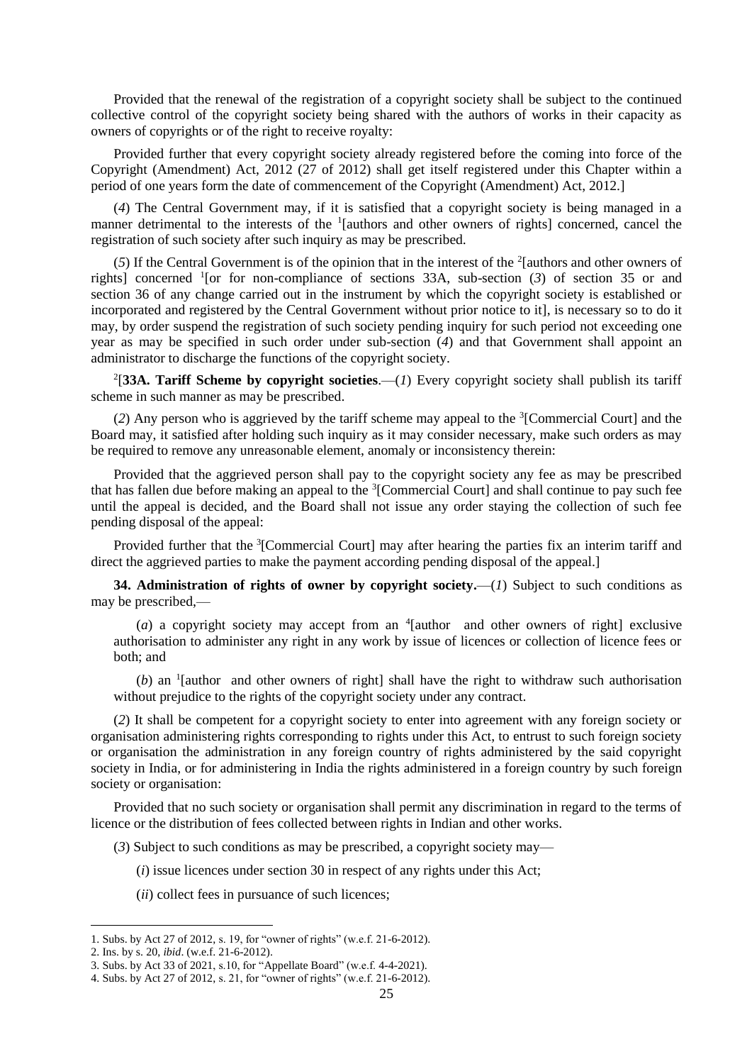Provided that the renewal of the registration of a copyright society shall be subject to the continued collective control of the copyright society being shared with the authors of works in their capacity as owners of copyrights or of the right to receive royalty:

Provided further that every copyright society already registered before the coming into force of the Copyright (Amendment) Act, 2012 (27 of 2012) shall get itself registered under this Chapter within a period of one years form the date of commencement of the Copyright (Amendment) Act, 2012.]

(*4*) The Central Government may, if it is satisfied that a copyright society is being managed in a manner detrimental to the interests of the [1][authors and other owners of rights] concerned, cancel the registration of such society after such inquiry as may be prescribed.

(*5*) If the Central Government is of the opinion that in the interest of the [2][authors and other owners of rights] concerned [1][or for non-compliance of sections 33A, sub-section (*3*) of section 35 or and section 36 of any change carried out in the instrument by which the copyright society is established or incorporated and registered by the Central Government without prior notice to it], is necessary so to do it may, by order suspend the registration of such society pending inquiry for such period not exceeding one year as may be specified in such order under sub-section (*4*) and that Government shall appoint an administrator to discharge the functions of the copyright society.

[2][**33A. Tariff Scheme by copyright societies**.—(*1*) Every copyright society shall publish its tariff scheme in such manner as may be prescribed.

(*2*) Any person who is aggrieved by the tariff scheme may appeal to the [3][Commercial Court] and the Board may, it satisfied after holding such inquiry as it may consider necessary, make such orders as may be required to remove any unreasonable element, anomaly or inconsistency therein:

Provided that the aggrieved person shall pay to the copyright society any fee as may be prescribed that has fallen due before making an appeal to the [3][Commercial Court] and shall continue to pay such fee until the appeal is decided, and the Board shall not issue any order staying the collection of such fee pending disposal of the appeal:

Provided further that the [3][Commercial Court] may after hearing the parties fix an interim tariff and direct the aggrieved parties to make the payment according pending disposal of the appeal.]

**34. Administration of rights of owner by copyright society.**—(*1*) Subject to such conditions as may be prescribed,—

(*a*) a copyright society may accept from an [4][author and other owners of right] exclusive authorisation to administer any right in any work by issue of licences or collection of licence fees or both; and

(*b*) an [1][author and other owners of right] shall have the right to withdraw such authorisation without prejudice to the rights of the copyright society under any contract.

(*2*) It shall be competent for a copyright society to enter into agreement with any foreign society or organisation administering rights corresponding to rights under this Act, to entrust to such foreign society or organisation the administration in any foreign country of rights administered by the said copyright society in India, or for administering in India the rights administered in a foreign country by such foreign society or organisation:

Provided that no such society or organisation shall permit any discrimination in regard to the terms of licence or the distribution of fees collected between rights in Indian and other works.

(*3*) Subject to such conditions as may be prescribed, a copyright society may—

(*i*) issue licences under section 30 in respect of any rights under this Act;

(*ii*) collect fees in pursuance of such licences;

---

1. Subs. by Act 27 of 2012, s. 19, for "owner of rights" (w.e.f. 21-6-2012).
2. Ins. by s. 20, *ibid*. (w.e.f. 21-6-2012).
3. Subs. by Act 33 of 2021, s.10, for "Appellate Board" (w.e.f. 4-4-2021).
4. Subs. by Act 27 of 2012, s. 21, for "owner of rights" (w.e.f. 21-6-2012).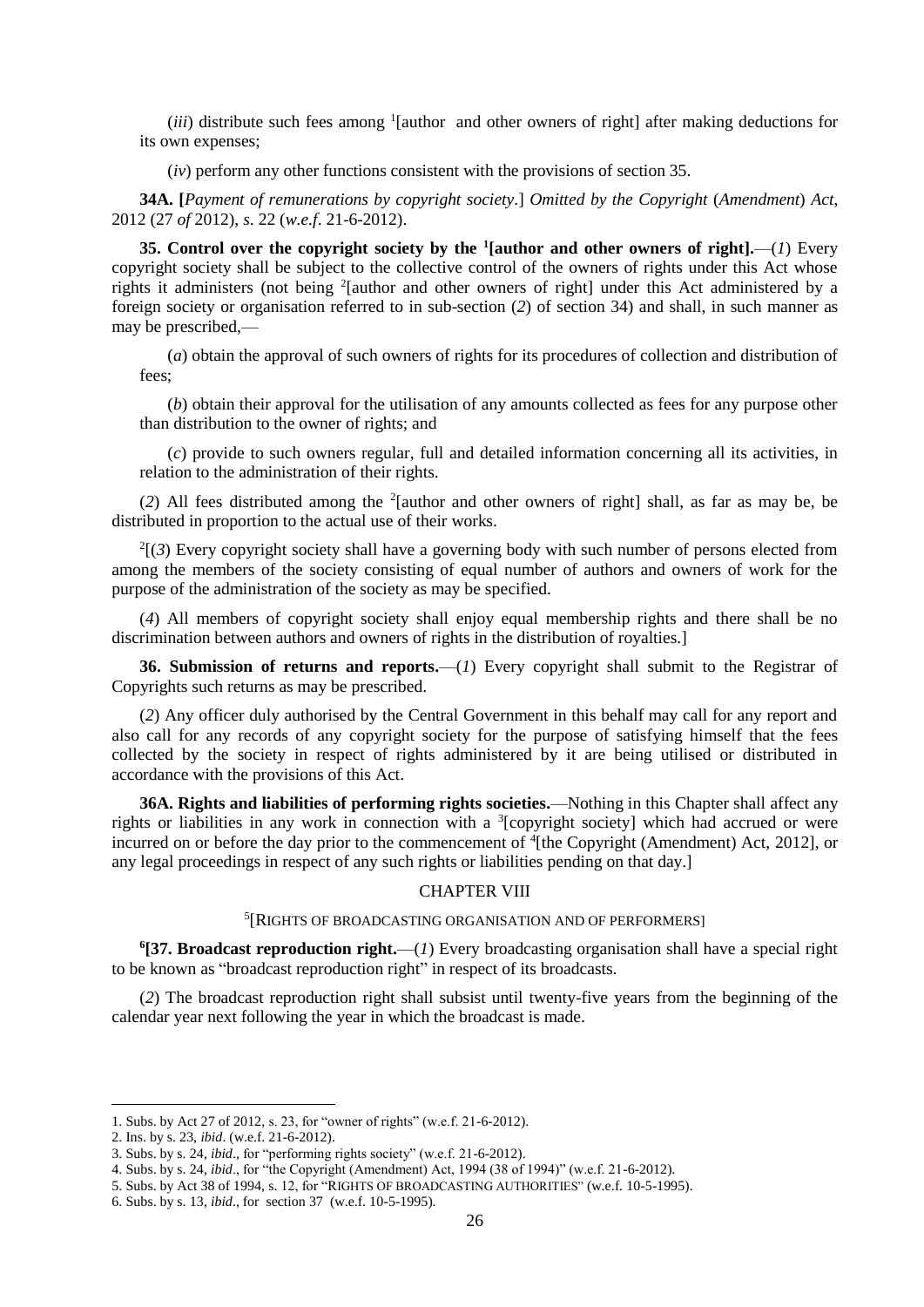(*iii*) distribute such fees among [1][author and other owners of right] after making deductions for its own expenses;

(*iv*) perform any other functions consistent with the provisions of section 35.

**34A. [***Payment of remunerations by copyright society*.] *Omitted by the Copyright* (*Amendment*) *Act*, 2012 (27 *of* 2012), *s*. 22 (*w.e.f*. 21-6-2012).

**35. Control over the copyright society by the [1][author and other owners of right].**—(*1*) Every copyright society shall be subject to the collective control of the owners of rights under this Act whose rights it administers (not being [2][author and other owners of right] under this Act administered by a foreign society or organisation referred to in sub-section (*2*) of section 34) and shall, in such manner as may be prescribed,—

(*a*) obtain the approval of such owners of rights for its procedures of collection and distribution of fees;

(*b*) obtain their approval for the utilisation of any amounts collected as fees for any purpose other than distribution to the owner of rights; and

(*c*) provide to such owners regular, full and detailed information concerning all its activities, in relation to the administration of their rights.

(*2*) All fees distributed among the [2][author and other owners of right] shall, as far as may be, be distributed in proportion to the actual use of their works.

[2][(*3*) Every copyright society shall have a governing body with such number of persons elected from among the members of the society consisting of equal number of authors and owners of work for the purpose of the administration of the society as may be specified.

(*4*) All members of copyright society shall enjoy equal membership rights and there shall be no discrimination between authors and owners of rights in the distribution of royalties.]

**36. Submission of returns and reports.**—(*1*) Every copyright shall submit to the Registrar of Copyrights such returns as may be prescribed.

(*2*) Any officer duly authorised by the Central Government in this behalf may call for any report and also call for any records of any copyright society for the purpose of satisfying himself that the fees collected by the society in respect of rights administered by it are being utilised or distributed in accordance with the provisions of this Act.

**36A. Rights and liabilities of performing rights societies.**—Nothing in this Chapter shall affect any rights or liabilities in any work in connection with a [3][copyright society] which had accrued or were incurred on or before the day prior to the commencement of [4][the Copyright (Amendment) Act, 2012], or any legal proceedings in respect of any such rights or liabilities pending on that day.]

## CHAPTER VIII

### [5][RIGHTS OF BROADCASTING ORGANISATION AND OF PERFORMERS]

**[6][37. Broadcast reproduction right.**—(*1*) Every broadcasting organisation shall have a special right to be known as "broadcast reproduction right" in respect of its broadcasts.

(*2*) The broadcast reproduction right shall subsist until twenty-five years from the beginning of the calendar year next following the year in which the broadcast is made.

---

1. Subs. by Act 27 of 2012, s. 23, for "owner of rights" (w.e.f. 21-6-2012).
2. Ins. by s. 23, *ibid*. (w.e.f. 21-6-2012).
3. Subs. by s. 24, *ibid*., for "performing rights society" (w.e.f. 21-6-2012).
4. Subs. by s. 24, *ibid*., for "the Copyright (Amendment) Act, 1994 (38 of 1994)" (w.e.f. 21-6-2012).
5. Subs. by Act 38 of 1994, s. 12, for "RIGHTS OF BROADCASTING AUTHORITIES" (w.e.f. 10-5-1995).
6. Subs. by s. 13, *ibid*., for section 37 (w.e.f. 10-5-1995).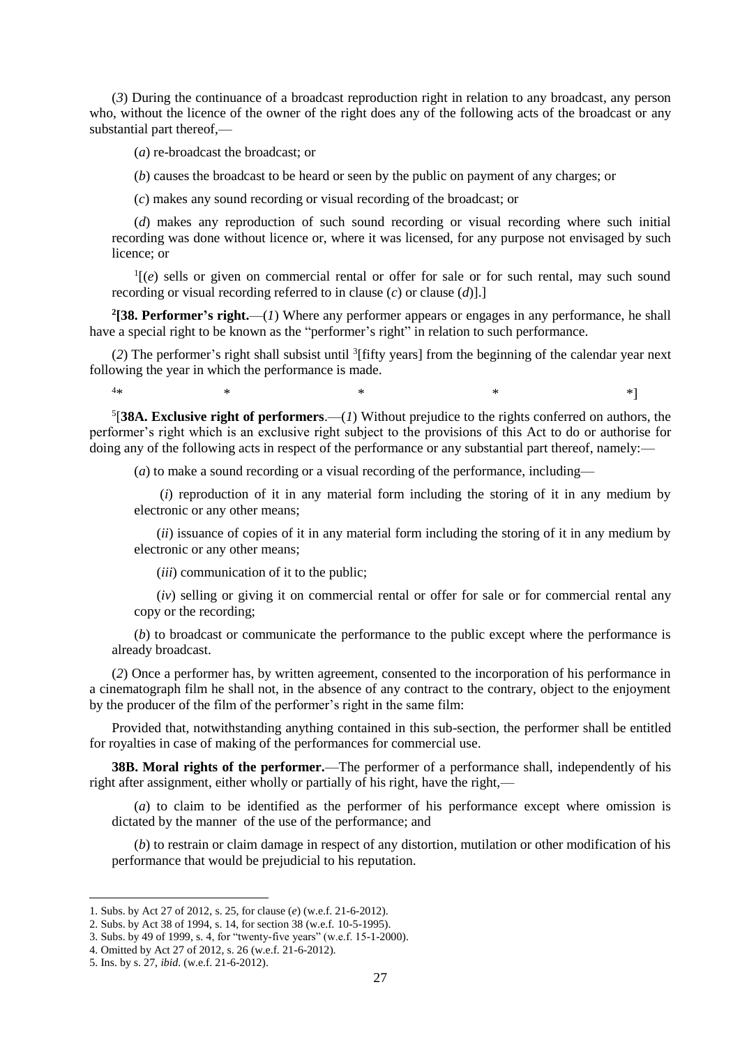(*3*) During the continuance of a broadcast reproduction right in relation to any broadcast, any person who, without the licence of the owner of the right does any of the following acts of the broadcast or any substantial part thereof,—

(*a*) re-broadcast the broadcast; or

(*b*) causes the broadcast to be heard or seen by the public on payment of any charges; or

(*c*) makes any sound recording or visual recording of the broadcast; or

(*d*) makes any reproduction of such sound recording or visual recording where such initial recording was done without licence or, where it was licensed, for any purpose not envisaged by such licence; or

[1][(*e*) sells or given on commercial rental or offer for sale or for such rental, may such sound recording or visual recording referred to in clause (*c*) or clause (*d*)].]

[2]**[38. Performer's right.**—(*1*) Where any performer appears or engages in any performance, he shall have a special right to be known as the "performer's right" in relation to such performance.

(*2*) The performer's right shall subsist until [3][fifty years] from the beginning of the calendar year next following the year in which the performance is made.

[4]* * * * *]

[5][**38A. Exclusive right of performers**.—(*1*) Without prejudice to the rights conferred on authors, the performer's right which is an exclusive right subject to the provisions of this Act to do or authorise for doing any of the following acts in respect of the performance or any substantial part thereof, namely:—

(*a*) to make a sound recording or a visual recording of the performance, including—

(*i*) reproduction of it in any material form including the storing of it in any medium by electronic or any other means;

(*ii*) issuance of copies of it in any material form including the storing of it in any medium by electronic or any other means;

(*iii*) communication of it to the public;

(*iv*) selling or giving it on commercial rental or offer for sale or for commercial rental any copy or the recording;

(*b*) to broadcast or communicate the performance to the public except where the performance is already broadcast.

(*2*) Once a performer has, by written agreement, consented to the incorporation of his performance in a cinematograph film he shall not, in the absence of any contract to the contrary, object to the enjoyment by the producer of the film of the performer's right in the same film:

Provided that, notwithstanding anything contained in this sub-section, the performer shall be entitled for royalties in case of making of the performances for commercial use.

**38B. Moral rights of the performer.**—The performer of a performance shall, independently of his right after assignment, either wholly or partially of his right, have the right,—

(*a*) to claim to be identified as the performer of his performance except where omission is dictated by the manner of the use of the performance; and

(*b*) to restrain or claim damage in respect of any distortion, mutilation or other modification of his performance that would be prejudicial to his reputation.

---

1. Subs. by Act 27 of 2012, s. 25, for clause (*e*) (w.e.f. 21-6-2012).
2. Subs. by Act 38 of 1994, s. 14, for section 38 (w.e.f. 10-5-1995).
3. Subs. by 49 of 1999, s. 4, for "twenty-five years" (w.e.f. 15-1-2000).
4. Omitted by Act 27 of 2012, s. 26 (w.e.f. 21-6-2012).
5. Ins. by s. 27, *ibid.* (w.e.f. 21-6-2012).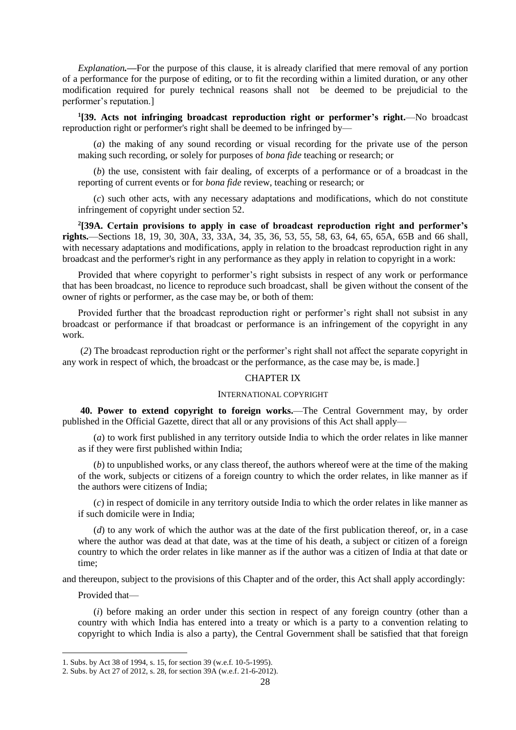*Explanation.*—For the purpose of this clause, it is already clarified that mere removal of any portion of a performance for the purpose of editing, or to fit the recording within a limited duration, or any other modification required for purely technical reasons shall not be deemed to be prejudicial to the performer's reputation.]

[1][**39. Acts not infringing broadcast reproduction right or performer's right.**—No broadcast reproduction right or performer's right shall be deemed to be infringed by—

(*a*) the making of any sound recording or visual recording for the private use of the person making such recording, or solely for purposes of *bona fide* teaching or research; or

(*b*) the use, consistent with fair dealing, of excerpts of a performance or of a broadcast in the reporting of current events or for *bona fide* review, teaching or research; or

(*c*) such other acts, with any necessary adaptations and modifications, which do not constitute infringement of copyright under section 52.

[2][**39A. Certain provisions to apply in case of broadcast reproduction right and performer's rights.**—Sections 18, 19, 30, 30A, 33, 33A, 34, 35, 36, 53, 55, 58, 63, 64, 65, 65A, 65B and 66 shall, with necessary adaptations and modifications, apply in relation to the broadcast reproduction right in any broadcast and the performer's right in any performance as they apply in relation to copyright in a work:

Provided that where copyright to performer's right subsists in respect of any work or performance that has been broadcast, no licence to reproduce such broadcast, shall be given without the consent of the owner of rights or performer, as the case may be, or both of them:

Provided further that the broadcast reproduction right or performer's right shall not subsist in any broadcast or performance if that broadcast or performance is an infringement of the copyright in any work.

(*2*) The broadcast reproduction right or the performer's right shall not affect the separate copyright in any work in respect of which, the broadcast or the performance, as the case may be, is made.]

## CHAPTER IX

### INTERNATIONAL COPYRIGHT

**40. Power to extend copyright to foreign works.**—The Central Government may, by order published in the Official Gazette, direct that all or any provisions of this Act shall apply—

(*a*) to work first published in any territory outside India to which the order relates in like manner as if they were first published within India;

(*b*) to unpublished works, or any class thereof, the authors whereof were at the time of the making of the work, subjects or citizens of a foreign country to which the order relates, in like manner as if the authors were citizens of India;

(*c*) in respect of domicile in any territory outside India to which the order relates in like manner as if such domicile were in India;

(*d*) to any work of which the author was at the date of the first publication thereof, or, in a case where the author was dead at that date, was at the time of his death, a subject or citizen of a foreign country to which the order relates in like manner as if the author was a citizen of India at that date or time;

and thereupon, subject to the provisions of this Chapter and of the order, this Act shall apply accordingly:

Provided that—

(*i*) before making an order under this section in respect of any foreign country (other than a country with which India has entered into a treaty or which is a party to a convention relating to copyright to which India is also a party), the Central Government shall be satisfied that that foreign

---

1. Subs. by Act 38 of 1994, s. 15, for section 39 (w.e.f. 10-5-1995).
2. Subs. by Act 27 of 2012, s. 28, for section 39A (w.e.f. 21-6-2012).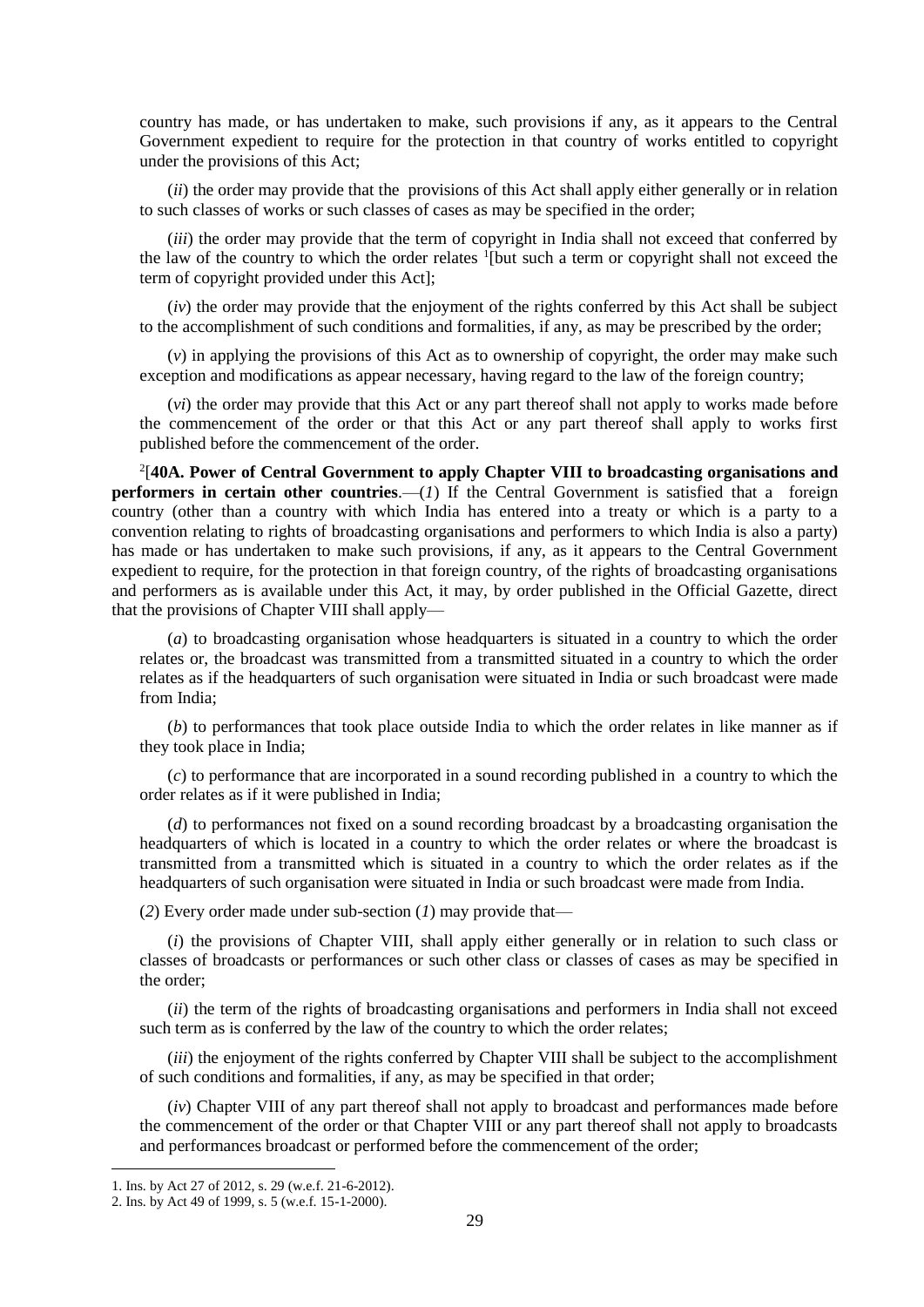country has made, or has undertaken to make, such provisions if any, as it appears to the Central Government expedient to require for the protection in that country of works entitled to copyright under the provisions of this Act;

(*ii*) the order may provide that the provisions of this Act shall apply either generally or in relation to such classes of works or such classes of cases as may be specified in the order;

(*iii*) the order may provide that the term of copyright in India shall not exceed that conferred by the law of the country to which the order relates [1][but such a term or copyright shall not exceed the term of copyright provided under this Act];

(*iv*) the order may provide that the enjoyment of the rights conferred by this Act shall be subject to the accomplishment of such conditions and formalities, if any, as may be prescribed by the order;

(*v*) in applying the provisions of this Act as to ownership of copyright, the order may make such exception and modifications as appear necessary, having regard to the law of the foreign country;

(*vi*) the order may provide that this Act or any part thereof shall not apply to works made before the commencement of the order or that this Act or any part thereof shall apply to works first published before the commencement of the order.

[2][**40A. Power of Central Government to apply Chapter VIII to broadcasting organisations and performers in certain other countries**.—(*1*) If the Central Government is satisfied that a foreign country (other than a country with which India has entered into a treaty or which is a party to a convention relating to rights of broadcasting organisations and performers to which India is also a party) has made or has undertaken to make such provisions, if any, as it appears to the Central Government expedient to require, for the protection in that foreign country, of the rights of broadcasting organisations and performers as is available under this Act, it may, by order published in the Official Gazette, direct that the provisions of Chapter VIII shall apply—

(*a*) to broadcasting organisation whose headquarters is situated in a country to which the order relates or, the broadcast was transmitted from a transmitted situated in a country to which the order relates as if the headquarters of such organisation were situated in India or such broadcast were made from India;

(*b*) to performances that took place outside India to which the order relates in like manner as if they took place in India;

(*c*) to performance that are incorporated in a sound recording published in a country to which the order relates as if it were published in India;

(*d*) to performances not fixed on a sound recording broadcast by a broadcasting organisation the headquarters of which is located in a country to which the order relates or where the broadcast is transmitted from a transmitted which is situated in a country to which the order relates as if the headquarters of such organisation were situated in India or such broadcast were made from India.

(*2*) Every order made under sub-section (*1*) may provide that—

(*i*) the provisions of Chapter VIII, shall apply either generally or in relation to such class or classes of broadcasts or performances or such other class or classes of cases as may be specified in the order;

(*ii*) the term of the rights of broadcasting organisations and performers in India shall not exceed such term as is conferred by the law of the country to which the order relates;

(*iii*) the enjoyment of the rights conferred by Chapter VIII shall be subject to the accomplishment of such conditions and formalities, if any, as may be specified in that order;

(*iv*) Chapter VIII of any part thereof shall not apply to broadcast and performances made before the commencement of the order or that Chapter VIII or any part thereof shall not apply to broadcasts and performances broadcast or performed before the commencement of the order;

---

1. Ins. by Act 27 of 2012, s. 29 (w.e.f. 21-6-2012).
2. Ins. by Act 49 of 1999, s. 5 (w.e.f. 15-1-2000).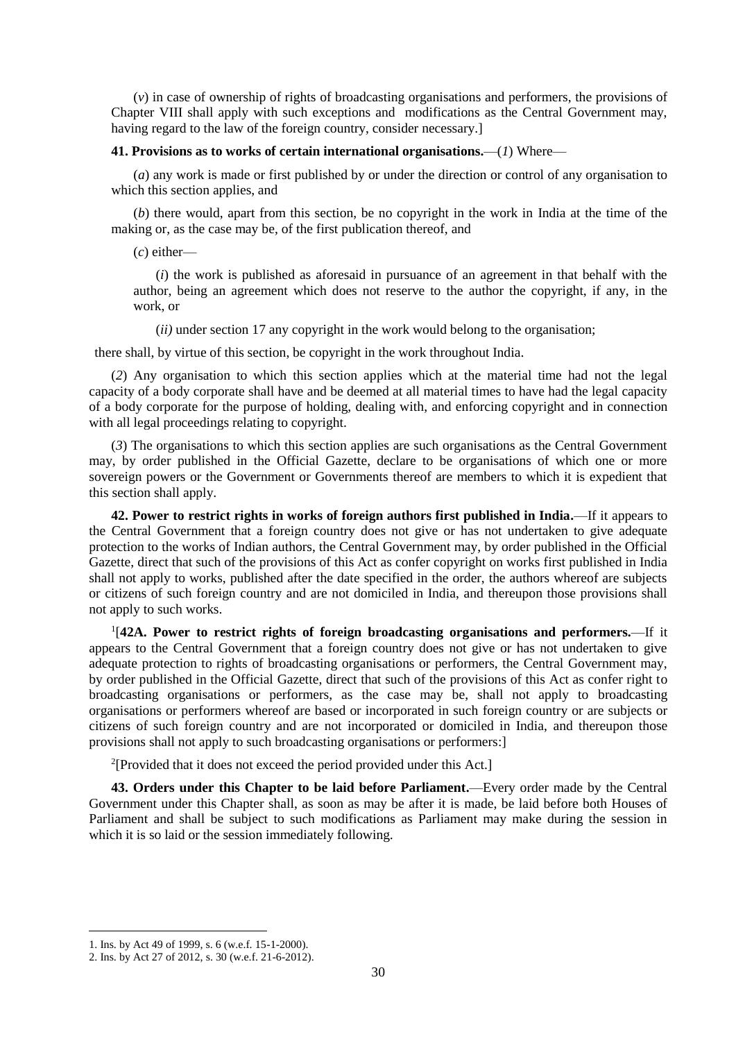(*v*) in case of ownership of rights of broadcasting organisations and performers, the provisions of Chapter VIII shall apply with such exceptions and modifications as the Central Government may, having regard to the law of the foreign country, consider necessary.]

**41. Provisions as to works of certain international organisations.**—(*1*) Where—

(*a*) any work is made or first published by or under the direction or control of any organisation to which this section applies, and

(*b*) there would, apart from this section, be no copyright in the work in India at the time of the making or, as the case may be, of the first publication thereof, and

(*c*) either—

(*i*) the work is published as aforesaid in pursuance of an agreement in that behalf with the author, being an agreement which does not reserve to the author the copyright, if any, in the work, or

(*ii)* under section 17 any copyright in the work would belong to the organisation;

there shall, by virtue of this section, be copyright in the work throughout India.

(*2*) Any organisation to which this section applies which at the material time had not the legal capacity of a body corporate shall have and be deemed at all material times to have had the legal capacity of a body corporate for the purpose of holding, dealing with, and enforcing copyright and in connection with all legal proceedings relating to copyright.

(*3*) The organisations to which this section applies are such organisations as the Central Government may, by order published in the Official Gazette, declare to be organisations of which one or more sovereign powers or the Government or Governments thereof are members to which it is expedient that this section shall apply.

**42. Power to restrict rights in works of foreign authors first published in India.**—If it appears to the Central Government that a foreign country does not give or has not undertaken to give adequate protection to the works of Indian authors, the Central Government may, by order published in the Official Gazette, direct that such of the provisions of this Act as confer copyright on works first published in India shall not apply to works, published after the date specified in the order, the authors whereof are subjects or citizens of such foreign country and are not domiciled in India, and thereupon those provisions shall not apply to such works.

[1][**42A. Power to restrict rights of foreign broadcasting organisations and performers.**—If it appears to the Central Government that a foreign country does not give or has not undertaken to give adequate protection to rights of broadcasting organisations or performers, the Central Government may, by order published in the Official Gazette, direct that such of the provisions of this Act as confer right to broadcasting organisations or performers, as the case may be, shall not apply to broadcasting organisations or performers whereof are based or incorporated in such foreign country or are subjects or citizens of such foreign country and are not incorporated or domiciled in India, and thereupon those provisions shall not apply to such broadcasting organisations or performers:]

[2][Provided that it does not exceed the period provided under this Act.]

**43. Orders under this Chapter to be laid before Parliament.**—Every order made by the Central Government under this Chapter shall, as soon as may be after it is made, be laid before both Houses of Parliament and shall be subject to such modifications as Parliament may make during the session in which it is so laid or the session immediately following.

---

1. Ins. by Act 49 of 1999, s. 6 (w.e.f. 15-1-2000).
2. Ins. by Act 27 of 2012, s. 30 (w.e.f. 21-6-2012).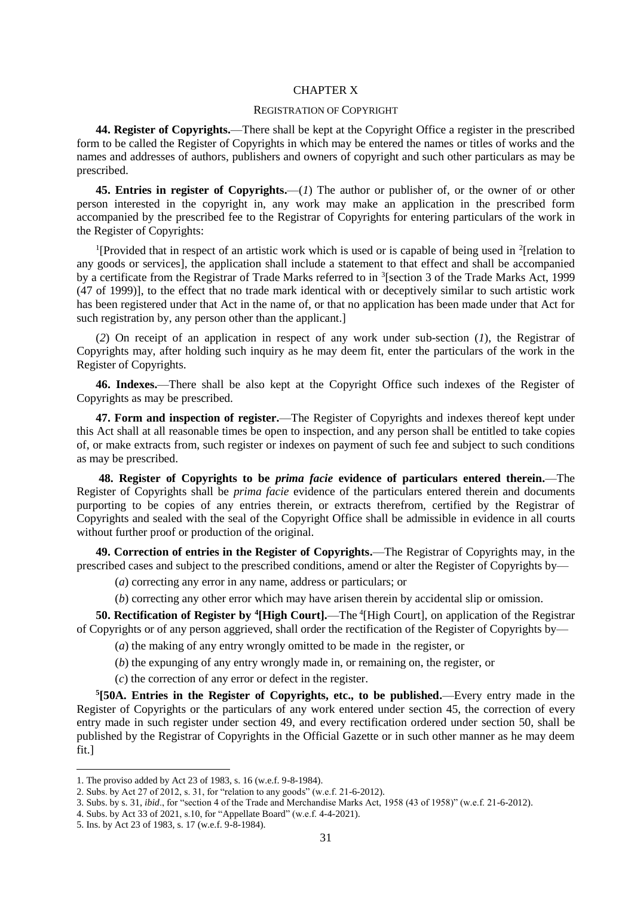## CHAPTER X

### REGISTRATION OF COPYRIGHT

**44. Register of Copyrights.**—There shall be kept at the Copyright Office a register in the prescribed form to be called the Register of Copyrights in which may be entered the names or titles of works and the names and addresses of authors, publishers and owners of copyright and such other particulars as may be prescribed.

**45. Entries in register of Copyrights.**—(*1*) The author or publisher of, or the owner of or other person interested in the copyright in, any work may make an application in the prescribed form accompanied by the prescribed fee to the Registrar of Copyrights for entering particulars of the work in the Register of Copyrights:

[1][Provided that in respect of an artistic work which is used or is capable of being used in [2][relation to any goods or services], the application shall include a statement to that effect and shall be accompanied by a certificate from the Registrar of Trade Marks referred to in [3][section 3 of the Trade Marks Act, 1999 (47 of 1999)], to the effect that no trade mark identical with or deceptively similar to such artistic work has been registered under that Act in the name of, or that no application has been made under that Act for such registration by, any person other than the applicant.]

(*2*) On receipt of an application in respect of any work under sub-section (*1*), the Registrar of Copyrights may, after holding such inquiry as he may deem fit, enter the particulars of the work in the Register of Copyrights.

**46. Indexes.**—There shall be also kept at the Copyright Office such indexes of the Register of Copyrights as may be prescribed.

**47. Form and inspection of register.**—The Register of Copyrights and indexes thereof kept under this Act shall at all reasonable times be open to inspection, and any person shall be entitled to take copies of, or make extracts from, such register or indexes on payment of such fee and subject to such conditions as may be prescribed.

**48. Register of Copyrights to be *prima facie* evidence of particulars entered therein.**—The Register of Copyrights shall be *prima facie* evidence of the particulars entered therein and documents purporting to be copies of any entries therein, or extracts therefrom, certified by the Registrar of Copyrights and sealed with the seal of the Copyright Office shall be admissible in evidence in all courts without further proof or production of the original.

**49. Correction of entries in the Register of Copyrights.**—The Registrar of Copyrights may, in the prescribed cases and subject to the prescribed conditions, amend or alter the Register of Copyrights by—

(*a*) correcting any error in any name, address or particulars; or

(*b*) correcting any other error which may have arisen therein by accidental slip or omission.

**50. Rectification of Register by [4][High Court].**—The [4][High Court], on application of the Registrar of Copyrights or of any person aggrieved, shall order the rectification of the Register of Copyrights by—

(*a*) the making of any entry wrongly omitted to be made in the register, or

(*b*) the expunging of any entry wrongly made in, or remaining on, the register, or

(*c*) the correction of any error or defect in the register.

[5]**[50A. Entries in the Register of Copyrights, etc., to be published.**—Every entry made in the Register of Copyrights or the particulars of any work entered under section 45, the correction of every entry made in such register under section 49, and every rectification ordered under section 50, shall be published by the Registrar of Copyrights in the Official Gazette or in such other manner as he may deem fit.]

---

1. The proviso added by Act 23 of 1983, s. 16 (w.e.f. 9-8-1984).
2. Subs. by Act 27 of 2012, s. 31, for "relation to any goods" (w.e.f. 21-6-2012).
3. Subs. by s. 31, *ibid*., for "section 4 of the Trade and Merchandise Marks Act, 1958 (43 of 1958)" (w.e.f. 21-6-2012).
4. Subs. by Act 33 of 2021, s.10, for "Appellate Board" (w.e.f. 4-4-2021).
5. Ins. by Act 23 of 1983, s. 17 (w.e.f. 9-8-1984).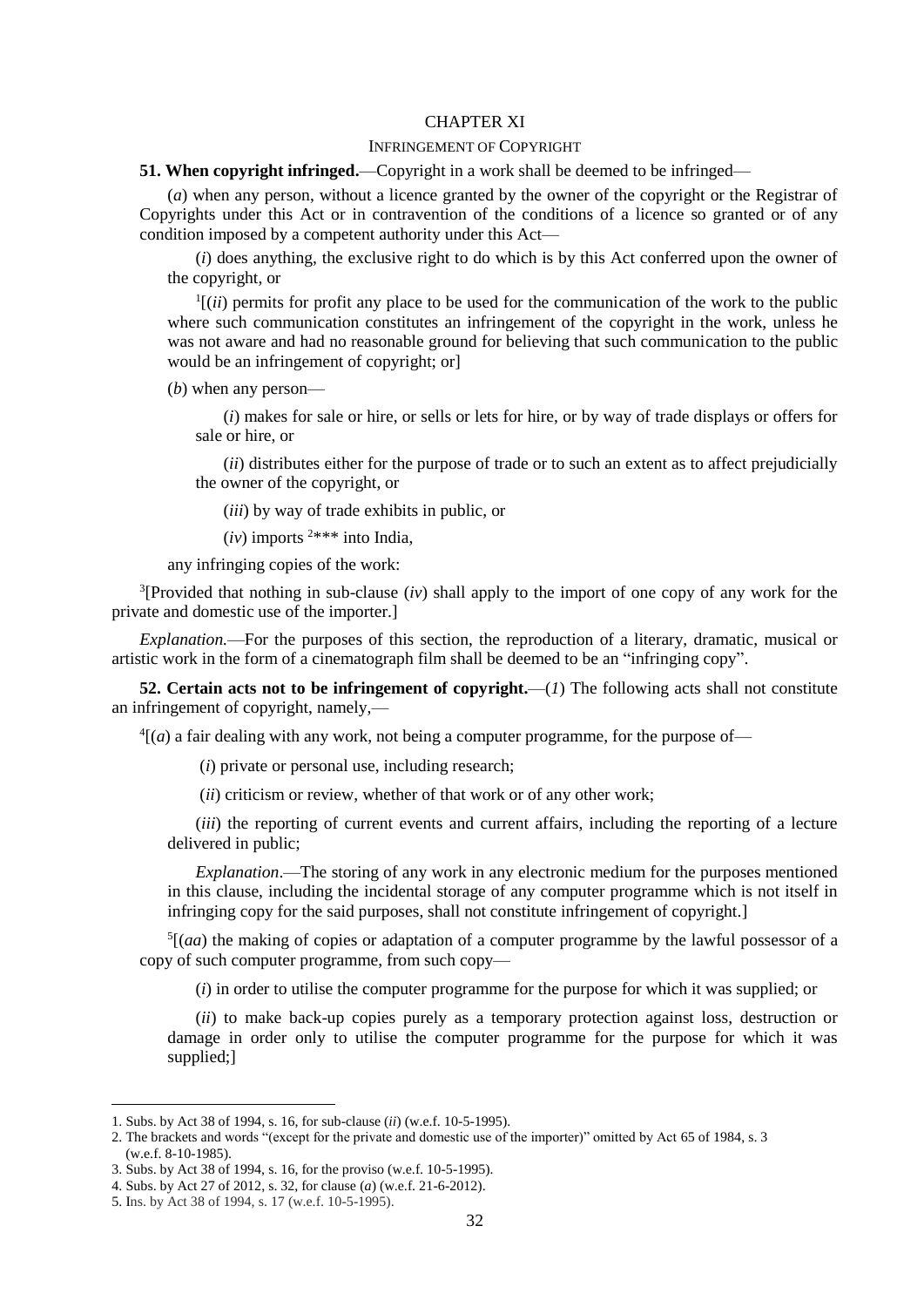## CHAPTER XI

### INFRINGEMENT OF COPYRIGHT

**51. When copyright infringed.**—Copyright in a work shall be deemed to be infringed—

(*a*) when any person, without a licence granted by the owner of the copyright or the Registrar of Copyrights under this Act or in contravention of the conditions of a licence so granted or of any condition imposed by a competent authority under this Act—

(*i*) does anything, the exclusive right to do which is by this Act conferred upon the owner of the copyright, or

[1][(*ii*) permits for profit any place to be used for the communication of the work to the public where such communication constitutes an infringement of the copyright in the work, unless he was not aware and had no reasonable ground for believing that such communication to the public would be an infringement of copyright; or]

(*b*) when any person—

(*i*) makes for sale or hire, or sells or lets for hire, or by way of trade displays or offers for sale or hire, or

(*ii*) distributes either for the purpose of trade or to such an extent as to affect prejudicially the owner of the copyright, or

(*iii*) by way of trade exhibits in public, or

(*iv*) imports [2]*** into India,

any infringing copies of the work:

[3][Provided that nothing in sub-clause (*iv*) shall apply to the import of one copy of any work for the private and domestic use of the importer.]

*Explanation.*—For the purposes of this section, the reproduction of a literary, dramatic, musical or artistic work in the form of a cinematograph film shall be deemed to be an "infringing copy".

**52. Certain acts not to be infringement of copyright.**—(*1*) The following acts shall not constitute an infringement of copyright, namely,—

[4][(*a*) a fair dealing with any work, not being a computer programme, for the purpose of—

(*i*) private or personal use, including research;

(*ii*) criticism or review, whether of that work or of any other work;

(*iii*) the reporting of current events and current affairs, including the reporting of a lecture delivered in public;

*Explanation*.—The storing of any work in any electronic medium for the purposes mentioned in this clause, including the incidental storage of any computer programme which is not itself in infringing copy for the said purposes, shall not constitute infringement of copyright.]

[5][(*aa*) the making of copies or adaptation of a computer programme by the lawful possessor of a copy of such computer programme, from such copy—

(*i*) in order to utilise the computer programme for the purpose for which it was supplied; or

(*ii*) to make back-up copies purely as a temporary protection against loss, destruction or damage in order only to utilise the computer programme for the purpose for which it was supplied;]

---

1. Subs. by Act 38 of 1994, s. 16, for sub-clause (*ii*) (w.e.f. 10-5-1995).
2. The brackets and words "(except for the private and domestic use of the importer)" omitted by Act 65 of 1984, s. 3 (w.e.f. 8-10-1985).
3. Subs. by Act 38 of 1994, s. 16, for the proviso (w.e.f. 10-5-1995).
4. Subs. by Act 27 of 2012, s. 32, for clause (*a*) (w.e.f. 21-6-2012).
5. Ins. by Act 38 of 1994, s. 17 (w.e.f. 10-5-1995).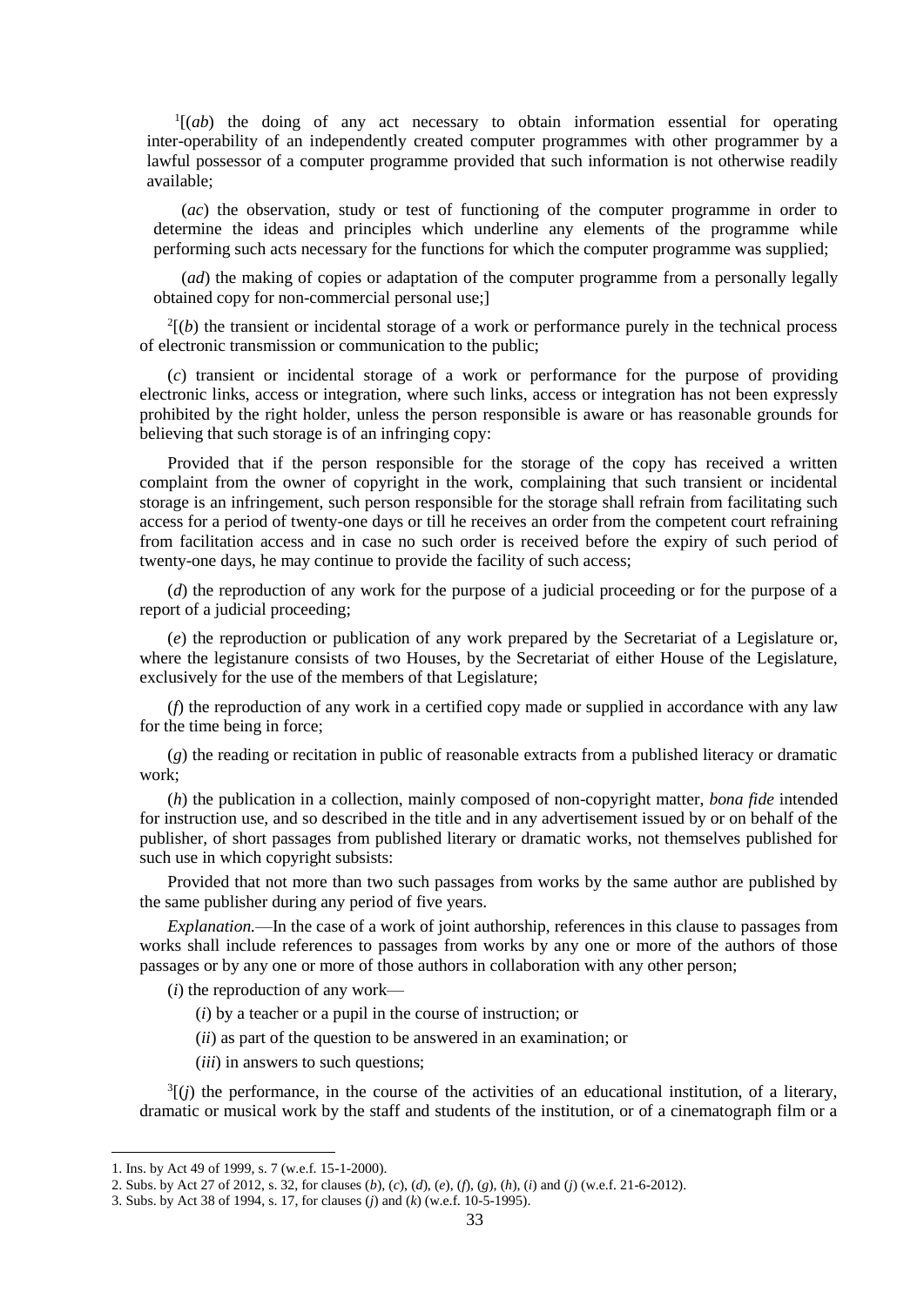[1][(*ab*) the doing of any act necessary to obtain information essential for operating inter-operability of an independently created computer programmes with other programmer by a lawful possessor of a computer programme provided that such information is not otherwise readily available;

(*ac*) the observation, study or test of functioning of the computer programme in order to determine the ideas and principles which underline any elements of the programme while performing such acts necessary for the functions for which the computer programme was supplied;

(*ad*) the making of copies or adaptation of the computer programme from a personally legally obtained copy for non-commercial personal use;]

[2][(*b*) the transient or incidental storage of a work or performance purely in the technical process of electronic transmission or communication to the public;

(*c*) transient or incidental storage of a work or performance for the purpose of providing electronic links, access or integration, where such links, access or integration has not been expressly prohibited by the right holder, unless the person responsible is aware or has reasonable grounds for believing that such storage is of an infringing copy:

Provided that if the person responsible for the storage of the copy has received a written complaint from the owner of copyright in the work, complaining that such transient or incidental storage is an infringement, such person responsible for the storage shall refrain from facilitating such access for a period of twenty-one days or till he receives an order from the competent court refraining from facilitation access and in case no such order is received before the expiry of such period of twenty-one days, he may continue to provide the facility of such access;

(*d*) the reproduction of any work for the purpose of a judicial proceeding or for the purpose of a report of a judicial proceeding;

(*e*) the reproduction or publication of any work prepared by the Secretariat of a Legislature or, where the legistanure consists of two Houses, by the Secretariat of either House of the Legislature, exclusively for the use of the members of that Legislature;

(*f*) the reproduction of any work in a certified copy made or supplied in accordance with any law for the time being in force;

(*g*) the reading or recitation in public of reasonable extracts from a published literacy or dramatic work;

(*h*) the publication in a collection, mainly composed of non-copyright matter, *bona fide* intended for instruction use, and so described in the title and in any advertisement issued by or on behalf of the publisher, of short passages from published literary or dramatic works, not themselves published for such use in which copyright subsists:

Provided that not more than two such passages from works by the same author are published by the same publisher during any period of five years.

*Explanation.*—In the case of a work of joint authorship, references in this clause to passages from works shall include references to passages from works by any one or more of the authors of those passages or by any one or more of those authors in collaboration with any other person;

(*i*) the reproduction of any work—

(*i*) by a teacher or a pupil in the course of instruction; or

(*ii*) as part of the question to be answered in an examination; or

(*iii*) in answers to such questions;

[3][(*j*) the performance, in the course of the activities of an educational institution, of a literary, dramatic or musical work by the staff and students of the institution, or of a cinematograph film or a

---

1. Ins. by Act 49 of 1999, s. 7 (w.e.f. 15-1-2000).
2. Subs. by Act 27 of 2012, s. 32, for clauses (*b*), (*c*), (*d*), (*e*), (*f*), (*g*), (*h*), (*i*) and (*j*) (w.e.f. 21-6-2012).
3. Subs. by Act 38 of 1994, s. 17, for clauses (*j*) and (*k*) (w.e.f. 10-5-1995).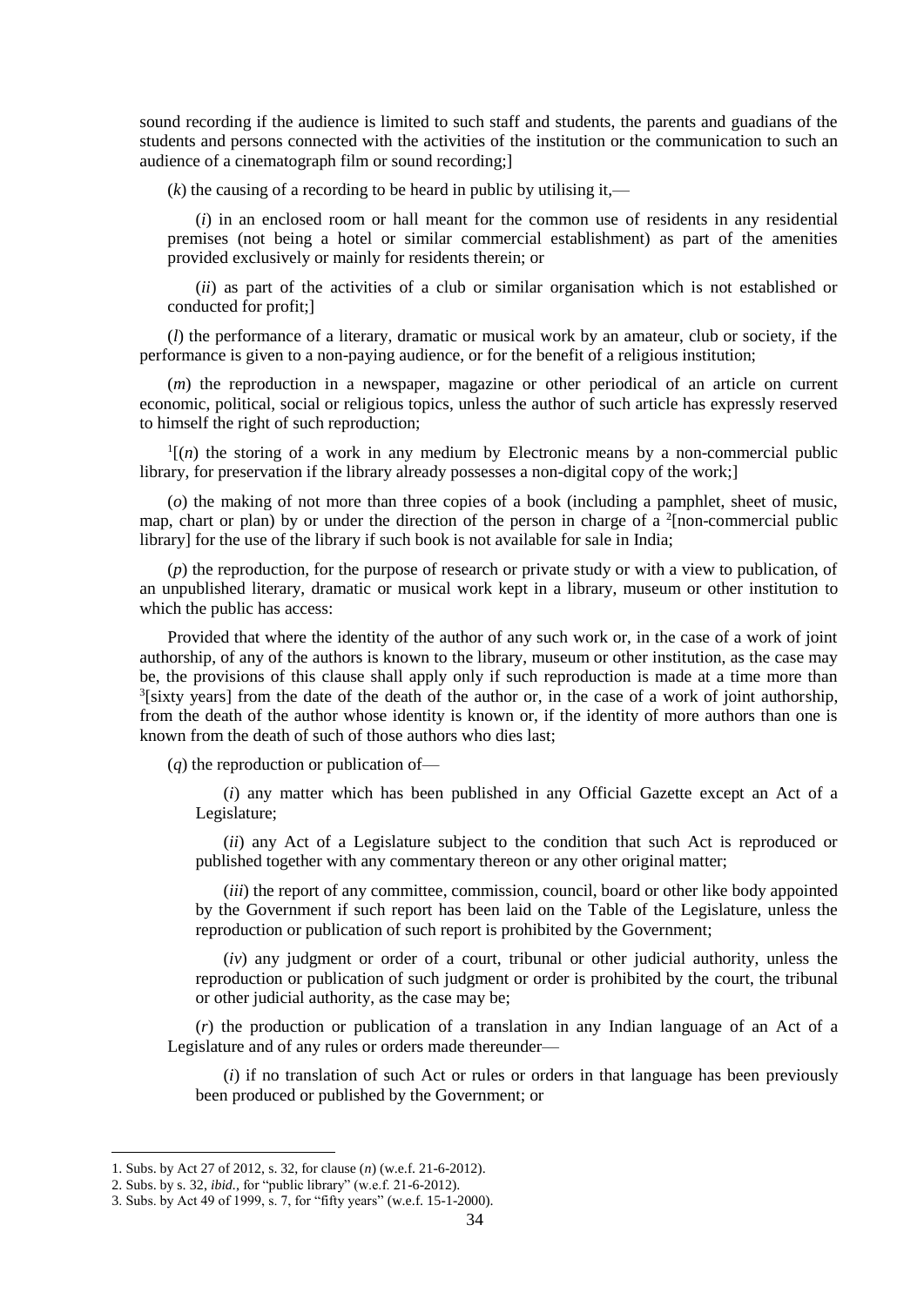sound recording if the audience is limited to such staff and students, the parents and guadians of the students and persons connected with the activities of the institution or the communication to such an audience of a cinematograph film or sound recording;]

(*k*) the causing of a recording to be heard in public by utilising it,—

(*i*) in an enclosed room or hall meant for the common use of residents in any residential premises (not being a hotel or similar commercial establishment) as part of the amenities provided exclusively or mainly for residents therein; or

(*ii*) as part of the activities of a club or similar organisation which is not established or conducted for profit;]

(*l*) the performance of a literary, dramatic or musical work by an amateur, club or society, if the performance is given to a non-paying audience, or for the benefit of a religious institution;

(*m*) the reproduction in a newspaper, magazine or other periodical of an article on current economic, political, social or religious topics, unless the author of such article has expressly reserved to himself the right of such reproduction;

[1][(*n*) the storing of a work in any medium by Electronic means by a non-commercial public library, for preservation if the library already possesses a non-digital copy of the work;]

(*o*) the making of not more than three copies of a book (including a pamphlet, sheet of music, map, chart or plan) by or under the direction of the person in charge of a [2][non-commercial public library] for the use of the library if such book is not available for sale in India;

(*p*) the reproduction, for the purpose of research or private study or with a view to publication, of an unpublished literary, dramatic or musical work kept in a library, museum or other institution to which the public has access:

Provided that where the identity of the author of any such work or, in the case of a work of joint authorship, of any of the authors is known to the library, museum or other institution, as the case may be, the provisions of this clause shall apply only if such reproduction is made at a time more than [3][sixty years] from the date of the death of the author or, in the case of a work of joint authorship, from the death of the author whose identity is known or, if the identity of more authors than one is known from the death of such of those authors who dies last;

(*q*) the reproduction or publication of—

(*i*) any matter which has been published in any Official Gazette except an Act of a Legislature;

(*ii*) any Act of a Legislature subject to the condition that such Act is reproduced or published together with any commentary thereon or any other original matter;

(*iii*) the report of any committee, commission, council, board or other like body appointed by the Government if such report has been laid on the Table of the Legislature, unless the reproduction or publication of such report is prohibited by the Government;

(*iv*) any judgment or order of a court, tribunal or other judicial authority, unless the reproduction or publication of such judgment or order is prohibited by the court, the tribunal or other judicial authority, as the case may be;

(*r*) the production or publication of a translation in any Indian language of an Act of a Legislature and of any rules or orders made thereunder—

(*i*) if no translation of such Act or rules or orders in that language has been previously been produced or published by the Government; or

---

1. Subs. by Act 27 of 2012, s. 32, for clause (*n*) (w.e.f. 21-6-2012).
2. Subs. by s. 32, *ibid.*, for "public library" (w.e.f. 21-6-2012).
3. Subs. by Act 49 of 1999, s. 7, for "fifty years" (w.e.f. 15-1-2000).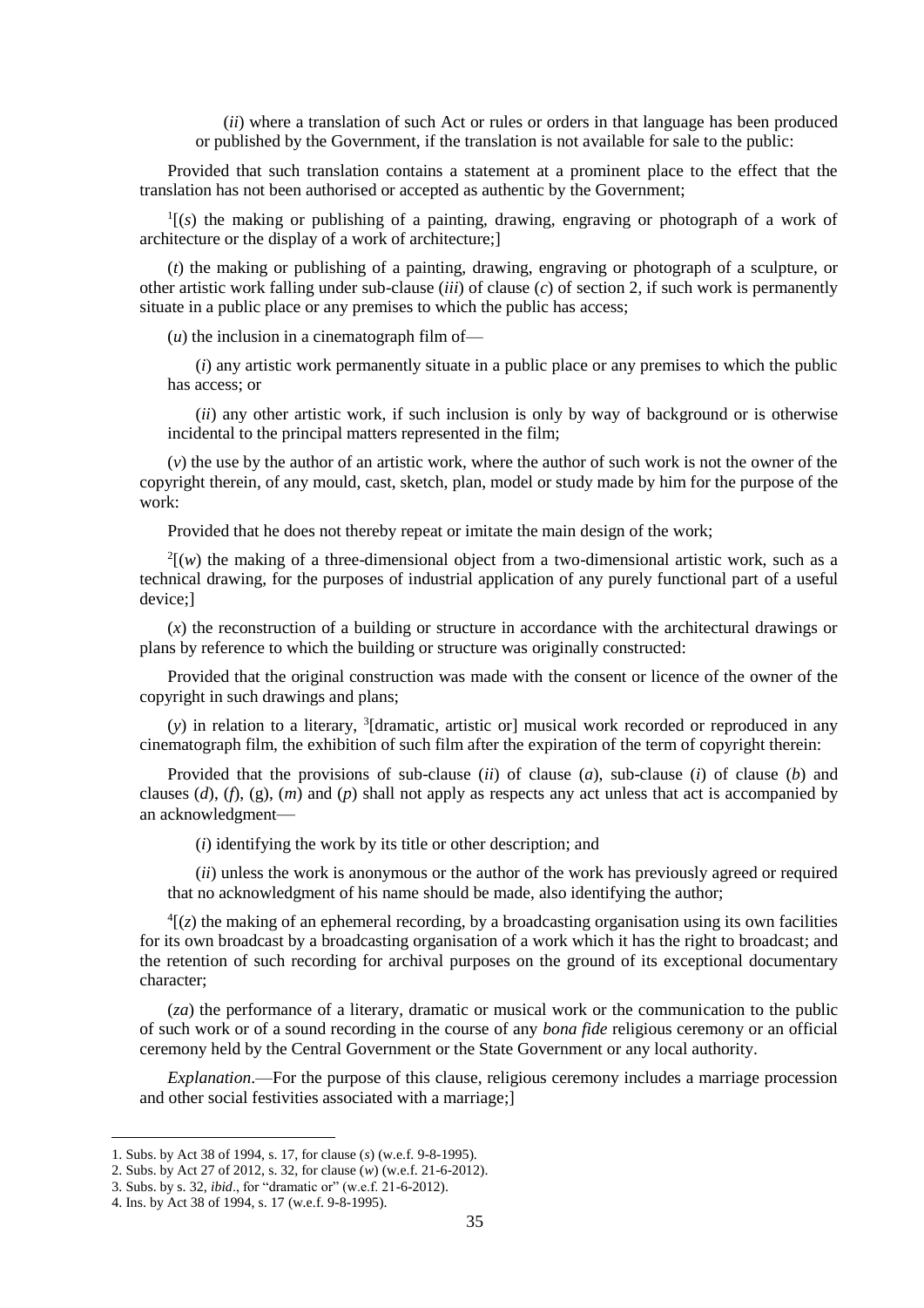(*ii*) where a translation of such Act or rules or orders in that language has been produced or published by the Government, if the translation is not available for sale to the public:

Provided that such translation contains a statement at a prominent place to the effect that the translation has not been authorised or accepted as authentic by the Government;

[1][(*s*) the making or publishing of a painting, drawing, engraving or photograph of a work of architecture or the display of a work of architecture;]

(*t*) the making or publishing of a painting, drawing, engraving or photograph of a sculpture, or other artistic work falling under sub-clause (*iii*) of clause (*c*) of section 2, if such work is permanently situate in a public place or any premises to which the public has access;

(*u*) the inclusion in a cinematograph film of—

(*i*) any artistic work permanently situate in a public place or any premises to which the public has access; or

(*ii*) any other artistic work, if such inclusion is only by way of background or is otherwise incidental to the principal matters represented in the film;

(*v*) the use by the author of an artistic work, where the author of such work is not the owner of the copyright therein, of any mould, cast, sketch, plan, model or study made by him for the purpose of the work:

Provided that he does not thereby repeat or imitate the main design of the work;

[2][(*w*) the making of a three-dimensional object from a two-dimensional artistic work, such as a technical drawing, for the purposes of industrial application of any purely functional part of a useful device;]

(*x*) the reconstruction of a building or structure in accordance with the architectural drawings or plans by reference to which the building or structure was originally constructed:

Provided that the original construction was made with the consent or licence of the owner of the copyright in such drawings and plans;

(*y*) in relation to a literary, [3][dramatic, artistic or] musical work recorded or reproduced in any cinematograph film, the exhibition of such film after the expiration of the term of copyright therein:

Provided that the provisions of sub-clause (*ii*) of clause (*a*), sub-clause (*i*) of clause (*b*) and clauses (*d*), (*f*), (g), (*m*) and (*p*) shall not apply as respects any act unless that act is accompanied by an acknowledgment—

(*i*) identifying the work by its title or other description; and

(*ii*) unless the work is anonymous or the author of the work has previously agreed or required that no acknowledgment of his name should be made, also identifying the author;

[4][(*z*) the making of an ephemeral recording, by a broadcasting organisation using its own facilities for its own broadcast by a broadcasting organisation of a work which it has the right to broadcast; and the retention of such recording for archival purposes on the ground of its exceptional documentary character;

(*za*) the performance of a literary, dramatic or musical work or the communication to the public of such work or of a sound recording in the course of any *bona fide* religious ceremony or an official ceremony held by the Central Government or the State Government or any local authority.

*Explanation*.—For the purpose of this clause, religious ceremony includes a marriage procession and other social festivities associated with a marriage;]

---

1. Subs. by Act 38 of 1994, s. 17, for clause (*s*) (w.e.f. 9-8-1995).
2. Subs. by Act 27 of 2012, s. 32, for clause (*w*) (w.e.f. 21-6-2012).
3. Subs. by s. 32, *ibid*., for "dramatic or" (w.e.f. 21-6-2012).
4. Ins. by Act 38 of 1994, s. 17 (w.e.f. 9-8-1995).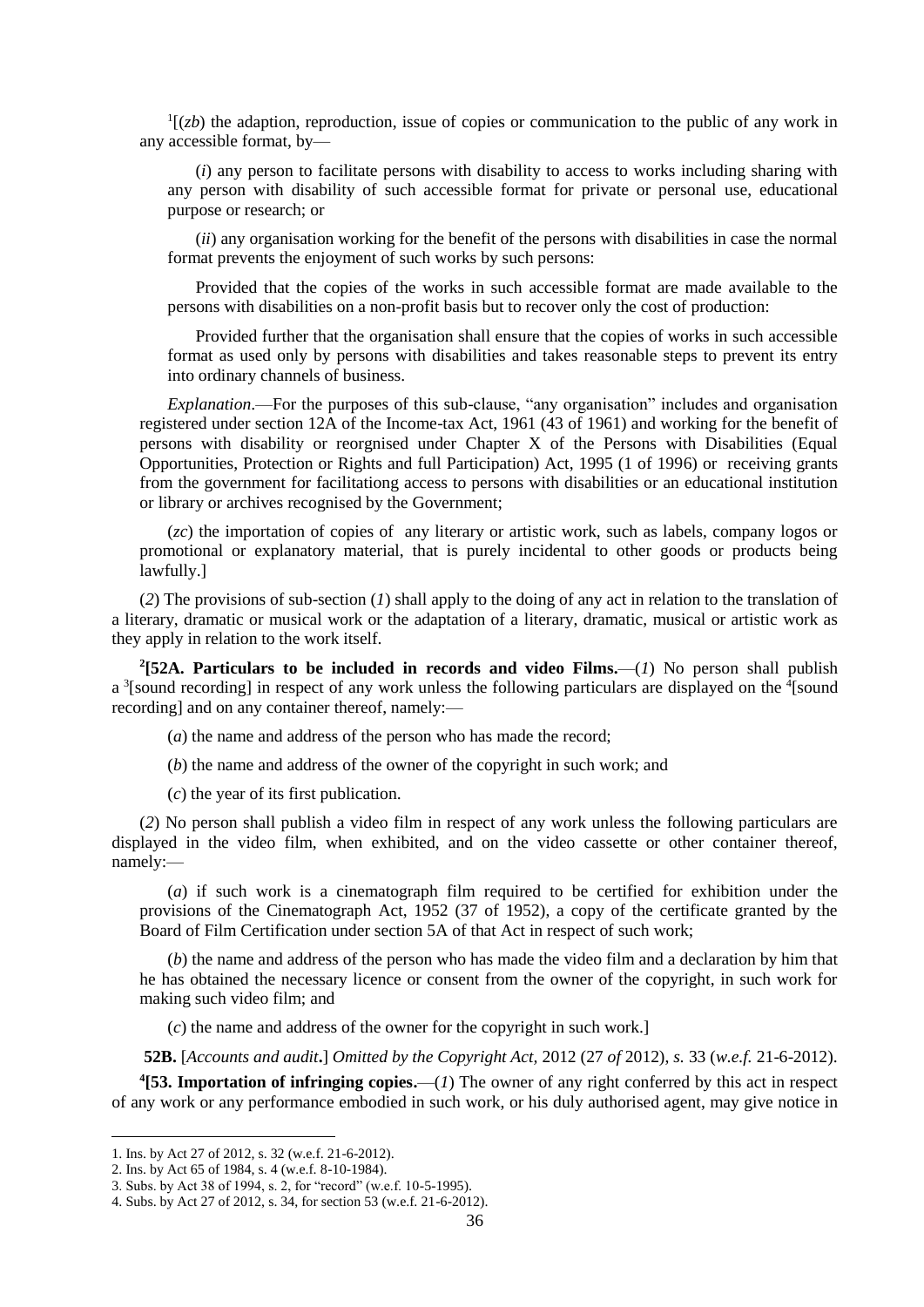[1][(*zb*) the adaption, reproduction, issue of copies or communication to the public of any work in any accessible format, by—

(*i*) any person to facilitate persons with disability to access to works including sharing with any person with disability of such accessible format for private or personal use, educational purpose or research; or

(*ii*) any organisation working for the benefit of the persons with disabilities in case the normal format prevents the enjoyment of such works by such persons:

Provided that the copies of the works in such accessible format are made available to the persons with disabilities on a non-profit basis but to recover only the cost of production:

Provided further that the organisation shall ensure that the copies of works in such accessible format as used only by persons with disabilities and takes reasonable steps to prevent its entry into ordinary channels of business.

*Explanation*.—For the purposes of this sub-clause, "any organisation" includes and organisation registered under section 12A of the Income-tax Act, 1961 (43 of 1961) and working for the benefit of persons with disability or reorgnised under Chapter X of the Persons with Disabilities (Equal Opportunities, Protection or Rights and full Participation) Act, 1995 (1 of 1996) or receiving grants from the government for facilitationg access to persons with disabilities or an educational institution or library or archives recognised by the Government;

(*zc*) the importation of copies of any literary or artistic work, such as labels, company logos or promotional or explanatory material, that is purely incidental to other goods or products being lawfully.]

(*2*) The provisions of sub-section (*1*) shall apply to the doing of any act in relation to the translation of a literary, dramatic or musical work or the adaptation of a literary, dramatic, musical or artistic work as they apply in relation to the work itself.

[2]**[52A. Particulars to be included in records and video Films.**—(*1*) No person shall publish a [3][sound recording] in respect of any work unless the following particulars are displayed on the [4][sound recording] and on any container thereof, namely:—

(*a*) the name and address of the person who has made the record;

(*b*) the name and address of the owner of the copyright in such work; and

(*c*) the year of its first publication.

(*2*) No person shall publish a video film in respect of any work unless the following particulars are displayed in the video film, when exhibited, and on the video cassette or other container thereof, namely:—

(*a*) if such work is a cinematograph film required to be certified for exhibition under the provisions of the Cinematograph Act, 1952 (37 of 1952), a copy of the certificate granted by the Board of Film Certification under section 5A of that Act in respect of such work;

(*b*) the name and address of the person who has made the video film and a declaration by him that he has obtained the necessary licence or consent from the owner of the copyright, in such work for making such video film; and

(*c*) the name and address of the owner for the copyright in such work.]

**52B.** [*Accounts and audit*.] *Omitted by the Copyright Act*, 2012 (27 *of* 2012), *s.* 33 (*w.e.f.* 21-6-2012).

[4]**[53. Importation of infringing copies.**—(*1*) The owner of any right conferred by this act in respect of any work or any performance embodied in such work, or his duly authorised agent, may give notice in

---

1. Ins. by Act 27 of 2012, s. 32 (w.e.f. 21-6-2012).
2. Ins. by Act 65 of 1984, s. 4 (w.e.f. 8-10-1984).
3. Subs. by Act 38 of 1994, s. 2, for "record" (w.e.f. 10-5-1995).
4. Subs. by Act 27 of 2012, s. 34, for section 53 (w.e.f. 21-6-2012).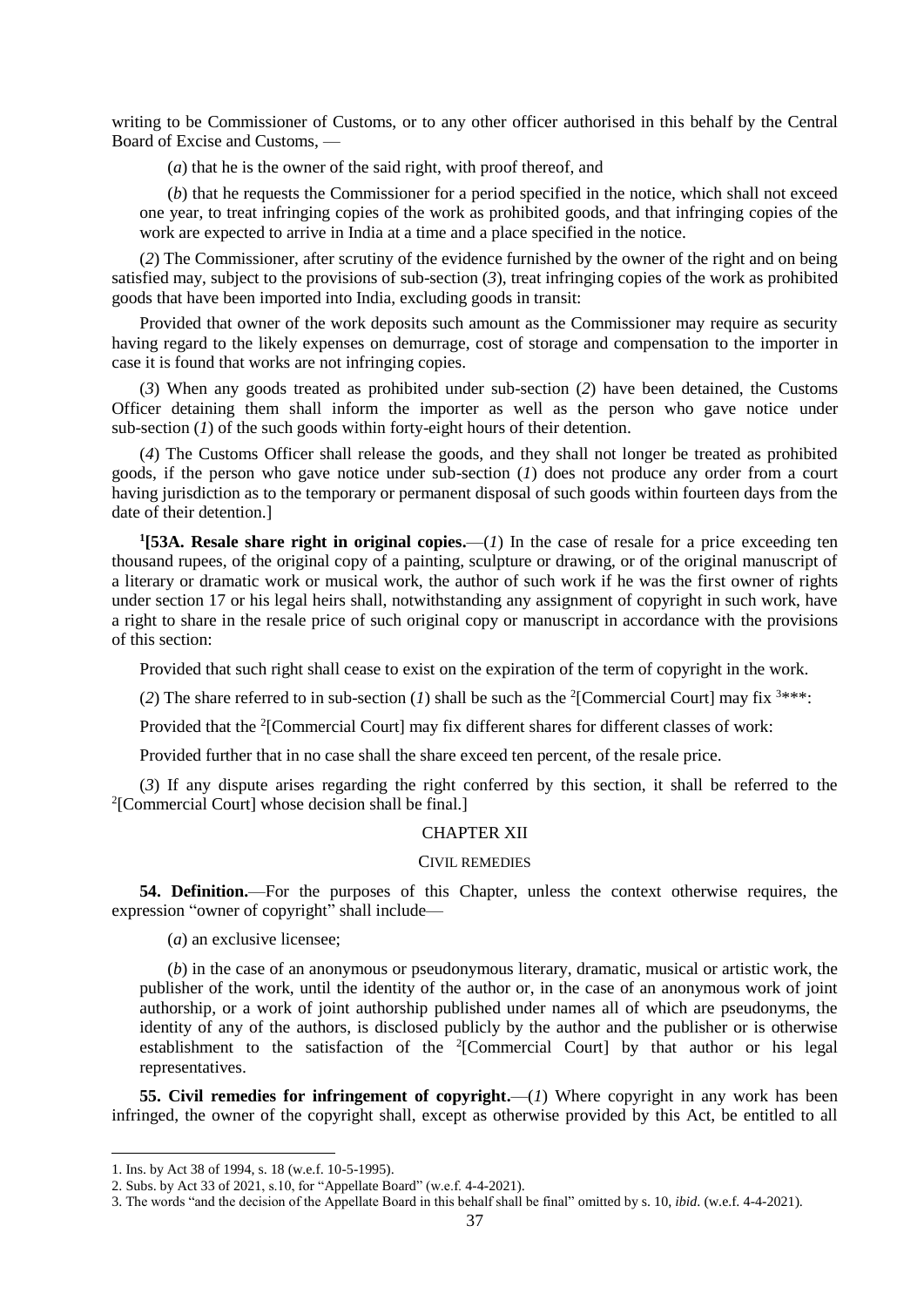writing to be Commissioner of Customs, or to any other officer authorised in this behalf by the Central Board of Excise and Customs, —

(*a*) that he is the owner of the said right, with proof thereof, and

(*b*) that he requests the Commissioner for a period specified in the notice, which shall not exceed one year, to treat infringing copies of the work as prohibited goods, and that infringing copies of the work are expected to arrive in India at a time and a place specified in the notice.

(*2*) The Commissioner, after scrutiny of the evidence furnished by the owner of the right and on being satisfied may, subject to the provisions of sub-section (*3*), treat infringing copies of the work as prohibited goods that have been imported into India, excluding goods in transit:

Provided that owner of the work deposits such amount as the Commissioner may require as security having regard to the likely expenses on demurrage, cost of storage and compensation to the importer in case it is found that works are not infringing copies.

(*3*) When any goods treated as prohibited under sub-section (*2*) have been detained, the Customs Officer detaining them shall inform the importer as well as the person who gave notice under sub-section (*1*) of the such goods within forty-eight hours of their detention.

(*4*) The Customs Officer shall release the goods, and they shall not longer be treated as prohibited goods, if the person who gave notice under sub-section (*1*) does not produce any order from a court having jurisdiction as to the temporary or permanent disposal of such goods within fourteen days from the date of their detention.]

[1]**[53A. Resale share right in original copies.**—(*1*) In the case of resale for a price exceeding ten thousand rupees, of the original copy of a painting, sculpture or drawing, or of the original manuscript of a literary or dramatic work or musical work, the author of such work if he was the first owner of rights under section 17 or his legal heirs shall, notwithstanding any assignment of copyright in such work, have a right to share in the resale price of such original copy or manuscript in accordance with the provisions of this section:

Provided that such right shall cease to exist on the expiration of the term of copyright in the work.

(*2*) The share referred to in sub-section (*1*) shall be such as the [2][Commercial Court] may fix [3]***:

Provided that the [2][Commercial Court] may fix different shares for different classes of work:

Provided further that in no case shall the share exceed ten percent, of the resale price.

(*3*) If any dispute arises regarding the right conferred by this section, it shall be referred to the [2][Commercial Court] whose decision shall be final.]

## CHAPTER XII

### CIVIL REMEDIES

**54. Definition.**—For the purposes of this Chapter, unless the context otherwise requires, the expression "owner of copyright" shall include—

(*a*) an exclusive licensee;

(*b*) in the case of an anonymous or pseudonymous literary, dramatic, musical or artistic work, the publisher of the work, until the identity of the author or, in the case of an anonymous work of joint authorship, or a work of joint authorship published under names all of which are pseudonyms, the identity of any of the authors, is disclosed publicly by the author and the publisher or is otherwise establishment to the satisfaction of the [2][Commercial Court] by that author or his legal representatives.

**55. Civil remedies for infringement of copyright.**—(*1*) Where copyright in any work has been infringed, the owner of the copyright shall, except as otherwise provided by this Act, be entitled to all

---

1. Ins. by Act 38 of 1994, s. 18 (w.e.f. 10-5-1995).
2. Subs. by Act 33 of 2021, s.10, for "Appellate Board" (w.e.f. 4-4-2021).
3. The words "and the decision of the Appellate Board in this behalf shall be final" omitted by s. 10, *ibid*. (w.e.f. 4-4-2021).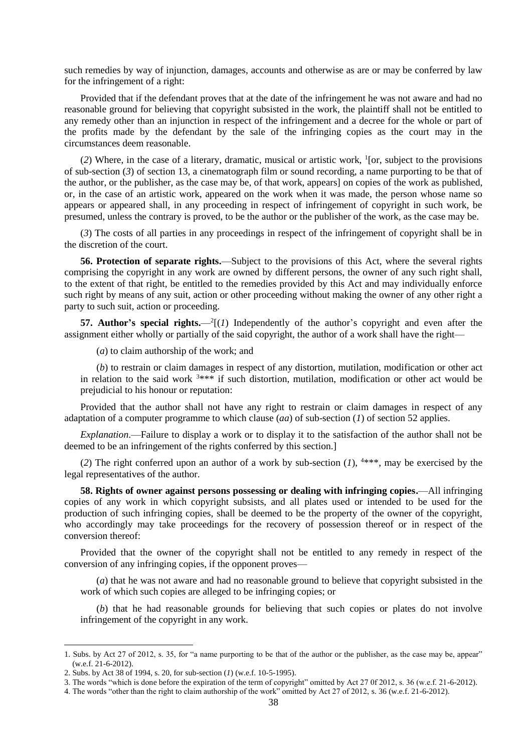such remedies by way of injunction, damages, accounts and otherwise as are or may be conferred by law for the infringement of a right:

Provided that if the defendant proves that at the date of the infringement he was not aware and had no reasonable ground for believing that copyright subsisted in the work, the plaintiff shall not be entitled to any remedy other than an injunction in respect of the infringement and a decree for the whole or part of the profits made by the defendant by the sale of the infringing copies as the court may in the circumstances deem reasonable.

(*2*) Where, in the case of a literary, dramatic, musical or artistic work, [1][or, subject to the provisions of sub-section (*3*) of section 13, a cinematograph film or sound recording, a name purporting to be that of the author, or the publisher, as the case may be, of that work, appears] on copies of the work as published, or, in the case of an artistic work, appeared on the work when it was made, the person whose name so appears or appeared shall, in any proceeding in respect of infringement of copyright in such work, be presumed, unless the contrary is proved, to be the author or the publisher of the work, as the case may be.

(*3*) The costs of all parties in any proceedings in respect of the infringement of copyright shall be in the discretion of the court.

**56. Protection of separate rights.**—Subject to the provisions of this Act, where the several rights comprising the copyright in any work are owned by different persons, the owner of any such right shall, to the extent of that right, be entitled to the remedies provided by this Act and may individually enforce such right by means of any suit, action or other proceeding without making the owner of any other right a party to such suit, action or proceeding.

**57. Author's special rights.**—[2][(*1*) Independently of the author's copyright and even after the assignment either wholly or partially of the said copyright, the author of a work shall have the right—

(*a*) to claim authorship of the work; and

(*b*) to restrain or claim damages in respect of any distortion, mutilation, modification or other act in relation to the said work [3]*** if such distortion, mutilation, modification or other act would be prejudicial to his honour or reputation:

Provided that the author shall not have any right to restrain or claim damages in respect of any adaptation of a computer programme to which clause (*aa*) of sub-section (*1*) of section 52 applies.

*Explanation*.—Failure to display a work or to display it to the satisfaction of the author shall not be deemed to be an infringement of the rights conferred by this section.]

(*2*) The right conferred upon an author of a work by sub-section (*1*), [4]***, may be exercised by the legal representatives of the author.

**58. Rights of owner against persons possessing or dealing with infringing copies.**—All infringing copies of any work in which copyright subsists, and all plates used or intended to be used for the production of such infringing copies, shall be deemed to be the property of the owner of the copyright, who accordingly may take proceedings for the recovery of possession thereof or in respect of the conversion thereof:

Provided that the owner of the copyright shall not be entitled to any remedy in respect of the conversion of any infringing copies, if the opponent proves—

(*a*) that he was not aware and had no reasonable ground to believe that copyright subsisted in the work of which such copies are alleged to be infringing copies; or

(*b*) that he had reasonable grounds for believing that such copies or plates do not involve infringement of the copyright in any work.

---

1. Subs. by Act 27 of 2012, s. 35, for "a name purporting to be that of the author or the publisher, as the case may be, appear" (w.e.f. 21-6-2012).
2. Subs. by Act 38 of 1994, s. 20, for sub-section (*1*) (w.e.f. 10-5-1995).
3. The words "which is done before the expiration of the term of copyright" omitted by Act 27 0f 2012, s. 36 (w.e.f. 21-6-2012).
4. The words "other than the right to claim authorship of the work" omitted by Act 27 of 2012, s. 36 (w.e.f. 21-6-2012).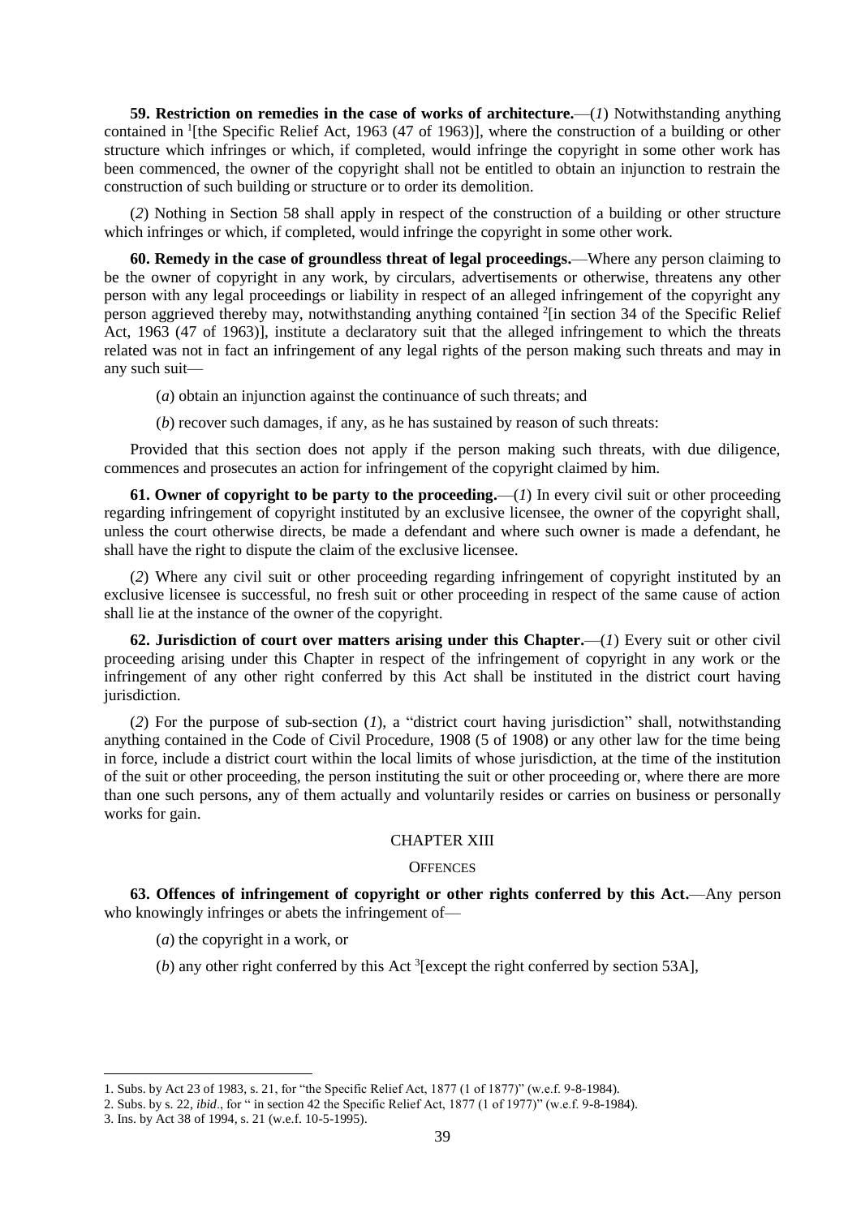**59. Restriction on remedies in the case of works of architecture.**—(*1*) Notwithstanding anything contained in [1][the Specific Relief Act, 1963 (47 of 1963)], where the construction of a building or other structure which infringes or which, if completed, would infringe the copyright in some other work has been commenced, the owner of the copyright shall not be entitled to obtain an injunction to restrain the construction of such building or structure or to order its demolition.

(*2*) Nothing in Section 58 shall apply in respect of the construction of a building or other structure which infringes or which, if completed, would infringe the copyright in some other work.

**60. Remedy in the case of groundless threat of legal proceedings.**—Where any person claiming to be the owner of copyright in any work, by circulars, advertisements or otherwise, threatens any other person with any legal proceedings or liability in respect of an alleged infringement of the copyright any person aggrieved thereby may, notwithstanding anything contained [2][in section 34 of the Specific Relief Act, 1963 (47 of 1963)], institute a declaratory suit that the alleged infringement to which the threats related was not in fact an infringement of any legal rights of the person making such threats and may in any such suit—

(*a*) obtain an injunction against the continuance of such threats; and

(*b*) recover such damages, if any, as he has sustained by reason of such threats:

Provided that this section does not apply if the person making such threats, with due diligence, commences and prosecutes an action for infringement of the copyright claimed by him.

**61. Owner of copyright to be party to the proceeding.**—(*1*) In every civil suit or other proceeding regarding infringement of copyright instituted by an exclusive licensee, the owner of the copyright shall, unless the court otherwise directs, be made a defendant and where such owner is made a defendant, he shall have the right to dispute the claim of the exclusive licensee.

(*2*) Where any civil suit or other proceeding regarding infringement of copyright instituted by an exclusive licensee is successful, no fresh suit or other proceeding in respect of the same cause of action shall lie at the instance of the owner of the copyright.

**62. Jurisdiction of court over matters arising under this Chapter.**—(*1*) Every suit or other civil proceeding arising under this Chapter in respect of the infringement of copyright in any work or the infringement of any other right conferred by this Act shall be instituted in the district court having jurisdiction.

(*2*) For the purpose of sub-section (*1*), a "district court having jurisdiction" shall, notwithstanding anything contained in the Code of Civil Procedure, 1908 (5 of 1908) or any other law for the time being in force, include a district court within the local limits of whose jurisdiction, at the time of the institution of the suit or other proceeding, the person instituting the suit or other proceeding or, where there are more than one such persons, any of them actually and voluntarily resides or carries on business or personally works for gain.

## CHAPTER XIII

### OFFENCES

**63. Offences of infringement of copyright or other rights conferred by this Act.**—Any person who knowingly infringes or abets the infringement of—

(*a*) the copyright in a work, or

(*b*) any other right conferred by this Act [3][except the right conferred by section 53A],

---

1. Subs. by Act 23 of 1983, s. 21, for "the Specific Relief Act, 1877 (1 of 1877)" (w.e.f. 9-8-1984).
2. Subs. by s. 22, *ibid*., for " in section 42 the Specific Relief Act, 1877 (1 of 1977)" (w.e.f. 9-8-1984).
3. Ins. by Act 38 of 1994, s. 21 (w.e.f. 10-5-1995).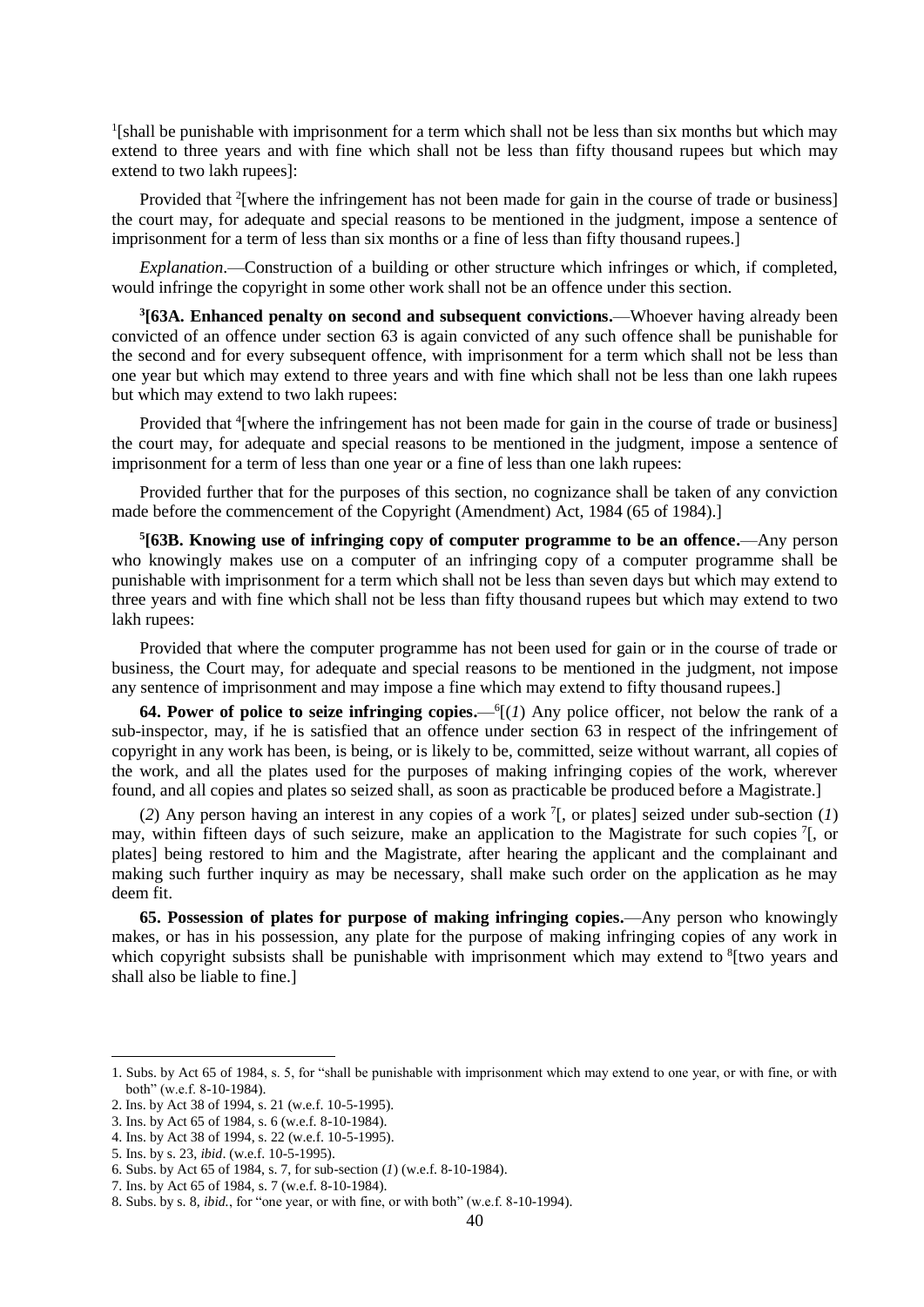[1][shall be punishable with imprisonment for a term which shall not be less than six months but which may extend to three years and with fine which shall not be less than fifty thousand rupees but which may extend to two lakh rupees]:

Provided that [2][where the infringement has not been made for gain in the course of trade or business] the court may, for adequate and special reasons to be mentioned in the judgment, impose a sentence of imprisonment for a term of less than six months or a fine of less than fifty thousand rupees.]

*Explanation*.—Construction of a building or other structure which infringes or which, if completed, would infringe the copyright in some other work shall not be an offence under this section.

[3]**[63A. Enhanced penalty on second and subsequent convictions.**—Whoever having already been convicted of an offence under section 63 is again convicted of any such offence shall be punishable for the second and for every subsequent offence, with imprisonment for a term which shall not be less than one year but which may extend to three years and with fine which shall not be less than one lakh rupees but which may extend to two lakh rupees:

Provided that [4][where the infringement has not been made for gain in the course of trade or business] the court may, for adequate and special reasons to be mentioned in the judgment, impose a sentence of imprisonment for a term of less than one year or a fine of less than one lakh rupees:

Provided further that for the purposes of this section, no cognizance shall be taken of any conviction made before the commencement of the Copyright (Amendment) Act, 1984 (65 of 1984).]

[5]**[63B. Knowing use of infringing copy of computer programme to be an offence.**—Any person who knowingly makes use on a computer of an infringing copy of a computer programme shall be punishable with imprisonment for a term which shall not be less than seven days but which may extend to three years and with fine which shall not be less than fifty thousand rupees but which may extend to two lakh rupees:

Provided that where the computer programme has not been used for gain or in the course of trade or business, the Court may, for adequate and special reasons to be mentioned in the judgment, not impose any sentence of imprisonment and may impose a fine which may extend to fifty thousand rupees.]

**64. Power of police to seize infringing copies.**—[6][(*1*) Any police officer, not below the rank of a sub-inspector, may, if he is satisfied that an offence under section 63 in respect of the infringement of copyright in any work has been, is being, or is likely to be, committed, seize without warrant, all copies of the work, and all the plates used for the purposes of making infringing copies of the work, wherever found, and all copies and plates so seized shall, as soon as practicable be produced before a Magistrate.]

(*2*) Any person having an interest in any copies of a work [7][, or plates] seized under sub-section (*1*) may, within fifteen days of such seizure, make an application to the Magistrate for such copies [7][, or plates] being restored to him and the Magistrate, after hearing the applicant and the complainant and making such further inquiry as may be necessary, shall make such order on the application as he may deem fit.

**65. Possession of plates for purpose of making infringing copies.**—Any person who knowingly makes, or has in his possession, any plate for the purpose of making infringing copies of any work in which copyright subsists shall be punishable with imprisonment which may extend to [8][two years and shall also be liable to fine.]

1. Subs. by Act 65 of 1984, s. 5, for "shall be punishable with imprisonment which may extend to one year, or with fine, or with both" (w.e.f. 8-10-1984).
2. Ins. by Act 38 of 1994, s. 21 (w.e.f. 10-5-1995).
3. Ins. by Act 65 of 1984, s. 6 (w.e.f. 8-10-1984).
4. Ins. by Act 38 of 1994, s. 22 (w.e.f. 10-5-1995).
5. Ins. by s. 23, *ibid*. (w.e.f. 10-5-1995).
6. Subs. by Act 65 of 1984, s. 7, for sub-section (*1*) (w.e.f. 8-10-1984).
7. Ins. by Act 65 of 1984, s. 7 (w.e.f. 8-10-1984).
8. Subs. by s. 8, *ibid.*, for "one year, or with fine, or with both" (w.e.f. 8-10-1994).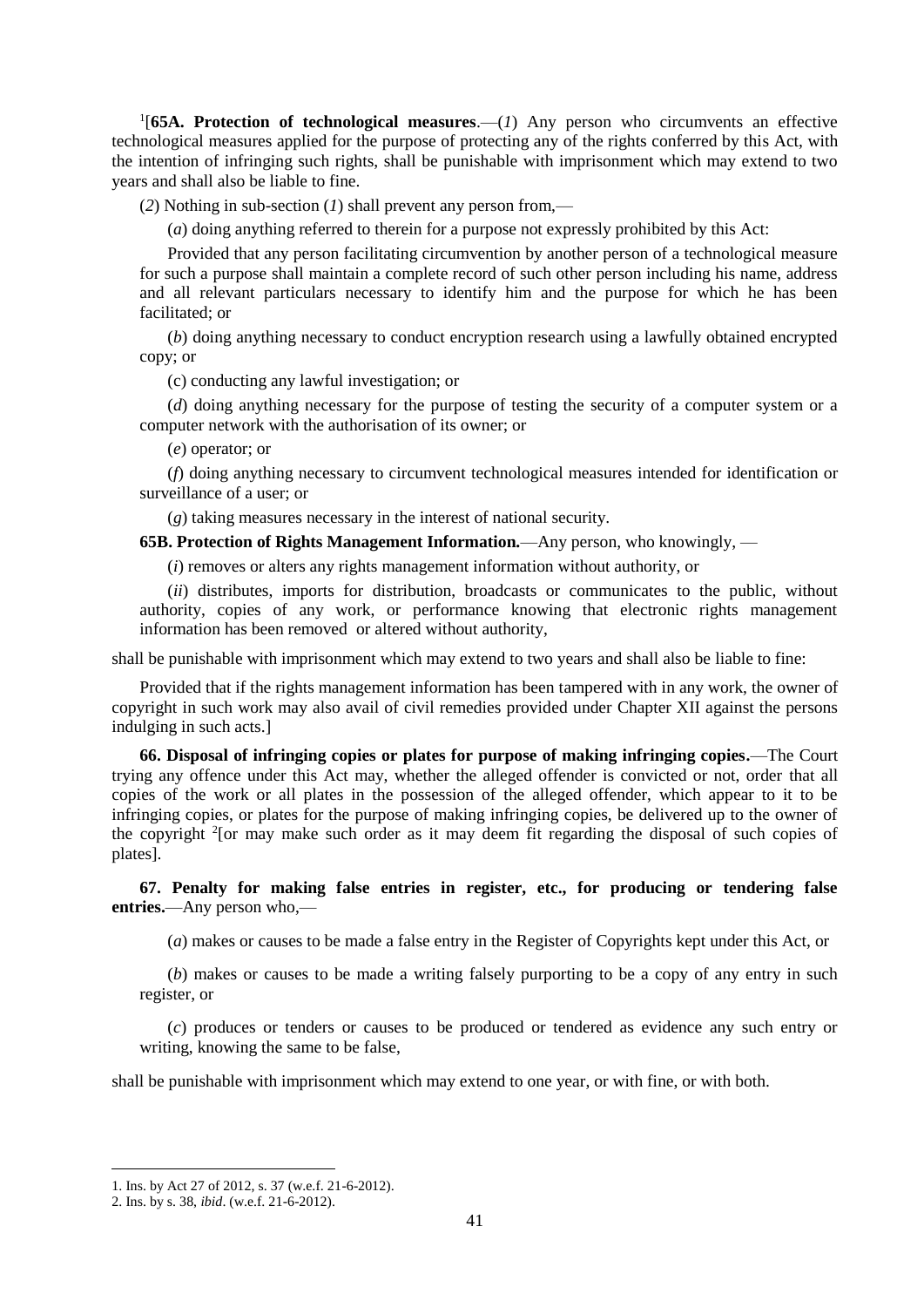[1][**65A. Protection of technological measures**.—(*1*) Any person who circumvents an effective technological measures applied for the purpose of protecting any of the rights conferred by this Act, with the intention of infringing such rights, shall be punishable with imprisonment which may extend to two years and shall also be liable to fine.

(*2*) Nothing in sub-section (*1*) shall prevent any person from,—

(*a*) doing anything referred to therein for a purpose not expressly prohibited by this Act:

Provided that any person facilitating circumvention by another person of a technological measure for such a purpose shall maintain a complete record of such other person including his name, address and all relevant particulars necessary to identify him and the purpose for which he has been facilitated; or

(*b*) doing anything necessary to conduct encryption research using a lawfully obtained encrypted copy; or

(c) conducting any lawful investigation; or

(*d*) doing anything necessary for the purpose of testing the security of a computer system or a computer network with the authorisation of its owner; or

(*e*) operator; or

(*f*) doing anything necessary to circumvent technological measures intended for identification or surveillance of a user; or

(*g*) taking measures necessary in the interest of national security.

**65B. Protection of Rights Management Information.**—Any person, who knowingly, —

(*i*) removes or alters any rights management information without authority, or

(*ii*) distributes, imports for distribution, broadcasts or communicates to the public, without authority, copies of any work, or performance knowing that electronic rights management information has been removed or altered without authority,

shall be punishable with imprisonment which may extend to two years and shall also be liable to fine:

Provided that if the rights management information has been tampered with in any work, the owner of copyright in such work may also avail of civil remedies provided under Chapter XII against the persons indulging in such acts.]

**66. Disposal of infringing copies or plates for purpose of making infringing copies.**—The Court trying any offence under this Act may, whether the alleged offender is convicted or not, order that all copies of the work or all plates in the possession of the alleged offender, which appear to it to be infringing copies, or plates for the purpose of making infringing copies, be delivered up to the owner of the copyright [2][or may make such order as it may deem fit regarding the disposal of such copies of plates].

**67. Penalty for making false entries in register, etc., for producing or tendering false entries.**—Any person who,—

(*a*) makes or causes to be made a false entry in the Register of Copyrights kept under this Act, or

(*b*) makes or causes to be made a writing falsely purporting to be a copy of any entry in such register, or

(*c*) produces or tenders or causes to be produced or tendered as evidence any such entry or writing, knowing the same to be false,

shall be punishable with imprisonment which may extend to one year, or with fine, or with both.

---

1. Ins. by Act 27 of 2012, s. 37 (w.e.f. 21-6-2012).
2. Ins. by s. 38, *ibid*. (w.e.f. 21-6-2012).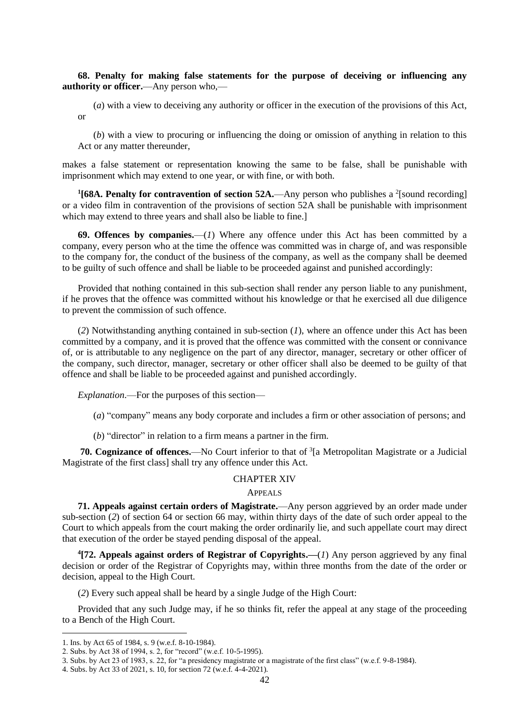**68. Penalty for making false statements for the purpose of deceiving or influencing any authority or officer.**—Any person who,—

(*a*) with a view to deceiving any authority or officer in the execution of the provisions of this Act, or

(*b*) with a view to procuring or influencing the doing or omission of anything in relation to this Act or any matter thereunder,

makes a false statement or representation knowing the same to be false, shall be punishable with imprisonment which may extend to one year, or with fine, or with both.

[1][**68A. Penalty for contravention of section 52A.**—Any person who publishes a [2][sound recording] or a video film in contravention of the provisions of section 52A shall be punishable with imprisonment which may extend to three years and shall also be liable to fine.]

**69. Offences by companies.**—(*1*) Where any offence under this Act has been committed by a company, every person who at the time the offence was committed was in charge of, and was responsible to the company for, the conduct of the business of the company, as well as the company shall be deemed to be guilty of such offence and shall be liable to be proceeded against and punished accordingly:

Provided that nothing contained in this sub-section shall render any person liable to any punishment, if he proves that the offence was committed without his knowledge or that he exercised all due diligence to prevent the commission of such offence.

(*2*) Notwithstanding anything contained in sub-section (*1*), where an offence under this Act has been committed by a company, and it is proved that the offence was committed with the consent or connivance of, or is attributable to any negligence on the part of any director, manager, secretary or other officer of the company, such director, manager, secretary or other officer shall also be deemed to be guilty of that offence and shall be liable to be proceeded against and punished accordingly.

*Explanation*.—For the purposes of this section—

(*a*) "company" means any body corporate and includes a firm or other association of persons; and

(*b*) "director" in relation to a firm means a partner in the firm.

**70. Cognizance of offences.**—No Court inferior to that of [3][a Metropolitan Magistrate or a Judicial Magistrate of the first class] shall try any offence under this Act.

## CHAPTER XIV

## APPEALS

**71. Appeals against certain orders of Magistrate.**—Any person aggrieved by an order made under sub-section (*2*) of section 64 or section 66 may, within thirty days of the date of such order appeal to the Court to which appeals from the court making the order ordinarily lie, and such appellate court may direct that execution of the order be stayed pending disposal of the appeal.

[4][**72. Appeals against orders of Registrar of Copyrights.**—(*1*) Any person aggrieved by any final decision or order of the Registrar of Copyrights may, within three months from the date of the order or decision, appeal to the High Court.

(*2*) Every such appeal shall be heard by a single Judge of the High Court:

Provided that any such Judge may, if he so thinks fit, refer the appeal at any stage of the proceeding to a Bench of the High Court.

---

1. Ins. by Act 65 of 1984, s. 9 (w.e.f. 8-10-1984).
2. Subs. by Act 38 of 1994, s. 2, for "record" (w.e.f. 10-5-1995).
3. Subs. by Act 23 of 1983, s. 22, for "a presidency magistrate or a magistrate of the first class" (w.e.f. 9-8-1984).
4. Subs. by Act 33 of 2021, s. 10, for section 72 (w.e.f. 4-4-2021).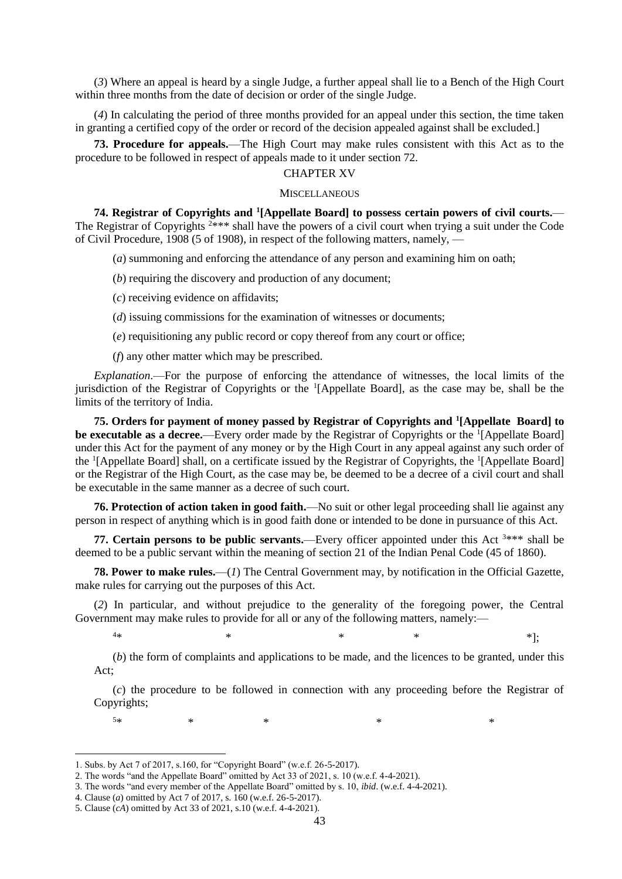(*3*) Where an appeal is heard by a single Judge, a further appeal shall lie to a Bench of the High Court within three months from the date of decision or order of the single Judge.

(*4*) In calculating the period of three months provided for an appeal under this section, the time taken in granting a certified copy of the order or record of the decision appealed against shall be excluded.]

**73. Procedure for appeals.**—The High Court may make rules consistent with this Act as to the procedure to be followed in respect of appeals made to it under section 72.

## CHAPTER XV

### MISCELLANEOUS

**74. Registrar of Copyrights and [1][Appellate Board] to possess certain powers of civil courts.**—The Registrar of Copyrights [2]*** shall have the powers of a civil court when trying a suit under the Code of Civil Procedure, 1908 (5 of 1908), in respect of the following matters, namely, —

(*a*) summoning and enforcing the attendance of any person and examining him on oath;

(*b*) requiring the discovery and production of any document;

(*c*) receiving evidence on affidavits;

(*d*) issuing commissions for the examination of witnesses or documents;

(*e*) requisitioning any public record or copy thereof from any court or office;

(*f*) any other matter which may be prescribed.

*Explanation*.—For the purpose of enforcing the attendance of witnesses, the local limits of the jurisdiction of the Registrar of Copyrights or the [1][Appellate Board], as the case may be, shall be the limits of the territory of India.

**75. Orders for payment of money passed by Registrar of Copyrights and [1][Appellate Board] to be executable as a decree.**—Every order made by the Registrar of Copyrights or the [1][Appellate Board] under this Act for the payment of any money or by the High Court in any appeal against any such order of the [1][Appellate Board] shall, on a certificate issued by the Registrar of Copyrights, the [1][Appellate Board] or the Registrar of the High Court, as the case may be, be deemed to be a decree of a civil court and shall be executable in the same manner as a decree of such court.

**76. Protection of action taken in good faith.**—No suit or other legal proceeding shall lie against any person in respect of anything which is in good faith done or intended to be done in pursuance of this Act.

**77. Certain persons to be public servants.**—Every officer appointed under this Act [3]*** shall be deemed to be a public servant within the meaning of section 21 of the Indian Penal Code (45 of 1860).

**78. Power to make rules.**—(*1*) The Central Government may, by notification in the Official Gazette, make rules for carrying out the purposes of this Act.

(*2*) In particular, and without prejudice to the generality of the foregoing power, the Central Government may make rules to provide for all or any of the following matters, namely:—

[4]* * * * *];

(*b*) the form of complaints and applications to be made, and the licences to be granted, under this Act;

(*c*) the procedure to be followed in connection with any proceeding before the Registrar of Copyrights;

[5]* * * * *

---

1. Subs. by Act 7 of 2017, s.160, for "Copyright Board" (w.e.f. 26-5-2017).
2. The words "and the Appellate Board" omitted by Act 33 of 2021, s. 10 (w.e.f. 4-4-2021).
3. The words "and every member of the Appellate Board" omitted by s. 10, *ibid*. (w.e.f. 4-4-2021).
4. Clause (*a*) omitted by Act 7 of 2017, s. 160 (w.e.f. 26-5-2017).
5. Clause (*cA*) omitted by Act 33 of 2021, s.10 (w.e.f. 4-4-2021).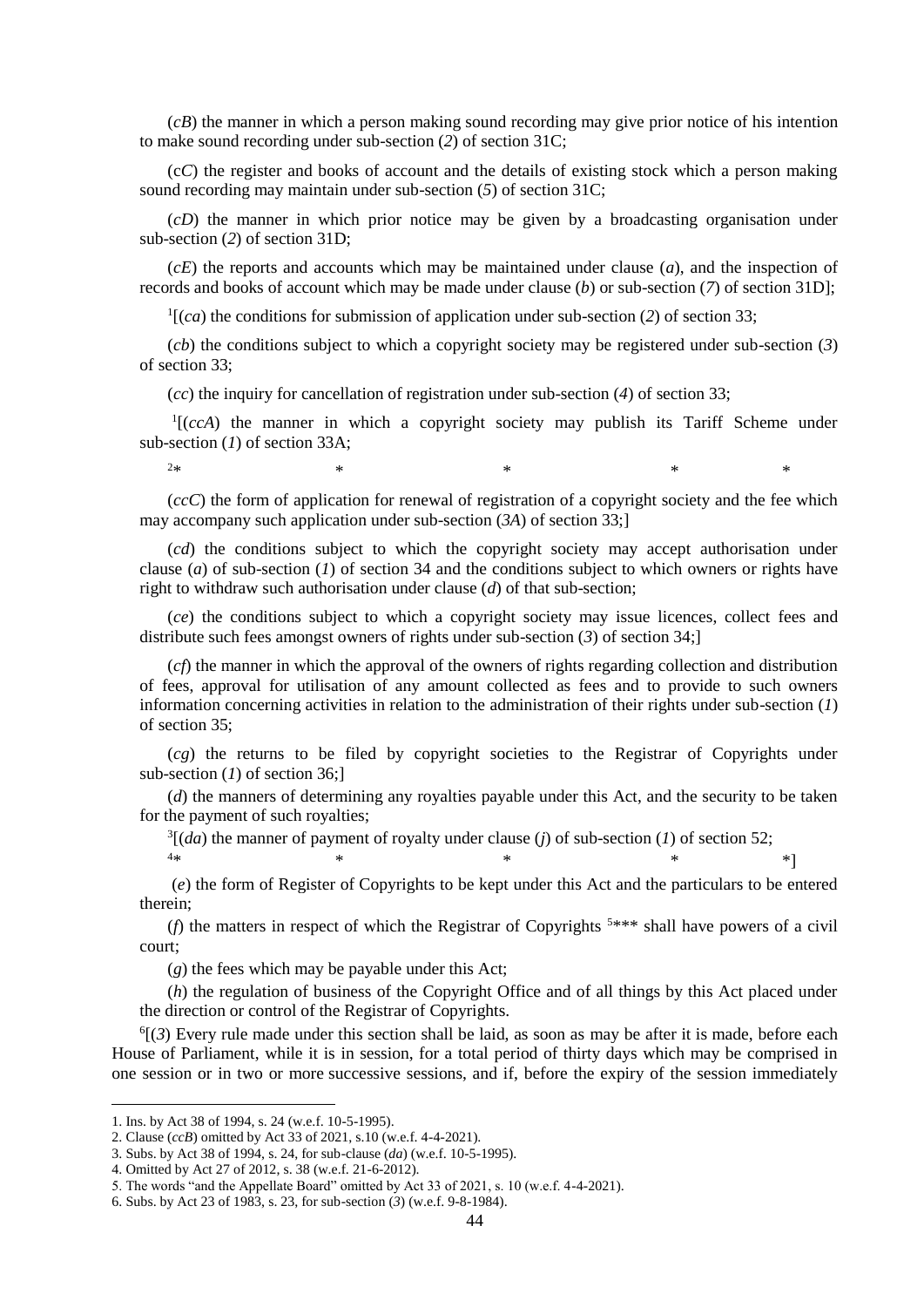(*cB*) the manner in which a person making sound recording may give prior notice of his intention to make sound recording under sub-section (*2*) of section 31C;

(c*C*) the register and books of account and the details of existing stock which a person making sound recording may maintain under sub-section (*5*) of section 31C;

(*cD*) the manner in which prior notice may be given by a broadcasting organisation under sub-section (*2*) of section 31D;

(*cE*) the reports and accounts which may be maintained under clause (*a*), and the inspection of records and books of account which may be made under clause (*b*) or sub-section (*7*) of section 31D];

[1][(*ca*) the conditions for submission of application under sub-section (*2*) of section 33;

(*cb*) the conditions subject to which a copyright society may be registered under sub-section (*3*) of section 33;

(*cc*) the inquiry for cancellation of registration under sub-section (*4*) of section 33;

[1][(*ccA*) the manner in which a copyright society may publish its Tariff Scheme under sub-section (*1*) of section 33A;

[2]* * * * *

(*ccC*) the form of application for renewal of registration of a copyright society and the fee which may accompany such application under sub-section (*3A*) of section 33;]

(*cd*) the conditions subject to which the copyright society may accept authorisation under clause (*a*) of sub-section (*1*) of section 34 and the conditions subject to which owners or rights have right to withdraw such authorisation under clause (*d*) of that sub-section;

(*ce*) the conditions subject to which a copyright society may issue licences, collect fees and distribute such fees amongst owners of rights under sub-section (*3*) of section 34;]

(*cf*) the manner in which the approval of the owners of rights regarding collection and distribution of fees, approval for utilisation of any amount collected as fees and to provide to such owners information concerning activities in relation to the administration of their rights under sub-section (*1*) of section 35;

(*cg*) the returns to be filed by copyright societies to the Registrar of Copyrights under sub-section (*1*) of section 36;]

(*d*) the manners of determining any royalties payable under this Act, and the security to be taken for the payment of such royalties;

[3][(*da*) the manner of payment of royalty under clause (*j*) of sub-section (*1*) of section 52;

[4]* * * * *]

(*e*) the form of Register of Copyrights to be kept under this Act and the particulars to be entered therein;

(*f*) the matters in respect of which the Registrar of Copyrights [5]*** shall have powers of a civil court;

(*g*) the fees which may be payable under this Act;

(*h*) the regulation of business of the Copyright Office and of all things by this Act placed under the direction or control of the Registrar of Copyrights.

[6][(*3*) Every rule made under this section shall be laid, as soon as may be after it is made, before each House of Parliament, while it is in session, for a total period of thirty days which may be comprised in one session or in two or more successive sessions, and if, before the expiry of the session immediately

---

1. Ins. by Act 38 of 1994, s. 24 (w.e.f. 10-5-1995).
2. Clause (*ccB*) omitted by Act 33 of 2021, s.10 (w.e.f. 4-4-2021).
3. Subs. by Act 38 of 1994, s. 24, for sub-clause (*da*) (w.e.f. 10-5-1995).
4. Omitted by Act 27 of 2012, s. 38 (w.e.f. 21-6-2012).
5. The words "and the Appellate Board" omitted by Act 33 of 2021, s. 10 (w.e.f. 4-4-2021).
6. Subs. by Act 23 of 1983, s. 23, for sub-section (*3*) (w.e.f. 9-8-1984).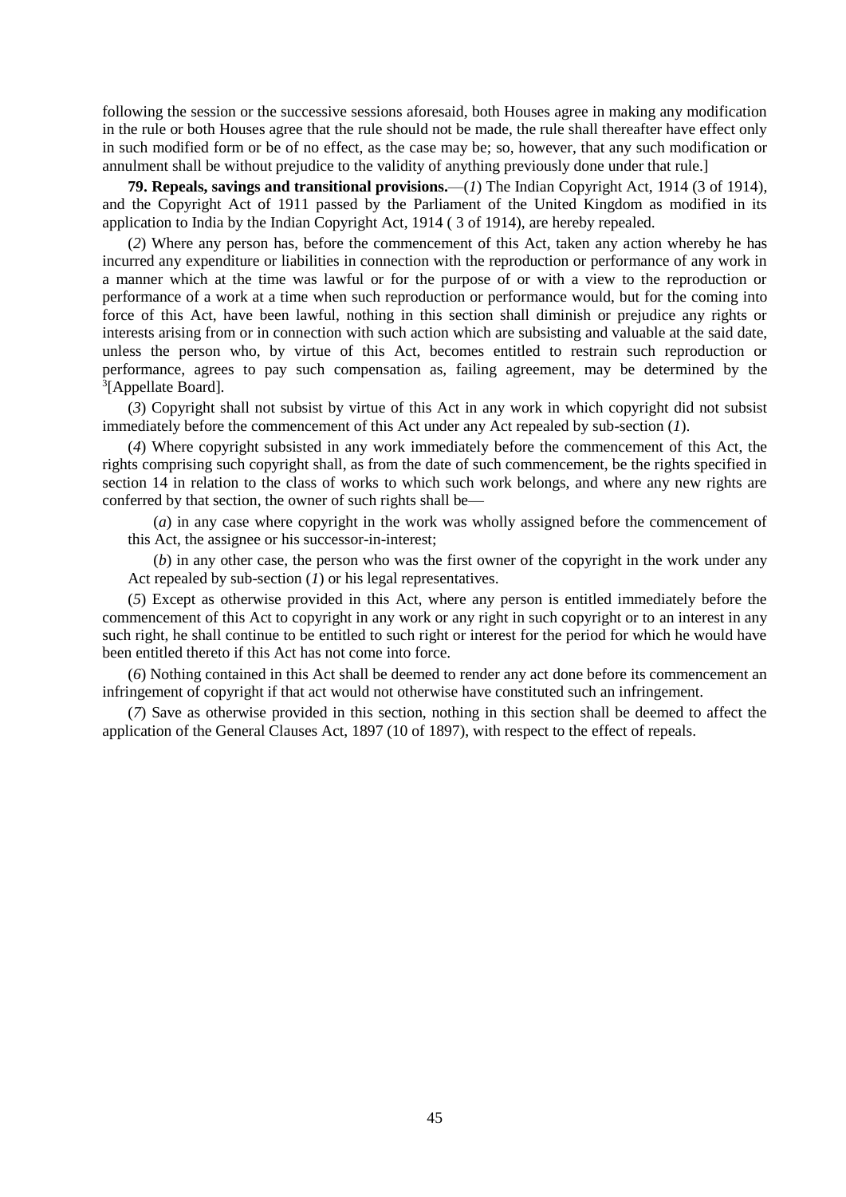following the session or the successive sessions aforesaid, both Houses agree in making any modification in the rule or both Houses agree that the rule should not be made, the rule shall thereafter have effect only in such modified form or be of no effect, as the case may be; so, however, that any such modification or annulment shall be without prejudice to the validity of anything previously done under that rule.]

**79. Repeals, savings and transitional provisions.**—(*1*) The Indian Copyright Act, 1914 (3 of 1914), and the Copyright Act of 1911 passed by the Parliament of the United Kingdom as modified in its application to India by the Indian Copyright Act, 1914 ( 3 of 1914), are hereby repealed.

(*2*) Where any person has, before the commencement of this Act, taken any action whereby he has incurred any expenditure or liabilities in connection with the reproduction or performance of any work in a manner which at the time was lawful or for the purpose of or with a view to the reproduction or performance of a work at a time when such reproduction or performance would, but for the coming into force of this Act, have been lawful, nothing in this section shall diminish or prejudice any rights or interests arising from or in connection with such action which are subsisting and valuable at the said date, unless the person who, by virtue of this Act, becomes entitled to restrain such reproduction or performance, agrees to pay such compensation as, failing agreement, may be determined by the [3][Appellate Board].

(*3*) Copyright shall not subsist by virtue of this Act in any work in which copyright did not subsist immediately before the commencement of this Act under any Act repealed by sub-section (*1*).

(*4*) Where copyright subsisted in any work immediately before the commencement of this Act, the rights comprising such copyright shall, as from the date of such commencement, be the rights specified in section 14 in relation to the class of works to which such work belongs, and where any new rights are conferred by that section, the owner of such rights shall be—

(*a*) in any case where copyright in the work was wholly assigned before the commencement of this Act, the assignee or his successor-in-interest;

(*b*) in any other case, the person who was the first owner of the copyright in the work under any Act repealed by sub-section (*1*) or his legal representatives.

(*5*) Except as otherwise provided in this Act, where any person is entitled immediately before the commencement of this Act to copyright in any work or any right in such copyright or to an interest in any such right, he shall continue to be entitled to such right or interest for the period for which he would have been entitled thereto if this Act has not come into force.

(*6*) Nothing contained in this Act shall be deemed to render any act done before its commencement an infringement of copyright if that act would not otherwise have constituted such an infringement.

(*7*) Save as otherwise provided in this section, nothing in this section shall be deemed to affect the application of the General Clauses Act, 1897 (10 of 1897), with respect to the effect of repeals.